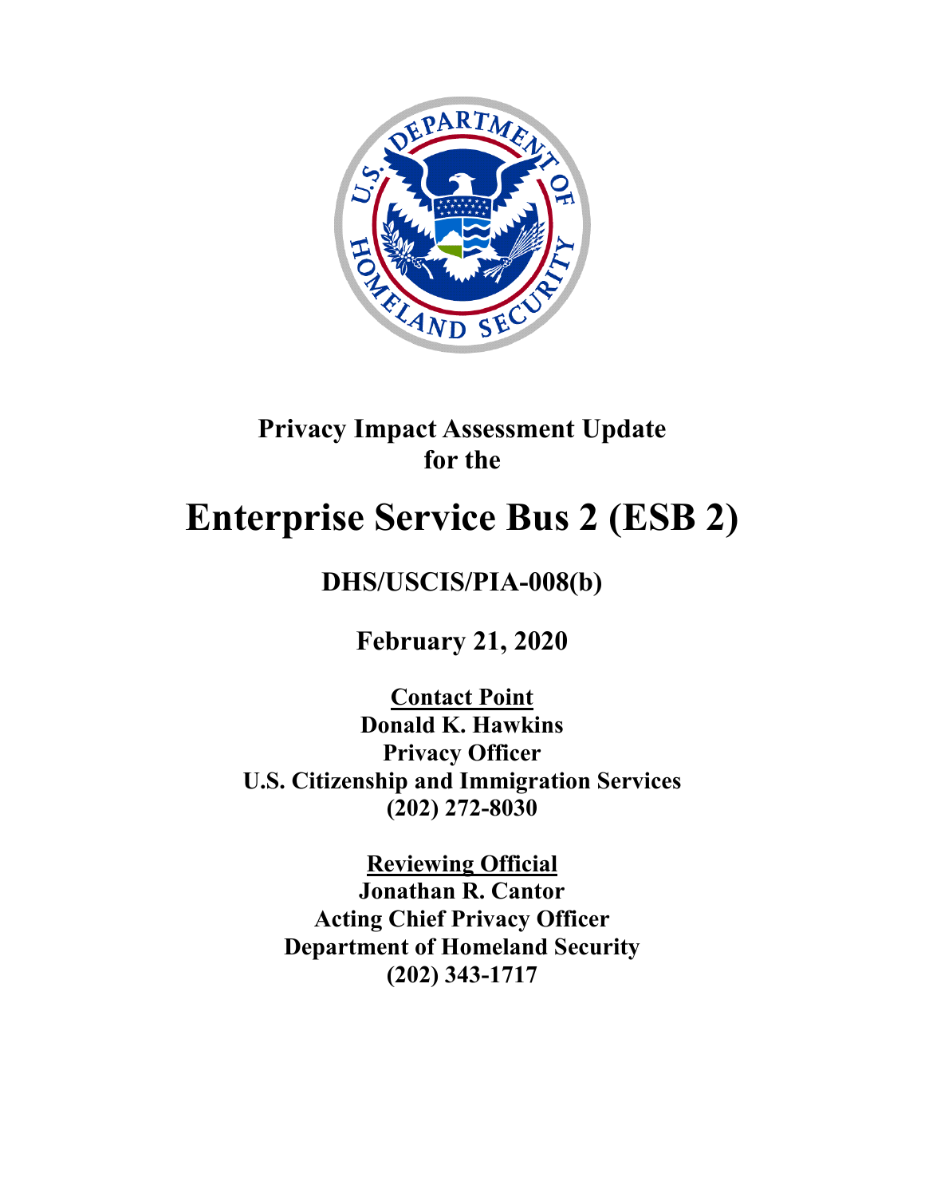# Privacy Impact Assessment Update for the

# Enterprise Service Bus 2 (ESB 2)

## DHS/USCIS/PIA-008(b)

## February 21, 2020

**Contact Point**
**Donald K. Hawkins**
**Privacy Officer**
**U.S. Citizenship and Immigration Services**
**(202) 272-8030**

**Reviewing Official**
**Jonathan R. Cantor**
**Acting Chief Privacy Officer**
**Department of Homeland Security**
**(202) 343-1717**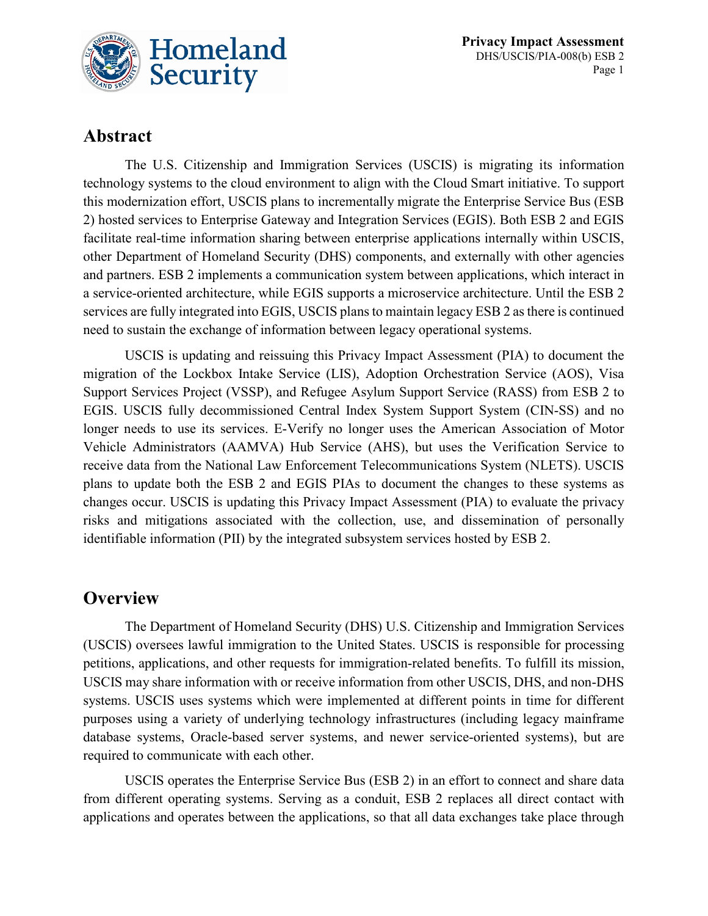## Abstract

The U.S. Citizenship and Immigration Services (USCIS) is migrating its information technology systems to the cloud environment to align with the Cloud Smart initiative. To support this modernization effort, USCIS plans to incrementally migrate the Enterprise Service Bus (ESB 2) hosted services to Enterprise Gateway and Integration Services (EGIS). Both ESB 2 and EGIS facilitate real-time information sharing between enterprise applications internally within USCIS, other Department of Homeland Security (DHS) components, and externally with other agencies and partners. ESB 2 implements a communication system between applications, which interact in a service-oriented architecture, while EGIS supports a microservice architecture. Until the ESB 2 services are fully integrated into EGIS, USCIS plans to maintain legacy ESB 2 as there is continued need to sustain the exchange of information between legacy operational systems.

USCIS is updating and reissuing this Privacy Impact Assessment (PIA) to document the migration of the Lockbox Intake Service (LIS), Adoption Orchestration Service (AOS), Visa Support Services Project (VSSP), and Refugee Asylum Support Service (RASS) from ESB 2 to EGIS. USCIS fully decommissioned Central Index System Support System (CIN-SS) and no longer needs to use its services. E-Verify no longer uses the American Association of Motor Vehicle Administrators (AAMVA) Hub Service (AHS), but uses the Verification Service to receive data from the National Law Enforcement Telecommunications System (NLETS). USCIS plans to update both the ESB 2 and EGIS PIAs to document the changes to these systems as changes occur. USCIS is updating this Privacy Impact Assessment (PIA) to evaluate the privacy risks and mitigations associated with the collection, use, and dissemination of personally identifiable information (PII) by the integrated subsystem services hosted by ESB 2.

## Overview

The Department of Homeland Security (DHS) U.S. Citizenship and Immigration Services (USCIS) oversees lawful immigration to the United States. USCIS is responsible for processing petitions, applications, and other requests for immigration-related benefits. To fulfill its mission, USCIS may share information with or receive information from other USCIS, DHS, and non-DHS systems. USCIS uses systems which were implemented at different points in time for different purposes using a variety of underlying technology infrastructures (including legacy mainframe database systems, Oracle-based server systems, and newer service-oriented systems), but are required to communicate with each other.

USCIS operates the Enterprise Service Bus (ESB 2) in an effort to connect and share data from different operating systems. Serving as a conduit, ESB 2 replaces all direct contact with applications and operates between the applications, so that all data exchanges take place through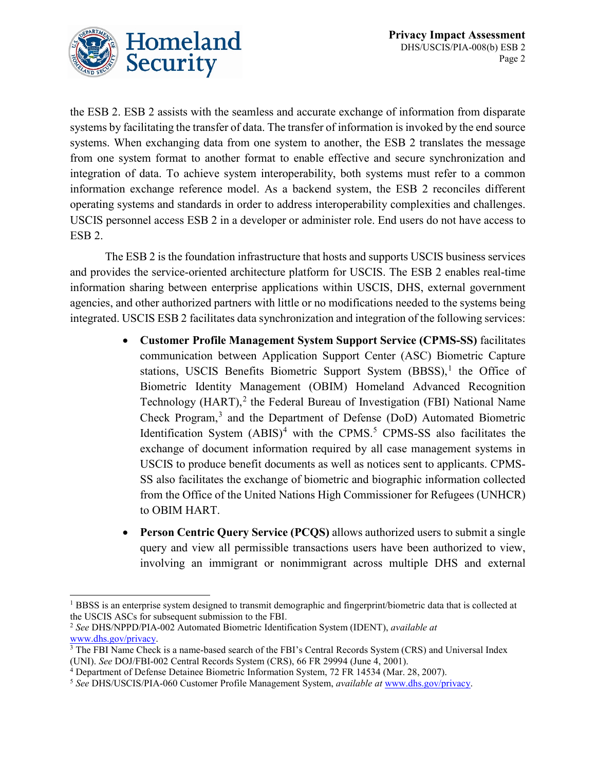the ESB 2. ESB 2 assists with the seamless and accurate exchange of information from disparate systems by facilitating the transfer of data. The transfer of information is invoked by the end source systems. When exchanging data from one system to another, the ESB 2 translates the message from one system format to another format to enable effective and secure synchronization and integration of data. To achieve system interoperability, both systems must refer to a common information exchange reference model. As a backend system, the ESB 2 reconciles different operating systems and standards in order to address interoperability complexities and challenges. USCIS personnel access ESB 2 in a developer or administer role. End users do not have access to ESB 2.

The ESB 2 is the foundation infrastructure that hosts and supports USCIS business services and provides the service-oriented architecture platform for USCIS. The ESB 2 enables real-time information sharing between enterprise applications within USCIS, DHS, external government agencies, and other authorized partners with little or no modifications needed to the systems being integrated. USCIS ESB 2 facilitates data synchronization and integration of the following services:

- **Customer Profile Management System Support Service (CPMS-SS)** facilitates communication between Application Support Center (ASC) Biometric Capture stations, USCIS Benefits Biometric Support System (BBSS),[1] the Office of Biometric Identity Management (OBIM) Homeland Advanced Recognition Technology (HART),[2] the Federal Bureau of Investigation (FBI) National Name Check Program,[3] and the Department of Defense (DoD) Automated Biometric Identification System (ABIS)[4] with the CPMS.[5] CPMS-SS also facilitates the exchange of document information required by all case management systems in USCIS to produce benefit documents as well as notices sent to applicants. CPMS-SS also facilitates the exchange of biometric and biographic information collected from the Office of the United Nations High Commissioner for Refugees (UNHCR) to OBIM HART.

- **Person Centric Query Service (PCQS)** allows authorized users to submit a single query and view all permissible transactions users have been authorized to view, involving an immigrant or nonimmigrant across multiple DHS and external

---

[1] BBSS is an enterprise system designed to transmit demographic and fingerprint/biometric data that is collected at the USCIS ASCs for subsequent submission to the FBI.

[2] *See* DHS/NPPD/PIA-002 Automated Biometric Identification System (IDENT), *available at* www.dhs.gov/privacy.

[3] The FBI Name Check is a name-based search of the FBI's Central Records System (CRS) and Universal Index (UNI). *See* DOJ/FBI-002 Central Records System (CRS), 66 FR 29994 (June 4, 2001).

[4] Department of Defense Detainee Biometric Information System, 72 FR 14534 (Mar. 28, 2007).

[5] *See* DHS/USCIS/PIA-060 Customer Profile Management System, *available at* www.dhs.gov/privacy.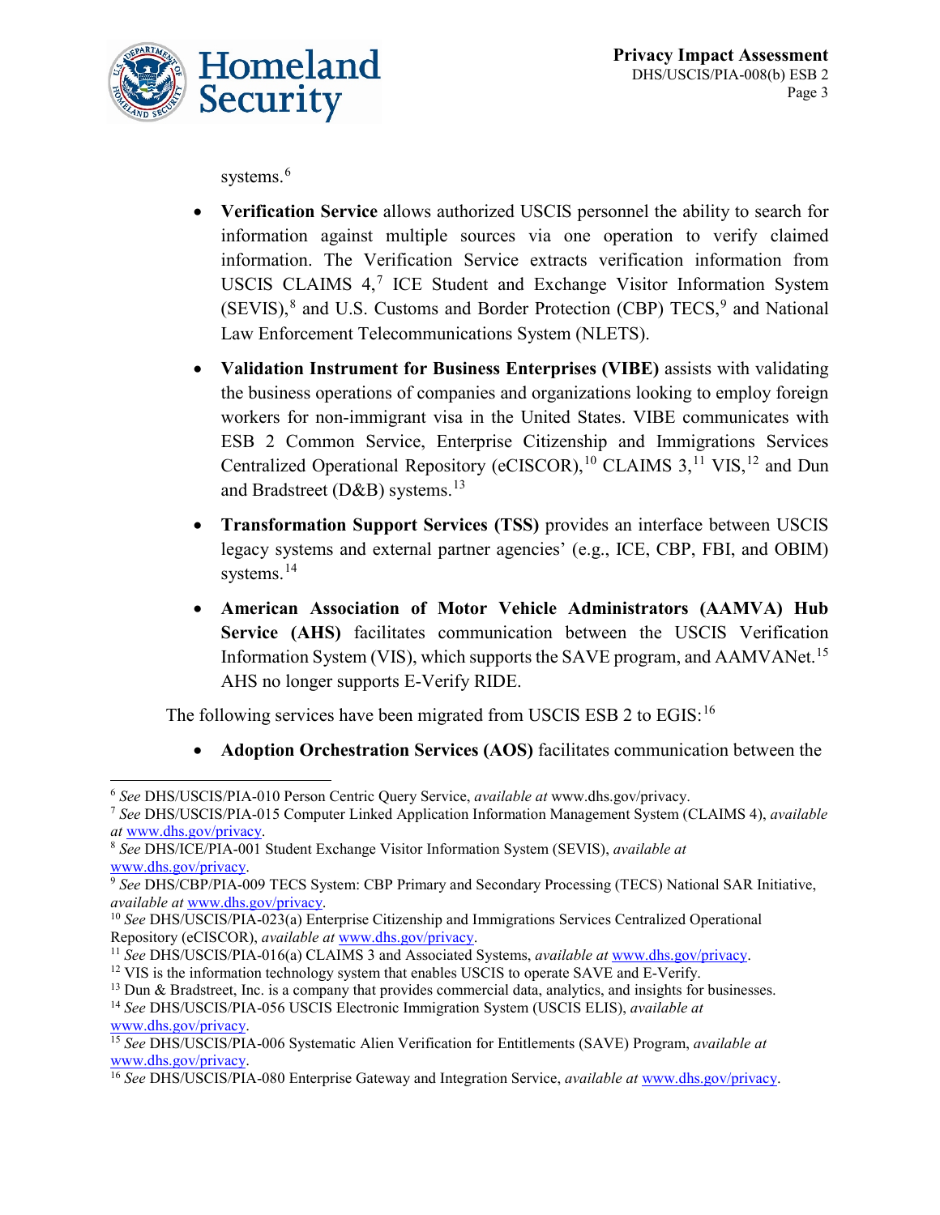systems.[6]

- **Verification Service** allows authorized USCIS personnel the ability to search for information against multiple sources via one operation to verify claimed information. The Verification Service extracts verification information from USCIS CLAIMS 4,[7] ICE Student and Exchange Visitor Information System (SEVIS),[8] and U.S. Customs and Border Protection (CBP) TECS,[9] and National Law Enforcement Telecommunications System (NLETS).

- **Validation Instrument for Business Enterprises (VIBE)** assists with validating the business operations of companies and organizations looking to employ foreign workers for non-immigrant visa in the United States. VIBE communicates with ESB 2 Common Service, Enterprise Citizenship and Immigrations Services Centralized Operational Repository (eCISCOR),[10] CLAIMS 3,[11] VIS,[12] and Dun and Bradstreet (D&B) systems.[13]

- **Transformation Support Services (TSS)** provides an interface between USCIS legacy systems and external partner agencies' (e.g., ICE, CBP, FBI, and OBIM) systems.[14]

- **American Association of Motor Vehicle Administrators (AAMVA) Hub Service (AHS)** facilitates communication between the USCIS Verification Information System (VIS), which supports the SAVE program, and AAMVANet.[15] AHS no longer supports E-Verify RIDE.

The following services have been migrated from USCIS ESB 2 to EGIS:[16]

- **Adoption Orchestration Services (AOS)** facilitates communication between the

---

[6] *See* DHS/USCIS/PIA-010 Person Centric Query Service, *available at* www.dhs.gov/privacy.

[7] *See* DHS/USCIS/PIA-015 Computer Linked Application Information Management System (CLAIMS 4), *available at* www.dhs.gov/privacy.

[8] *See* DHS/ICE/PIA-001 Student Exchange Visitor Information System (SEVIS), *available at* www.dhs.gov/privacy.

[9] *See* DHS/CBP/PIA-009 TECS System: CBP Primary and Secondary Processing (TECS) National SAR Initiative, *available at* www.dhs.gov/privacy.

[10] *See* DHS/USCIS/PIA-023(a) Enterprise Citizenship and Immigrations Services Centralized Operational Repository (eCISCOR), *available at* www.dhs.gov/privacy.

[11] *See* DHS/USCIS/PIA-016(a) CLAIMS 3 and Associated Systems, *available at* www.dhs.gov/privacy.

[12] VIS is the information technology system that enables USCIS to operate SAVE and E-Verify.

[13] Dun & Bradstreet, Inc. is a company that provides commercial data, analytics, and insights for businesses.

[14] *See* DHS/USCIS/PIA-056 USCIS Electronic Immigration System (USCIS ELIS), *available at* www.dhs.gov/privacy.

[15] *See* DHS/USCIS/PIA-006 Systematic Alien Verification for Entitlements (SAVE) Program, *available at* www.dhs.gov/privacy.

[16] *See* DHS/USCIS/PIA-080 Enterprise Gateway and Integration Service, *available at* www.dhs.gov/privacy.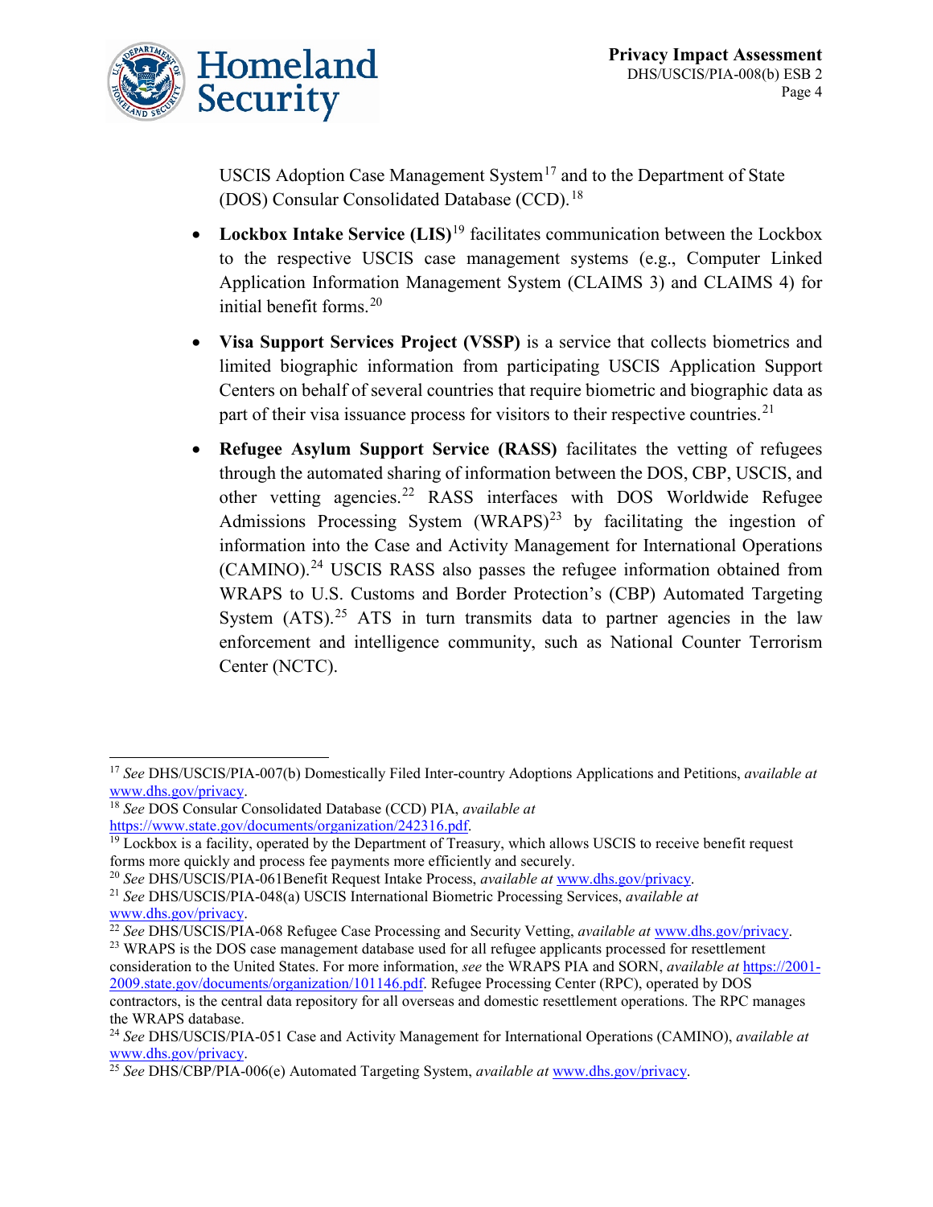USCIS Adoption Case Management System[17] and to the Department of State (DOS) Consular Consolidated Database (CCD).[18]

- **Lockbox Intake Service (LIS)**[19] facilitates communication between the Lockbox to the respective USCIS case management systems (e.g., Computer Linked Application Information Management System (CLAIMS 3) and CLAIMS 4) for initial benefit forms.[20]

- **Visa Support Services Project (VSSP)** is a service that collects biometrics and limited biographic information from participating USCIS Application Support Centers on behalf of several countries that require biometric and biographic data as part of their visa issuance process for visitors to their respective countries.[21]

- **Refugee Asylum Support Service (RASS)** facilitates the vetting of refugees through the automated sharing of information between the DOS, CBP, USCIS, and other vetting agencies.[22] RASS interfaces with DOS Worldwide Refugee Admissions Processing System (WRAPS)[23] by facilitating the ingestion of information into the Case and Activity Management for International Operations (CAMINO).[24] USCIS RASS also passes the refugee information obtained from WRAPS to U.S. Customs and Border Protection's (CBP) Automated Targeting System (ATS).[25] ATS in turn transmits data to partner agencies in the law enforcement and intelligence community, such as National Counter Terrorism Center (NCTC).

---

[17] *See* DHS/USCIS/PIA-007(b) Domestically Filed Inter-country Adoptions Applications and Petitions, *available at* www.dhs.gov/privacy.

[18] *See* DOS Consular Consolidated Database (CCD) PIA, *available at* https://www.state.gov/documents/organization/242316.pdf.

[19] Lockbox is a facility, operated by the Department of Treasury, which allows USCIS to receive benefit request forms more quickly and process fee payments more efficiently and securely.

[20] *See* DHS/USCIS/PIA-061Benefit Request Intake Process, *available at* www.dhs.gov/privacy.

[21] *See* DHS/USCIS/PIA-048(a) USCIS International Biometric Processing Services, *available at* www.dhs.gov/privacy.

[22] *See* DHS/USCIS/PIA-068 Refugee Case Processing and Security Vetting, *available at* www.dhs.gov/privacy.

[23] WRAPS is the DOS case management database used for all refugee applicants processed for resettlement consideration to the United States. For more information, *see* the WRAPS PIA and SORN, *available at* https://2001-2009.state.gov/documents/organization/101146.pdf. Refugee Processing Center (RPC), operated by DOS contractors, is the central data repository for all overseas and domestic resettlement operations. The RPC manages the WRAPS database.

[24] *See* DHS/USCIS/PIA-051 Case and Activity Management for International Operations (CAMINO), *available at* www.dhs.gov/privacy.

[25] *See* DHS/CBP/PIA-006(e) Automated Targeting System, *available at* www.dhs.gov/privacy.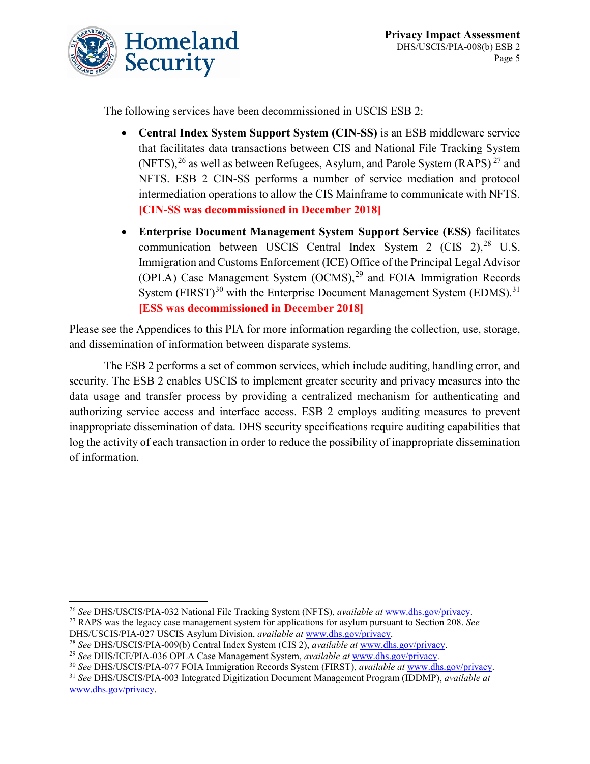The following services have been decommissioned in USCIS ESB 2:

- **Central Index System Support System (CIN-SS)** is an ESB middleware service that facilitates data transactions between CIS and National File Tracking System (NFTS),[26] as well as between Refugees, Asylum, and Parole System (RAPS)[27] and NFTS. ESB 2 CIN-SS performs a number of service mediation and protocol intermediation operations to allow the CIS Mainframe to communicate with NFTS. **[CIN-SS was decommissioned in December 2018]**
- **Enterprise Document Management System Support Service (ESS)** facilitates communication between USCIS Central Index System 2 (CIS 2),[28] U.S. Immigration and Customs Enforcement (ICE) Office of the Principal Legal Advisor (OPLA) Case Management System (OCMS),[29] and FOIA Immigration Records System (FIRST)[30] with the Enterprise Document Management System (EDMS).[31] **[ESS was decommissioned in December 2018]**

Please see the Appendices to this PIA for more information regarding the collection, use, storage, and dissemination of information between disparate systems.

The ESB 2 performs a set of common services, which include auditing, handling error, and security. The ESB 2 enables USCIS to implement greater security and privacy measures into the data usage and transfer process by providing a centralized mechanism for authenticating and authorizing service access and interface access. ESB 2 employs auditing measures to prevent inappropriate dissemination of data. DHS security specifications require auditing capabilities that log the activity of each transaction in order to reduce the possibility of inappropriate dissemination of information.

---

[26] *See* DHS/USCIS/PIA-032 National File Tracking System (NFTS), *available at* www.dhs.gov/privacy.

[27] RAPS was the legacy case management system for applications for asylum pursuant to Section 208. *See* DHS/USCIS/PIA-027 USCIS Asylum Division, *available at* www.dhs.gov/privacy.

[28] *See* DHS/USCIS/PIA-009(b) Central Index System (CIS 2), *available at* www.dhs.gov/privacy.

[29] *See* DHS/ICE/PIA-036 OPLA Case Management System, *available at* www.dhs.gov/privacy.

[30] *See* DHS/USCIS/PIA-077 FOIA Immigration Records System (FIRST), *available at* www.dhs.gov/privacy.

[31] *See* DHS/USCIS/PIA-003 Integrated Digitization Document Management Program (IDDMP), *available at* www.dhs.gov/privacy.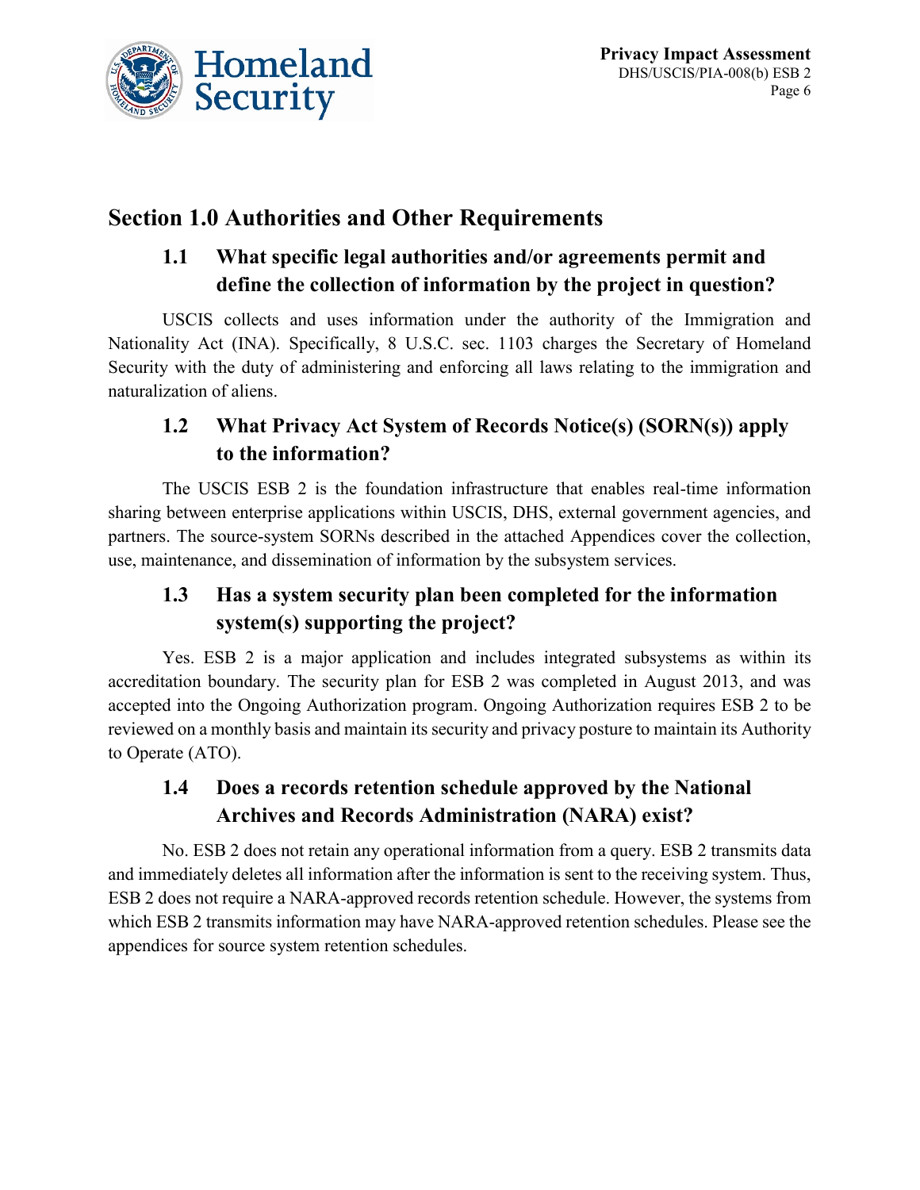## Section 1.0 Authorities and Other Requirements

### 1.1 What specific legal authorities and/or agreements permit and define the collection of information by the project in question?

USCIS collects and uses information under the authority of the Immigration and Nationality Act (INA). Specifically, 8 U.S.C. sec. 1103 charges the Secretary of Homeland Security with the duty of administering and enforcing all laws relating to the immigration and naturalization of aliens.

### 1.2 What Privacy Act System of Records Notice(s) (SORN(s)) apply to the information?

The USCIS ESB 2 is the foundation infrastructure that enables real-time information sharing between enterprise applications within USCIS, DHS, external government agencies, and partners. The source-system SORNs described in the attached Appendices cover the collection, use, maintenance, and dissemination of information by the subsystem services.

### 1.3 Has a system security plan been completed for the information system(s) supporting the project?

Yes. ESB 2 is a major application and includes integrated subsystems as within its accreditation boundary. The security plan for ESB 2 was completed in August 2013, and was accepted into the Ongoing Authorization program. Ongoing Authorization requires ESB 2 to be reviewed on a monthly basis and maintain its security and privacy posture to maintain its Authority to Operate (ATO).

### 1.4 Does a records retention schedule approved by the National Archives and Records Administration (NARA) exist?

No. ESB 2 does not retain any operational information from a query. ESB 2 transmits data and immediately deletes all information after the information is sent to the receiving system. Thus, ESB 2 does not require a NARA-approved records retention schedule. However, the systems from which ESB 2 transmits information may have NARA-approved retention schedules. Please see the appendices for source system retention schedules.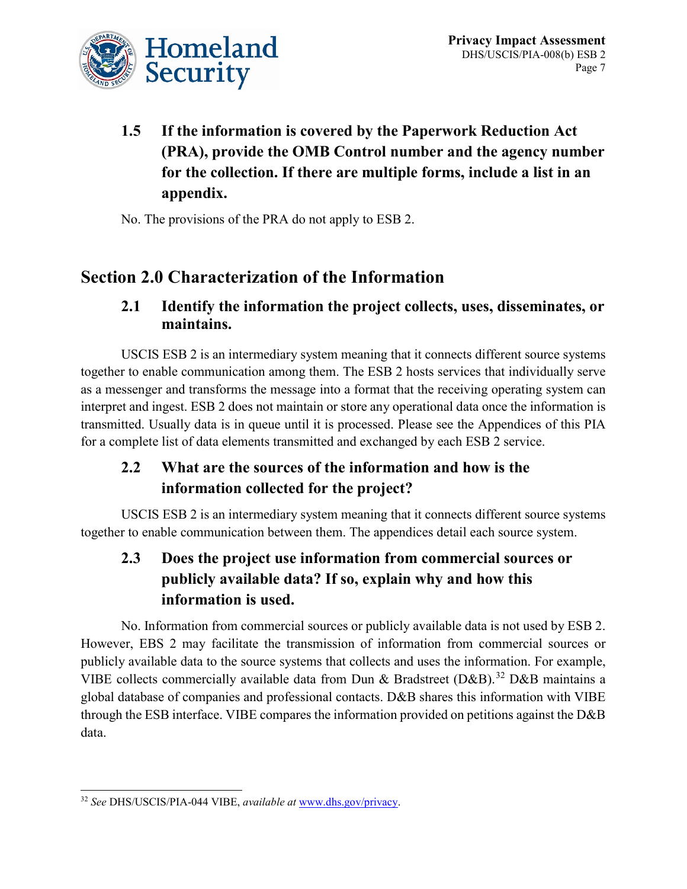### 1.5 If the information is covered by the Paperwork Reduction Act (PRA), provide the OMB Control number and the agency number for the collection. If there are multiple forms, include a list in an appendix.

No. The provisions of the PRA do not apply to ESB 2.

## Section 2.0 Characterization of the Information

### 2.1 Identify the information the project collects, uses, disseminates, or maintains.

USCIS ESB 2 is an intermediary system meaning that it connects different source systems together to enable communication among them. The ESB 2 hosts services that individually serve as a messenger and transforms the message into a format that the receiving operating system can interpret and ingest. ESB 2 does not maintain or store any operational data once the information is transmitted. Usually data is in queue until it is processed. Please see the Appendices of this PIA for a complete list of data elements transmitted and exchanged by each ESB 2 service.

### 2.2 What are the sources of the information and how is the information collected for the project?

USCIS ESB 2 is an intermediary system meaning that it connects different source systems together to enable communication between them. The appendices detail each source system.

### 2.3 Does the project use information from commercial sources or publicly available data? If so, explain why and how this information is used.

No. Information from commercial sources or publicly available data is not used by ESB 2. However, EBS 2 may facilitate the transmission of information from commercial sources or publicly available data to the source systems that collects and uses the information. For example, VIBE collects commercially available data from Dun & Bradstreet (D&B).[32] D&B maintains a global database of companies and professional contacts. D&B shares this information with VIBE through the ESB interface. VIBE compares the information provided on petitions against the D&B data.

---

[32] *See* DHS/USCIS/PIA-044 VIBE, *available at* www.dhs.gov/privacy.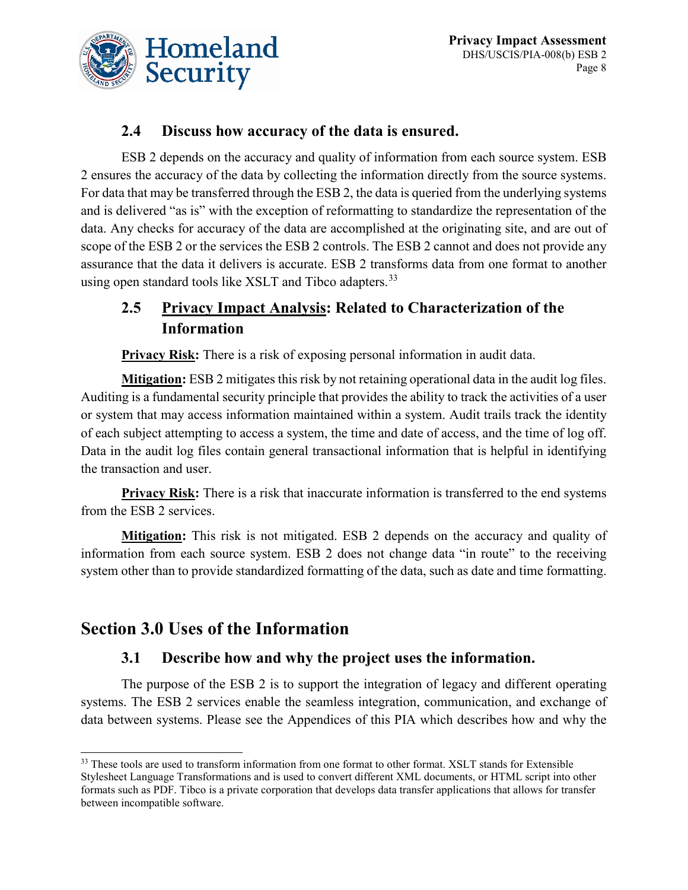### 2.4 Discuss how accuracy of the data is ensured.

ESB 2 depends on the accuracy and quality of information from each source system. ESB 2 ensures the accuracy of the data by collecting the information directly from the source systems. For data that may be transferred through the ESB 2, the data is queried from the underlying systems and is delivered "as is" with the exception of reformatting to standardize the representation of the data. Any checks for accuracy of the data are accomplished at the originating site, and are out of scope of the ESB 2 or the services the ESB 2 controls. The ESB 2 cannot and does not provide any assurance that the data it delivers is accurate. ESB 2 transforms data from one format to another using open standard tools like XSLT and Tibco adapters.[33]

### 2.5 Privacy Impact Analysis: Related to Characterization of the Information

**Privacy Risk:** There is a risk of exposing personal information in audit data.

**Mitigation:** ESB 2 mitigates this risk by not retaining operational data in the audit log files. Auditing is a fundamental security principle that provides the ability to track the activities of a user or system that may access information maintained within a system. Audit trails track the identity of each subject attempting to access a system, the time and date of access, and the time of log off. Data in the audit log files contain general transactional information that is helpful in identifying the transaction and user.

**Privacy Risk:** There is a risk that inaccurate information is transferred to the end systems from the ESB 2 services.

**Mitigation:** This risk is not mitigated. ESB 2 depends on the accuracy and quality of information from each source system. ESB 2 does not change data "in route" to the receiving system other than to provide standardized formatting of the data, such as date and time formatting.

## Section 3.0 Uses of the Information

### 3.1 Describe how and why the project uses the information.

The purpose of the ESB 2 is to support the integration of legacy and different operating systems. The ESB 2 services enable the seamless integration, communication, and exchange of data between systems. Please see the Appendices of this PIA which describes how and why the

[33] These tools are used to transform information from one format to other format. XSLT stands for Extensible Stylesheet Language Transformations and is used to convert different XML documents, or HTML script into other formats such as PDF. Tibco is a private corporation that develops data transfer applications that allows for transfer between incompatible software.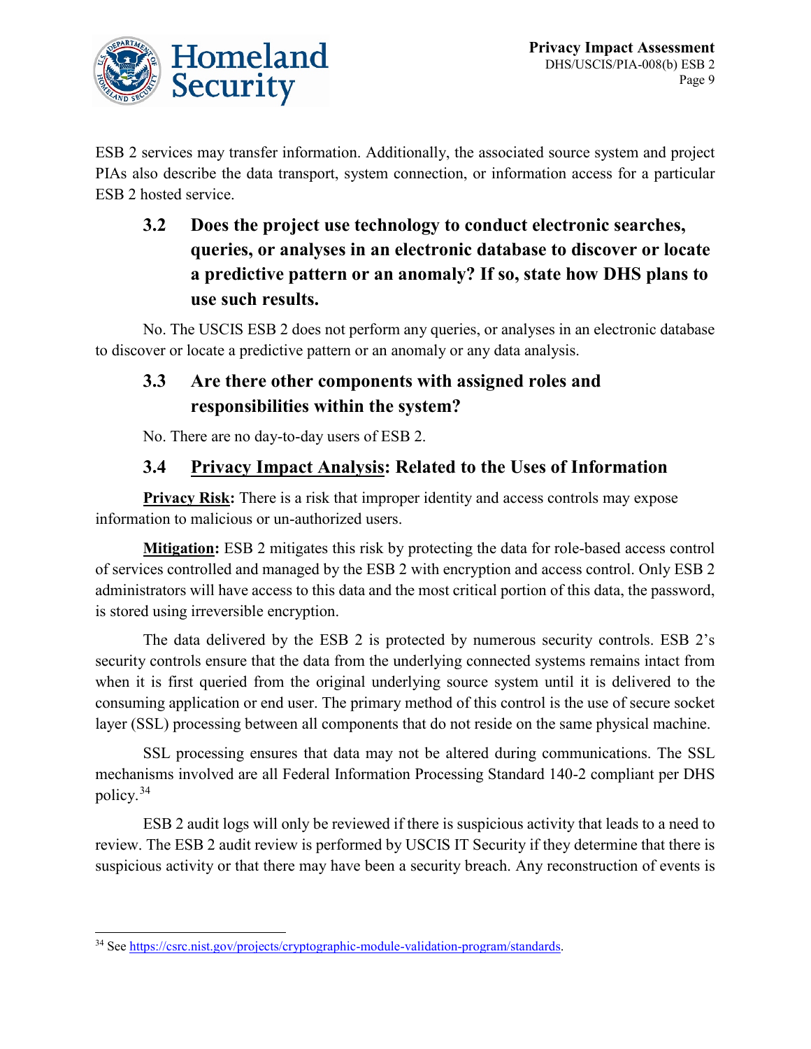ESB 2 services may transfer information. Additionally, the associated source system and project PIAs also describe the data transport, system connection, or information access for a particular ESB 2 hosted service.

### 3.2 Does the project use technology to conduct electronic searches, queries, or analyses in an electronic database to discover or locate a predictive pattern or an anomaly? If so, state how DHS plans to use such results.

No. The USCIS ESB 2 does not perform any queries, or analyses in an electronic database to discover or locate a predictive pattern or an anomaly or any data analysis.

### 3.3 Are there other components with assigned roles and responsibilities within the system?

No. There are no day-to-day users of ESB 2.

### 3.4 Privacy Impact Analysis: Related to the Uses of Information

**Privacy Risk:** There is a risk that improper identity and access controls may expose information to malicious or un-authorized users.

**Mitigation:** ESB 2 mitigates this risk by protecting the data for role-based access control of services controlled and managed by the ESB 2 with encryption and access control. Only ESB 2 administrators will have access to this data and the most critical portion of this data, the password, is stored using irreversible encryption.

The data delivered by the ESB 2 is protected by numerous security controls. ESB 2's security controls ensure that the data from the underlying connected systems remains intact from when it is first queried from the original underlying source system until it is delivered to the consuming application or end user. The primary method of this control is the use of secure socket layer (SSL) processing between all components that do not reside on the same physical machine.

SSL processing ensures that data may not be altered during communications. The SSL mechanisms involved are all Federal Information Processing Standard 140-2 compliant per DHS policy.[34]

ESB 2 audit logs will only be reviewed if there is suspicious activity that leads to a need to review. The ESB 2 audit review is performed by USCIS IT Security if they determine that there is suspicious activity or that there may have been a security breach. Any reconstruction of events is

---

[34] See https://csrc.nist.gov/projects/cryptographic-module-validation-program/standards.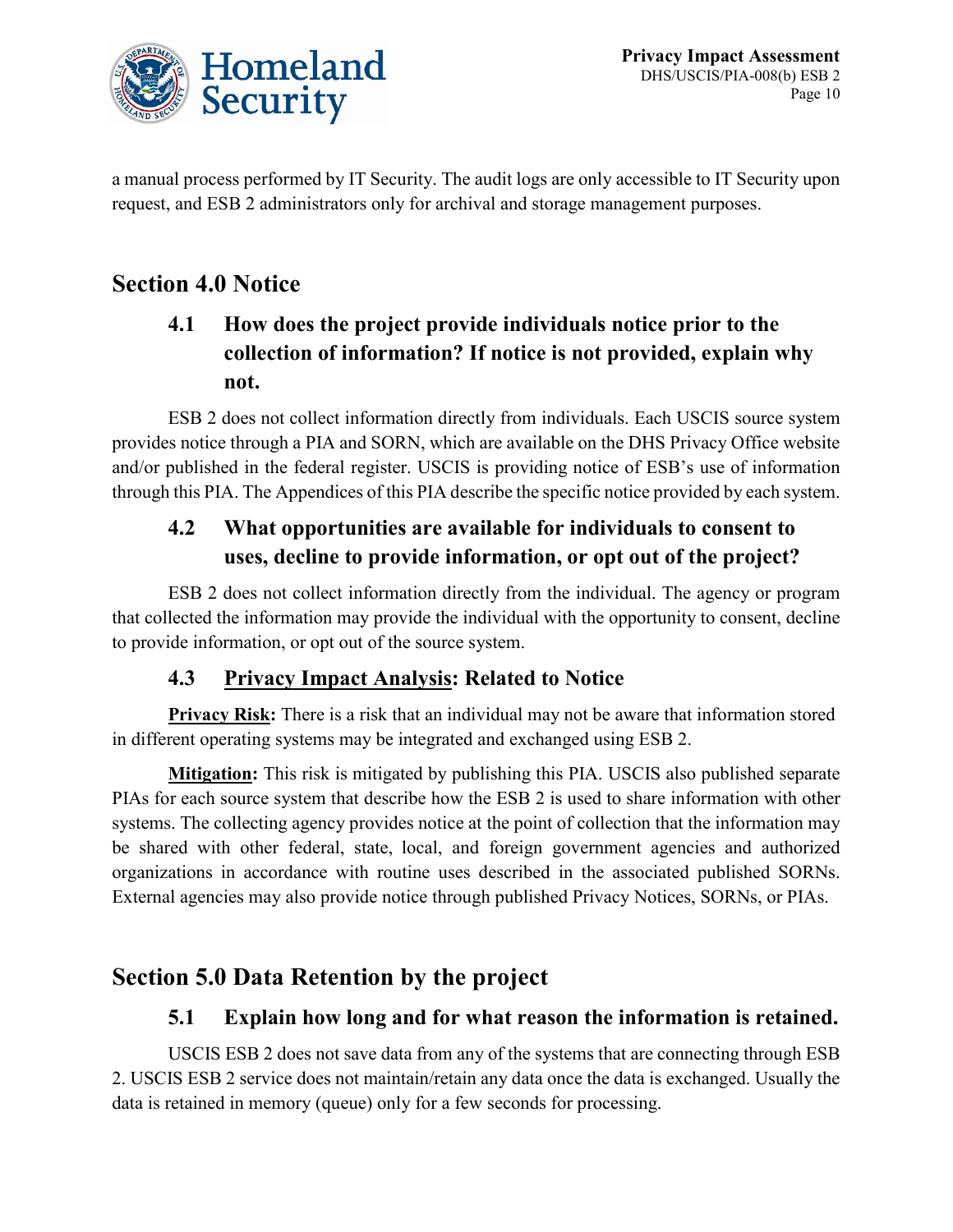a manual process performed by IT Security. The audit logs are only accessible to IT Security upon request, and ESB 2 administrators only for archival and storage management purposes.

## Section 4.0 Notice

### 4.1 How does the project provide individuals notice prior to the collection of information? If notice is not provided, explain why not.

ESB 2 does not collect information directly from individuals. Each USCIS source system provides notice through a PIA and SORN, which are available on the DHS Privacy Office website and/or published in the federal register. USCIS is providing notice of ESB's use of information through this PIA. The Appendices of this PIA describe the specific notice provided by each system.

### 4.2 What opportunities are available for individuals to consent to uses, decline to provide information, or opt out of the project?

ESB 2 does not collect information directly from the individual. The agency or program that collected the information may provide the individual with the opportunity to consent, decline to provide information, or opt out of the source system.

### 4.3 Privacy Impact Analysis: Related to Notice

**Privacy Risk:** There is a risk that an individual may not be aware that information stored in different operating systems may be integrated and exchanged using ESB 2.

**Mitigation:** This risk is mitigated by publishing this PIA. USCIS also published separate PIAs for each source system that describe how the ESB 2 is used to share information with other systems. The collecting agency provides notice at the point of collection that the information may be shared with other federal, state, local, and foreign government agencies and authorized organizations in accordance with routine uses described in the associated published SORNs. External agencies may also provide notice through published Privacy Notices, SORNs, or PIAs.

## Section 5.0 Data Retention by the project

### 5.1 Explain how long and for what reason the information is retained.

USCIS ESB 2 does not save data from any of the systems that are connecting through ESB 2. USCIS ESB 2 service does not maintain/retain any data once the data is exchanged. Usually the data is retained in memory (queue) only for a few seconds for processing.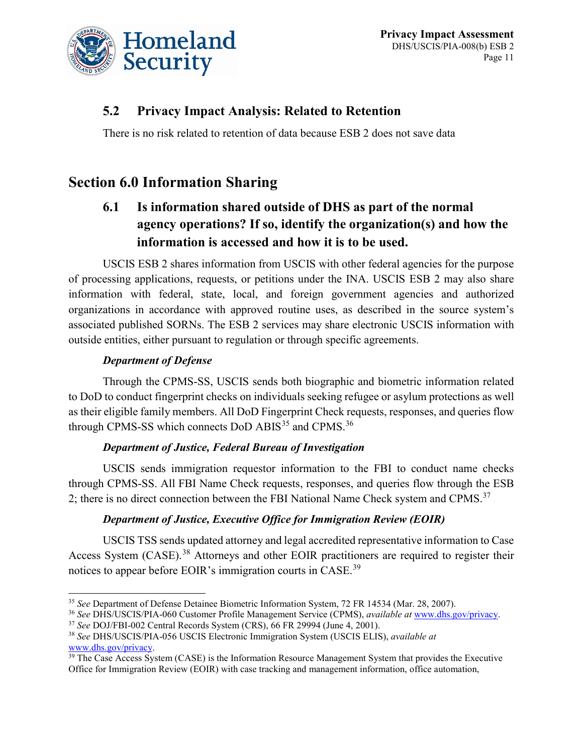### 5.2 Privacy Impact Analysis: Related to Retention

There is no risk related to retention of data because ESB 2 does not save data

## Section 6.0 Information Sharing

### 6.1 Is information shared outside of DHS as part of the normal agency operations? If so, identify the organization(s) and how the information is accessed and how it is to be used.

USCIS ESB 2 shares information from USCIS with other federal agencies for the purpose of processing applications, requests, or petitions under the INA. USCIS ESB 2 may also share information with federal, state, local, and foreign government agencies and authorized organizations in accordance with approved routine uses, as described in the source system's associated published SORNs. The ESB 2 services may share electronic USCIS information with outside entities, either pursuant to regulation or through specific agreements.

***Department of Defense***

Through the CPMS-SS, USCIS sends both biographic and biometric information related to DoD to conduct fingerprint checks on individuals seeking refugee or asylum protections as well as their eligible family members. All DoD Fingerprint Check requests, responses, and queries flow through CPMS-SS which connects DoD ABIS[35] and CPMS.[36]

***Department of Justice, Federal Bureau of Investigation***

USCIS sends immigration requestor information to the FBI to conduct name checks through CPMS-SS. All FBI Name Check requests, responses, and queries flow through the ESB 2; there is no direct connection between the FBI National Name Check system and CPMS.[37]

***Department of Justice, Executive Office for Immigration Review (EOIR)***

USCIS TSS sends updated attorney and legal accredited representative information to Case Access System (CASE).[38] Attorneys and other EOIR practitioners are required to register their notices to appear before EOIR's immigration courts in CASE.[39]

---

[35] *See* Department of Defense Detainee Biometric Information System, 72 FR 14534 (Mar. 28, 2007).

[36] *See* DHS/USCIS/PIA-060 Customer Profile Management Service (CPMS), *available at* www.dhs.gov/privacy.

[37] *See* DOJ/FBI-002 Central Records System (CRS), 66 FR 29994 (June 4, 2001).

[38] *See* DHS/USCIS/PIA-056 USCIS Electronic Immigration System (USCIS ELIS), *available at* www.dhs.gov/privacy.

[39] The Case Access System (CASE) is the Information Resource Management System that provides the Executive Office for Immigration Review (EOIR) with case tracking and management information, office automation,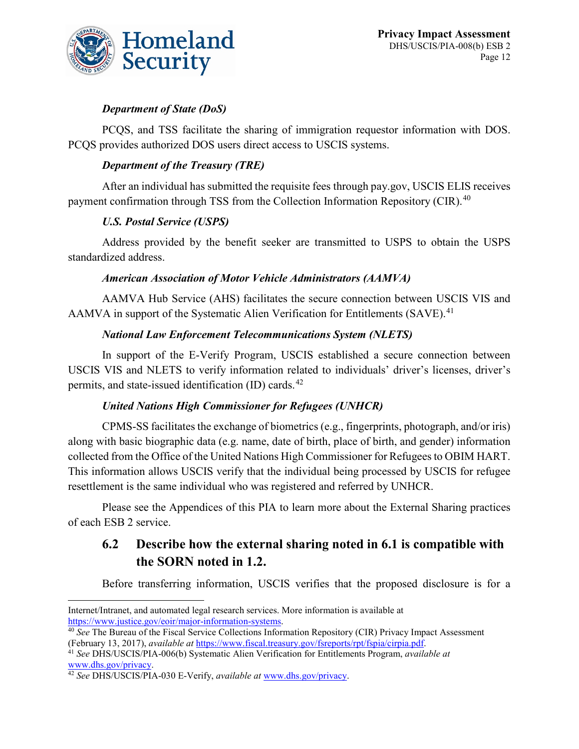***Department of State (DoS)***

PCQS, and TSS facilitate the sharing of immigration requestor information with DOS. PCQS provides authorized DOS users direct access to USCIS systems.

***Department of the Treasury (TRE)***

After an individual has submitted the requisite fees through pay.gov, USCIS ELIS receives payment confirmation through TSS from the Collection Information Repository (CIR).[40]

***U.S. Postal Service (USPS)***

Address provided by the benefit seeker are transmitted to USPS to obtain the USPS standardized address.

***American Association of Motor Vehicle Administrators (AAMVA)***

AAMVA Hub Service (AHS) facilitates the secure connection between USCIS VIS and AAMVA in support of the Systematic Alien Verification for Entitlements (SAVE).[41]

***National Law Enforcement Telecommunications System (NLETS)***

In support of the E-Verify Program, USCIS established a secure connection between USCIS VIS and NLETS to verify information related to individuals' driver's licenses, driver's permits, and state-issued identification (ID) cards.[42]

***United Nations High Commissioner for Refugees (UNHCR)***

CPMS-SS facilitates the exchange of biometrics (e.g., fingerprints, photograph, and/or iris) along with basic biographic data (e.g. name, date of birth, place of birth, and gender) information collected from the Office of the United Nations High Commissioner for Refugees to OBIM HART. This information allows USCIS verify that the individual being processed by USCIS for refugee resettlement is the same individual who was registered and referred by UNHCR.

Please see the Appendices of this PIA to learn more about the External Sharing practices of each ESB 2 service.

## 6.2 Describe how the external sharing noted in 6.1 is compatible with the SORN noted in 1.2.

Before transferring information, USCIS verifies that the proposed disclosure is for a

---

Internet/Intranet, and automated legal research services. More information is available at https://www.justice.gov/eoir/major-information-systems.

[40] *See* The Bureau of the Fiscal Service Collections Information Repository (CIR) Privacy Impact Assessment (February 13, 2017), *available at* https://www.fiscal.treasury.gov/fsreports/rpt/fspia/cirpia.pdf.

[41] *See* DHS/USCIS/PIA-006(b) Systematic Alien Verification for Entitlements Program, *available at* www.dhs.gov/privacy.

[42] *See* DHS/USCIS/PIA-030 E-Verify, *available at* www.dhs.gov/privacy.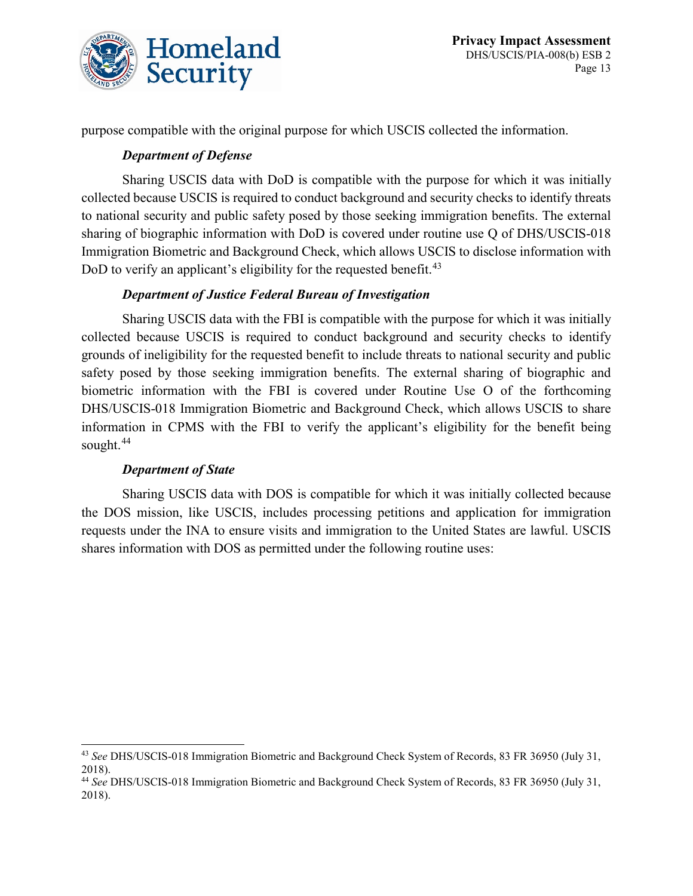purpose compatible with the original purpose for which USCIS collected the information.

***Department of Defense***

Sharing USCIS data with DoD is compatible with the purpose for which it was initially collected because USCIS is required to conduct background and security checks to identify threats to national security and public safety posed by those seeking immigration benefits. The external sharing of biographic information with DoD is covered under routine use Q of DHS/USCIS-018 Immigration Biometric and Background Check, which allows USCIS to disclose information with DoD to verify an applicant's eligibility for the requested benefit.[43]

***Department of Justice Federal Bureau of Investigation***

Sharing USCIS data with the FBI is compatible with the purpose for which it was initially collected because USCIS is required to conduct background and security checks to identify grounds of ineligibility for the requested benefit to include threats to national security and public safety posed by those seeking immigration benefits. The external sharing of biographic and biometric information with the FBI is covered under Routine Use O of the forthcoming DHS/USCIS-018 Immigration Biometric and Background Check, which allows USCIS to share information in CPMS with the FBI to verify the applicant's eligibility for the benefit being sought.[44]

***Department of State***

Sharing USCIS data with DOS is compatible for which it was initially collected because the DOS mission, like USCIS, includes processing petitions and application for immigration requests under the INA to ensure visits and immigration to the United States are lawful. USCIS shares information with DOS as permitted under the following routine uses:

---

[43] *See* DHS/USCIS-018 Immigration Biometric and Background Check System of Records, 83 FR 36950 (July 31, 2018).

[44] *See* DHS/USCIS-018 Immigration Biometric and Background Check System of Records, 83 FR 36950 (July 31, 2018).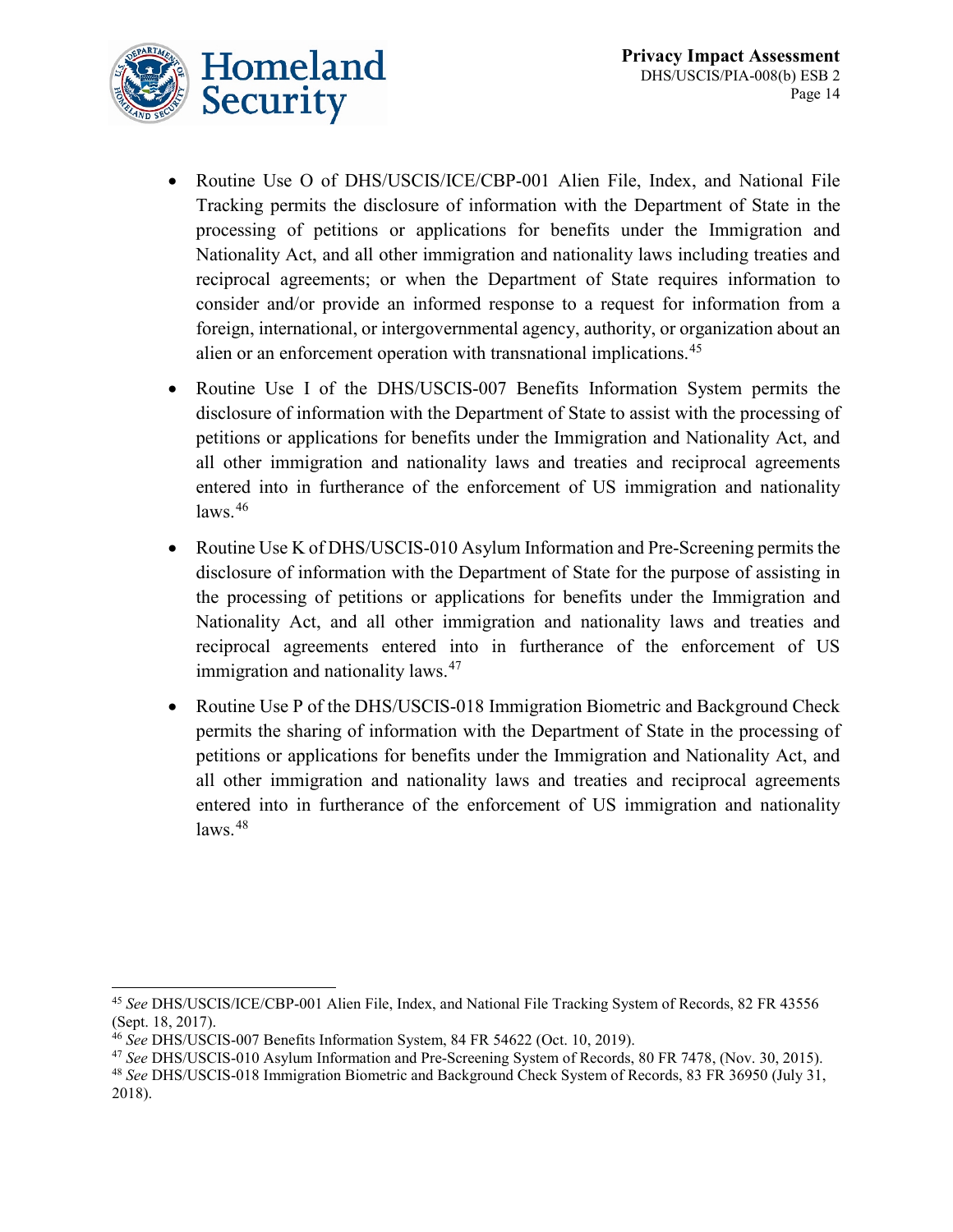- Routine Use O of DHS/USCIS/ICE/CBP-001 Alien File, Index, and National File Tracking permits the disclosure of information with the Department of State in the processing of petitions or applications for benefits under the Immigration and Nationality Act, and all other immigration and nationality laws including treaties and reciprocal agreements; or when the Department of State requires information to consider and/or provide an informed response to a request for information from a foreign, international, or intergovernmental agency, authority, or organization about an alien or an enforcement operation with transnational implications.[45]
- Routine Use I of the DHS/USCIS-007 Benefits Information System permits the disclosure of information with the Department of State to assist with the processing of petitions or applications for benefits under the Immigration and Nationality Act, and all other immigration and nationality laws and treaties and reciprocal agreements entered into in furtherance of the enforcement of US immigration and nationality laws.[46]
- Routine Use K of DHS/USCIS-010 Asylum Information and Pre-Screening permits the disclosure of information with the Department of State for the purpose of assisting in the processing of petitions or applications for benefits under the Immigration and Nationality Act, and all other immigration and nationality laws and treaties and reciprocal agreements entered into in furtherance of the enforcement of US immigration and nationality laws.[47]
- Routine Use P of the DHS/USCIS-018 Immigration Biometric and Background Check permits the sharing of information with the Department of State in the processing of petitions or applications for benefits under the Immigration and Nationality Act, and all other immigration and nationality laws and treaties and reciprocal agreements entered into in furtherance of the enforcement of US immigration and nationality laws.[48]

---

[45] *See* DHS/USCIS/ICE/CBP-001 Alien File, Index, and National File Tracking System of Records, 82 FR 43556 (Sept. 18, 2017).

[46] *See* DHS/USCIS-007 Benefits Information System, 84 FR 54622 (Oct. 10, 2019).

[47] *See* DHS/USCIS-010 Asylum Information and Pre-Screening System of Records, 80 FR 7478, (Nov. 30, 2015).

[48] *See* DHS/USCIS-018 Immigration Biometric and Background Check System of Records, 83 FR 36950 (July 31, 2018).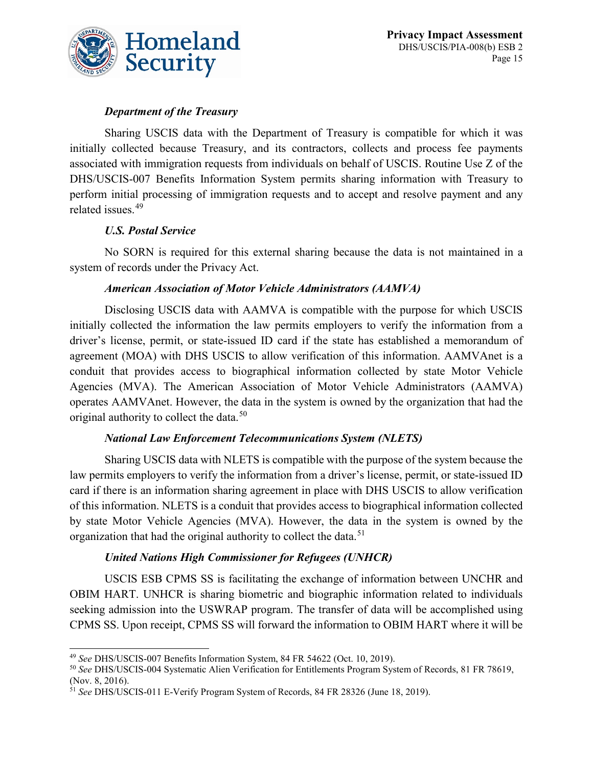*Department of the Treasury*

Sharing USCIS data with the Department of Treasury is compatible for which it was initially collected because Treasury, and its contractors, collects and process fee payments associated with immigration requests from individuals on behalf of USCIS. Routine Use Z of the DHS/USCIS-007 Benefits Information System permits sharing information with Treasury to perform initial processing of immigration requests and to accept and resolve payment and any related issues.[49]

*U.S. Postal Service*

No SORN is required for this external sharing because the data is not maintained in a system of records under the Privacy Act.

*American Association of Motor Vehicle Administrators (AAMVA)*

Disclosing USCIS data with AAMVA is compatible with the purpose for which USCIS initially collected the information the law permits employers to verify the information from a driver's license, permit, or state-issued ID card if the state has established a memorandum of agreement (MOA) with DHS USCIS to allow verification of this information. AAMVAnet is a conduit that provides access to biographical information collected by state Motor Vehicle Agencies (MVA). The American Association of Motor Vehicle Administrators (AAMVA) operates AAMVAnet. However, the data in the system is owned by the organization that had the original authority to collect the data.[50]

*National Law Enforcement Telecommunications System (NLETS)*

Sharing USCIS data with NLETS is compatible with the purpose of the system because the law permits employers to verify the information from a driver's license, permit, or state-issued ID card if there is an information sharing agreement in place with DHS USCIS to allow verification of this information. NLETS is a conduit that provides access to biographical information collected by state Motor Vehicle Agencies (MVA). However, the data in the system is owned by the organization that had the original authority to collect the data.[51]

*United Nations High Commissioner for Refugees (UNHCR)*

USCIS ESB CPMS SS is facilitating the exchange of information between UNCHR and OBIM HART. UNHCR is sharing biometric and biographic information related to individuals seeking admission into the USWRAP program. The transfer of data will be accomplished using CPMS SS. Upon receipt, CPMS SS will forward the information to OBIM HART where it will be

---

[49] *See* DHS/USCIS-007 Benefits Information System, 84 FR 54622 (Oct. 10, 2019).

[50] *See* DHS/USCIS-004 Systematic Alien Verification for Entitlements Program System of Records, 81 FR 78619, (Nov. 8, 2016).

[51] *See* DHS/USCIS-011 E-Verify Program System of Records, 84 FR 28326 (June 18, 2019).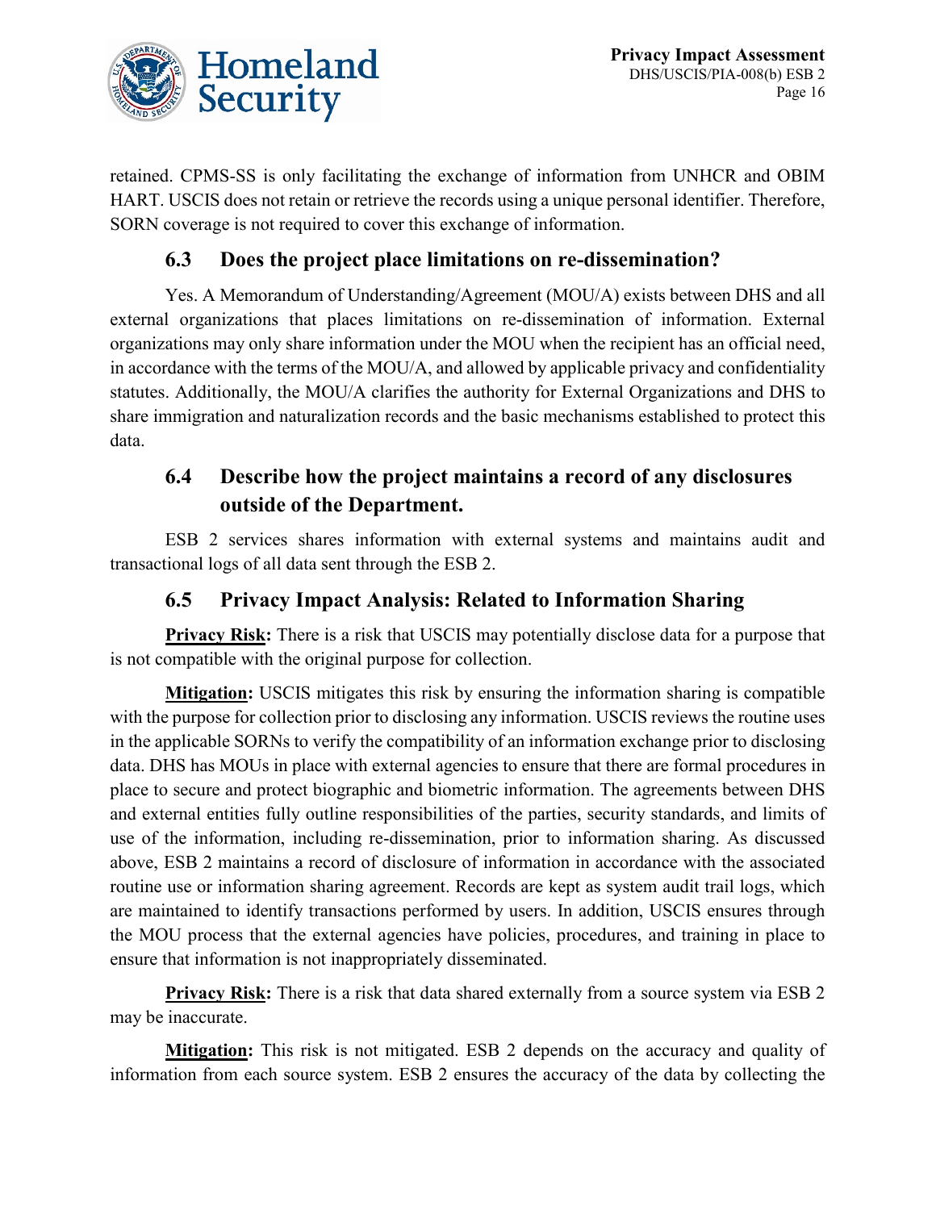retained. CPMS-SS is only facilitating the exchange of information from UNHCR and OBIM HART. USCIS does not retain or retrieve the records using a unique personal identifier. Therefore, SORN coverage is not required to cover this exchange of information.

### 6.3 Does the project place limitations on re-dissemination?

Yes. A Memorandum of Understanding/Agreement (MOU/A) exists between DHS and all external organizations that places limitations on re-dissemination of information. External organizations may only share information under the MOU when the recipient has an official need, in accordance with the terms of the MOU/A, and allowed by applicable privacy and confidentiality statutes. Additionally, the MOU/A clarifies the authority for External Organizations and DHS to share immigration and naturalization records and the basic mechanisms established to protect this data.

### 6.4 Describe how the project maintains a record of any disclosures outside of the Department.

ESB 2 services shares information with external systems and maintains audit and transactional logs of all data sent through the ESB 2.

### 6.5 Privacy Impact Analysis: Related to Information Sharing

**Privacy Risk:** There is a risk that USCIS may potentially disclose data for a purpose that is not compatible with the original purpose for collection.

**Mitigation:** USCIS mitigates this risk by ensuring the information sharing is compatible with the purpose for collection prior to disclosing any information. USCIS reviews the routine uses in the applicable SORNs to verify the compatibility of an information exchange prior to disclosing data. DHS has MOUs in place with external agencies to ensure that there are formal procedures in place to secure and protect biographic and biometric information. The agreements between DHS and external entities fully outline responsibilities of the parties, security standards, and limits of use of the information, including re-dissemination, prior to information sharing. As discussed above, ESB 2 maintains a record of disclosure of information in accordance with the associated routine use or information sharing agreement. Records are kept as system audit trail logs, which are maintained to identify transactions performed by users. In addition, USCIS ensures through the MOU process that the external agencies have policies, procedures, and training in place to ensure that information is not inappropriately disseminated.

**Privacy Risk:** There is a risk that data shared externally from a source system via ESB 2 may be inaccurate.

**Mitigation:** This risk is not mitigated. ESB 2 depends on the accuracy and quality of information from each source system. ESB 2 ensures the accuracy of the data by collecting the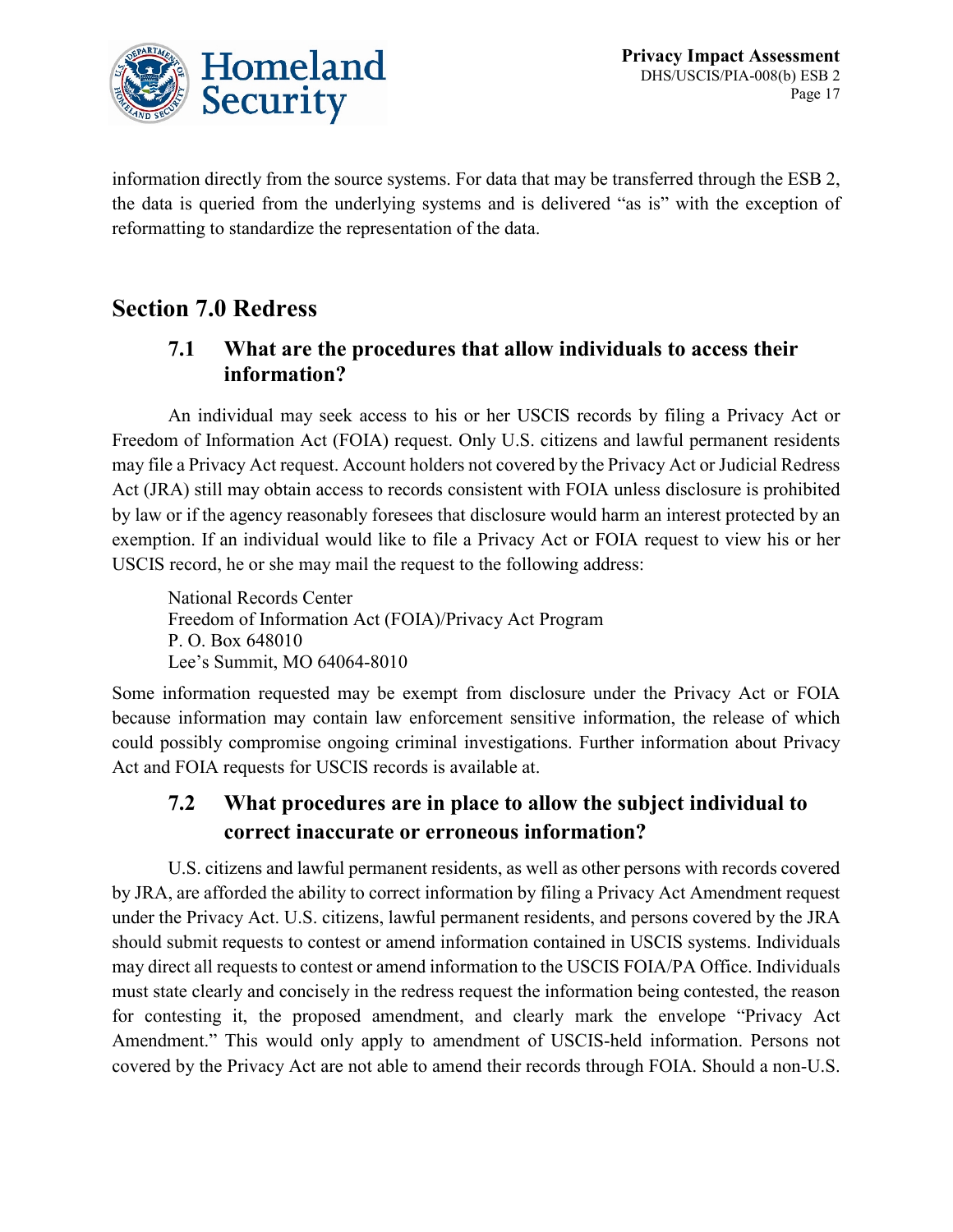information directly from the source systems. For data that may be transferred through the ESB 2, the data is queried from the underlying systems and is delivered "as is" with the exception of reformatting to standardize the representation of the data.

## Section 7.0 Redress

### 7.1 What are the procedures that allow individuals to access their information?

An individual may seek access to his or her USCIS records by filing a Privacy Act or Freedom of Information Act (FOIA) request. Only U.S. citizens and lawful permanent residents may file a Privacy Act request. Account holders not covered by the Privacy Act or Judicial Redress Act (JRA) still may obtain access to records consistent with FOIA unless disclosure is prohibited by law or if the agency reasonably foresees that disclosure would harm an interest protected by an exemption. If an individual would like to file a Privacy Act or FOIA request to view his or her USCIS record, he or she may mail the request to the following address:

National Records Center
Freedom of Information Act (FOIA)/Privacy Act Program
P. O. Box 648010
Lee's Summit, MO 64064-8010

Some information requested may be exempt from disclosure under the Privacy Act or FOIA because information may contain law enforcement sensitive information, the release of which could possibly compromise ongoing criminal investigations. Further information about Privacy Act and FOIA requests for USCIS records is available at.

### 7.2 What procedures are in place to allow the subject individual to correct inaccurate or erroneous information?

U.S. citizens and lawful permanent residents, as well as other persons with records covered by JRA, are afforded the ability to correct information by filing a Privacy Act Amendment request under the Privacy Act. U.S. citizens, lawful permanent residents, and persons covered by the JRA should submit requests to contest or amend information contained in USCIS systems. Individuals may direct all requests to contest or amend information to the USCIS FOIA/PA Office. Individuals must state clearly and concisely in the redress request the information being contested, the reason for contesting it, the proposed amendment, and clearly mark the envelope "Privacy Act Amendment." This would only apply to amendment of USCIS-held information. Persons not covered by the Privacy Act are not able to amend their records through FOIA. Should a non-U.S.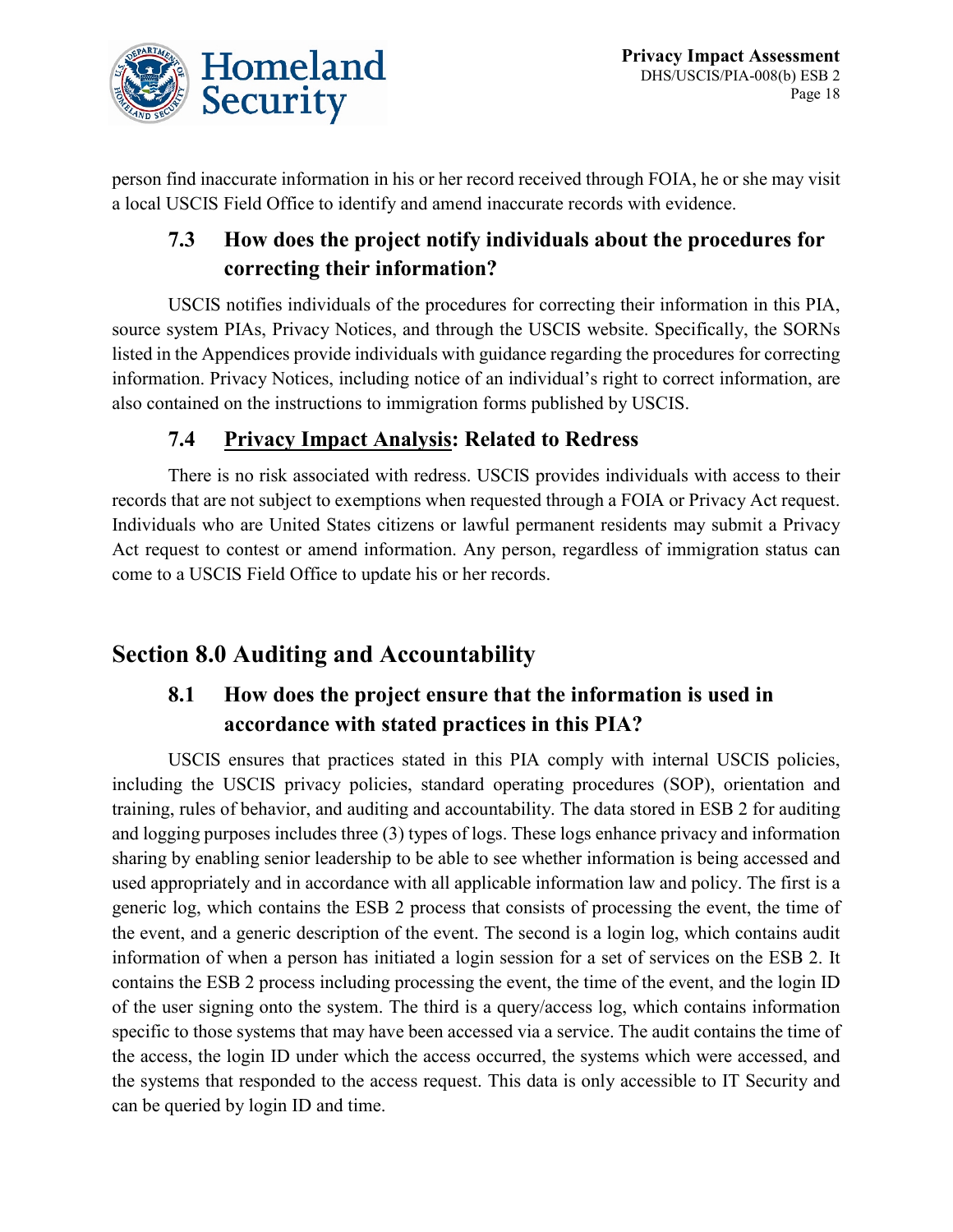person find inaccurate information in his or her record received through FOIA, he or she may visit a local USCIS Field Office to identify and amend inaccurate records with evidence.

### 7.3 How does the project notify individuals about the procedures for correcting their information?

USCIS notifies individuals of the procedures for correcting their information in this PIA, source system PIAs, Privacy Notices, and through the USCIS website. Specifically, the SORNs listed in the Appendices provide individuals with guidance regarding the procedures for correcting information. Privacy Notices, including notice of an individual's right to correct information, are also contained on the instructions to immigration forms published by USCIS.

### 7.4 Privacy Impact Analysis: Related to Redress

There is no risk associated with redress. USCIS provides individuals with access to their records that are not subject to exemptions when requested through a FOIA or Privacy Act request. Individuals who are United States citizens or lawful permanent residents may submit a Privacy Act request to contest or amend information. Any person, regardless of immigration status can come to a USCIS Field Office to update his or her records.

## Section 8.0 Auditing and Accountability

### 8.1 How does the project ensure that the information is used in accordance with stated practices in this PIA?

USCIS ensures that practices stated in this PIA comply with internal USCIS policies, including the USCIS privacy policies, standard operating procedures (SOP), orientation and training, rules of behavior, and auditing and accountability. The data stored in ESB 2 for auditing and logging purposes includes three (3) types of logs. These logs enhance privacy and information sharing by enabling senior leadership to be able to see whether information is being accessed and used appropriately and in accordance with all applicable information law and policy. The first is a generic log, which contains the ESB 2 process that consists of processing the event, the time of the event, and a generic description of the event. The second is a login log, which contains audit information of when a person has initiated a login session for a set of services on the ESB 2. It contains the ESB 2 process including processing the event, the time of the event, and the login ID of the user signing onto the system. The third is a query/access log, which contains information specific to those systems that may have been accessed via a service. The audit contains the time of the access, the login ID under which the access occurred, the systems which were accessed, and the systems that responded to the access request. This data is only accessible to IT Security and can be queried by login ID and time.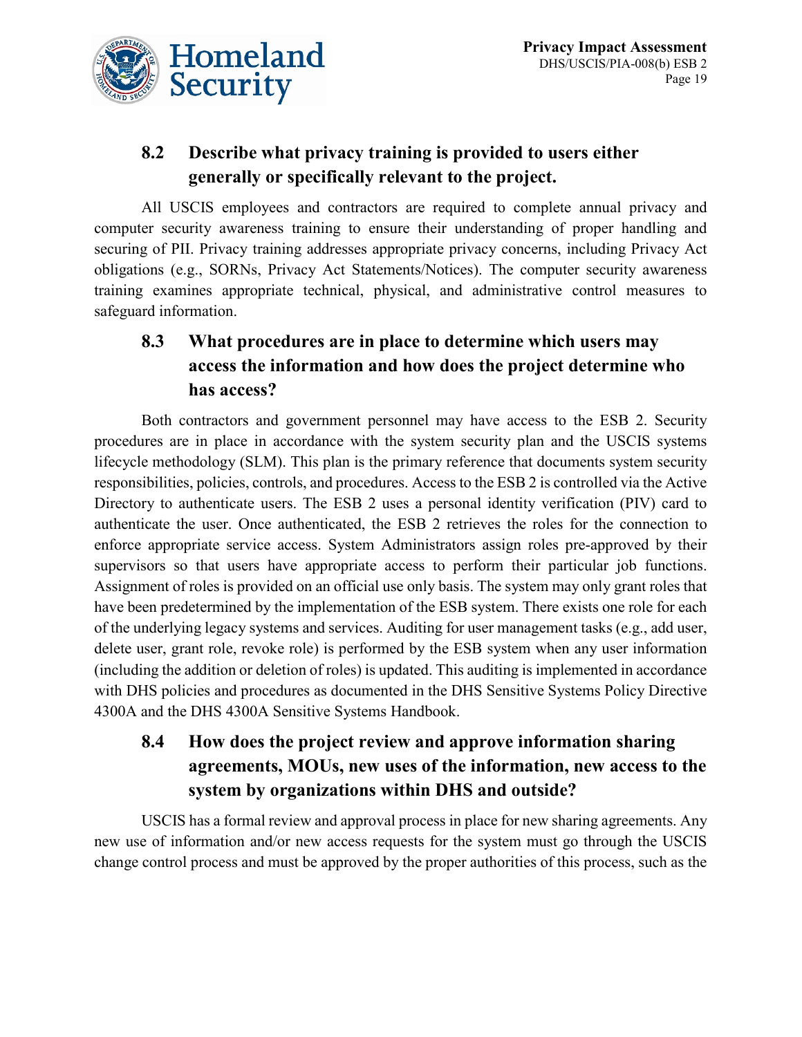### 8.2 Describe what privacy training is provided to users either generally or specifically relevant to the project.

All USCIS employees and contractors are required to complete annual privacy and computer security awareness training to ensure their understanding of proper handling and securing of PII. Privacy training addresses appropriate privacy concerns, including Privacy Act obligations (e.g., SORNs, Privacy Act Statements/Notices). The computer security awareness training examines appropriate technical, physical, and administrative control measures to safeguard information.

### 8.3 What procedures are in place to determine which users may access the information and how does the project determine who has access?

Both contractors and government personnel may have access to the ESB 2. Security procedures are in place in accordance with the system security plan and the USCIS systems lifecycle methodology (SLM). This plan is the primary reference that documents system security responsibilities, policies, controls, and procedures. Access to the ESB 2 is controlled via the Active Directory to authenticate users. The ESB 2 uses a personal identity verification (PIV) card to authenticate the user. Once authenticated, the ESB 2 retrieves the roles for the connection to enforce appropriate service access. System Administrators assign roles pre-approved by their supervisors so that users have appropriate access to perform their particular job functions. Assignment of roles is provided on an official use only basis. The system may only grant roles that have been predetermined by the implementation of the ESB system. There exists one role for each of the underlying legacy systems and services. Auditing for user management tasks (e.g., add user, delete user, grant role, revoke role) is performed by the ESB system when any user information (including the addition or deletion of roles) is updated. This auditing is implemented in accordance with DHS policies and procedures as documented in the DHS Sensitive Systems Policy Directive 4300A and the DHS 4300A Sensitive Systems Handbook.

### 8.4 How does the project review and approve information sharing agreements, MOUs, new uses of the information, new access to the system by organizations within DHS and outside?

USCIS has a formal review and approval process in place for new sharing agreements. Any new use of information and/or new access requests for the system must go through the USCIS change control process and must be approved by the proper authorities of this process, such as the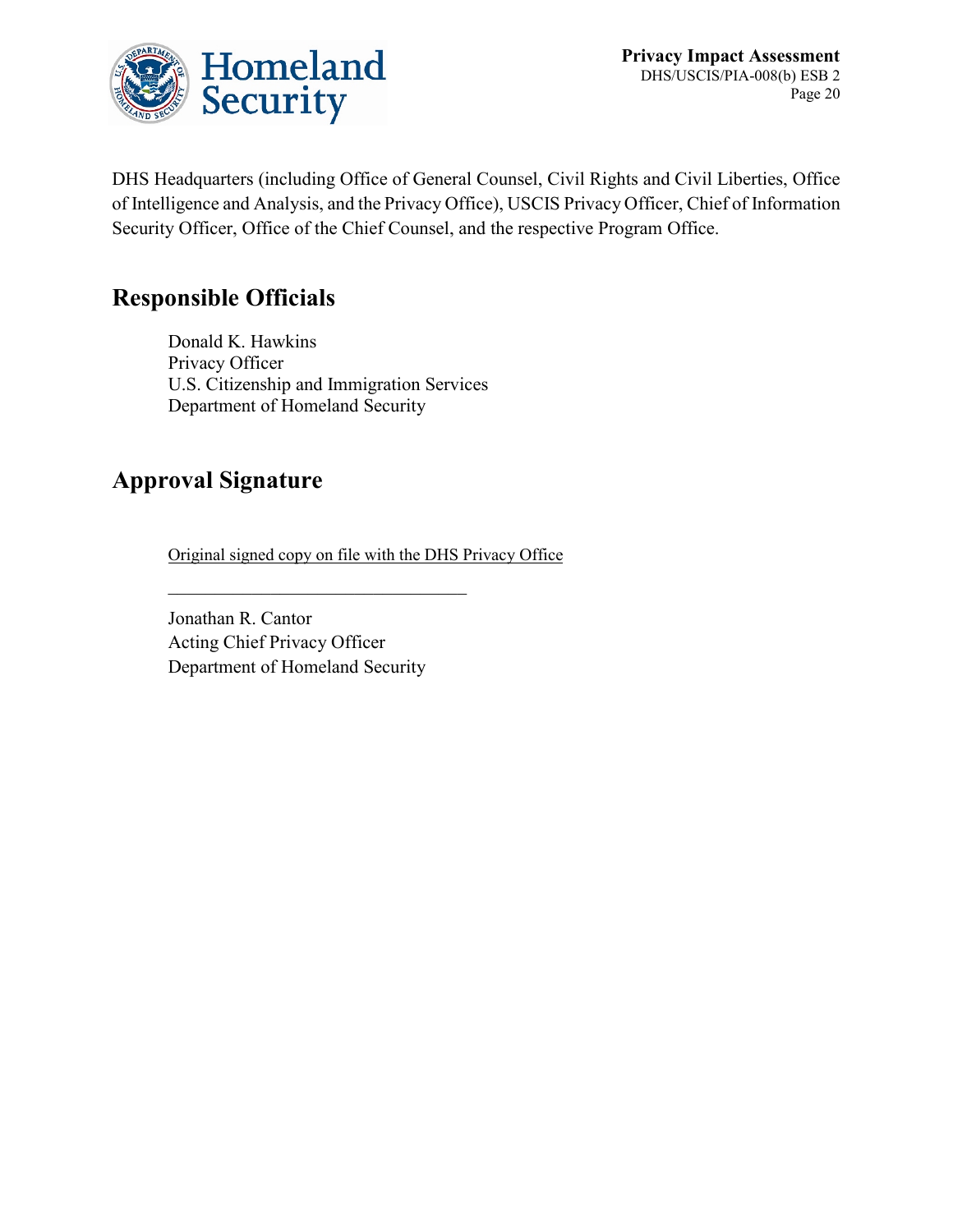DHS Headquarters (including Office of General Counsel, Civil Rights and Civil Liberties, Office of Intelligence and Analysis, and the Privacy Office), USCIS Privacy Officer, Chief of Information Security Officer, Office of the Chief Counsel, and the respective Program Office.

## Responsible Officials

Donald K. Hawkins
Privacy Officer
U.S. Citizenship and Immigration Services
Department of Homeland Security

## Approval Signature

Original signed copy on file with the DHS Privacy Office

________________________________

Jonathan R. Cantor
Acting Chief Privacy Officer
Department of Homeland Security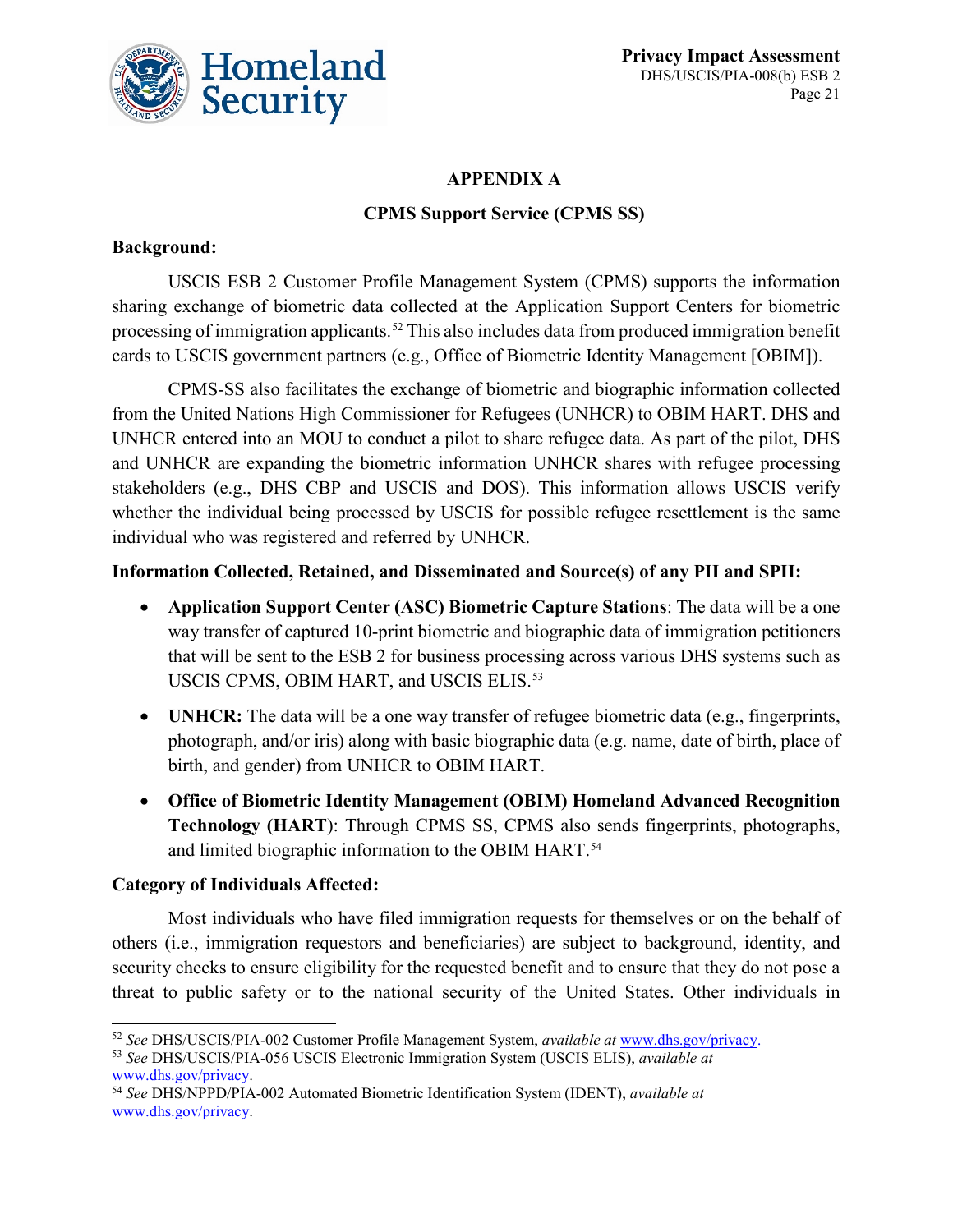## APPENDIX A

## CPMS Support Service (CPMS SS)

**Background:**

USCIS ESB 2 Customer Profile Management System (CPMS) supports the information sharing exchange of biometric data collected at the Application Support Centers for biometric processing of immigration applicants.[52] This also includes data from produced immigration benefit cards to USCIS government partners (e.g., Office of Biometric Identity Management [OBIM]).

CPMS-SS also facilitates the exchange of biometric and biographic information collected from the United Nations High Commissioner for Refugees (UNHCR) to OBIM HART. DHS and UNHCR entered into an MOU to conduct a pilot to share refugee data. As part of the pilot, DHS and UNHCR are expanding the biometric information UNHCR shares with refugee processing stakeholders (e.g., DHS CBP and USCIS and DOS). This information allows USCIS verify whether the individual being processed by USCIS for possible refugee resettlement is the same individual who was registered and referred by UNHCR.

**Information Collected, Retained, and Disseminated and Source(s) of any PII and SPII:**

- **Application Support Center (ASC) Biometric Capture Stations**: The data will be a one way transfer of captured 10-print biometric and biographic data of immigration petitioners that will be sent to the ESB 2 for business processing across various DHS systems such as USCIS CPMS, OBIM HART, and USCIS ELIS.[53]
- **UNHCR:** The data will be a one way transfer of refugee biometric data (e.g., fingerprints, photograph, and/or iris) along with basic biographic data (e.g. name, date of birth, place of birth, and gender) from UNHCR to OBIM HART.
- **Office of Biometric Identity Management (OBIM) Homeland Advanced Recognition Technology (HART)**: Through CPMS SS, CPMS also sends fingerprints, photographs, and limited biographic information to the OBIM HART.[54]

**Category of Individuals Affected:**

Most individuals who have filed immigration requests for themselves or on the behalf of others (i.e., immigration requestors and beneficiaries) are subject to background, identity, and security checks to ensure eligibility for the requested benefit and to ensure that they do not pose a threat to public safety or to the national security of the United States. Other individuals in

---

[52] *See* DHS/USCIS/PIA-002 Customer Profile Management System, *available at* www.dhs.gov/privacy.

[53] *See* DHS/USCIS/PIA-056 USCIS Electronic Immigration System (USCIS ELIS), *available at* www.dhs.gov/privacy.

[54] *See* DHS/NPPD/PIA-002 Automated Biometric Identification System (IDENT), *available at* www.dhs.gov/privacy.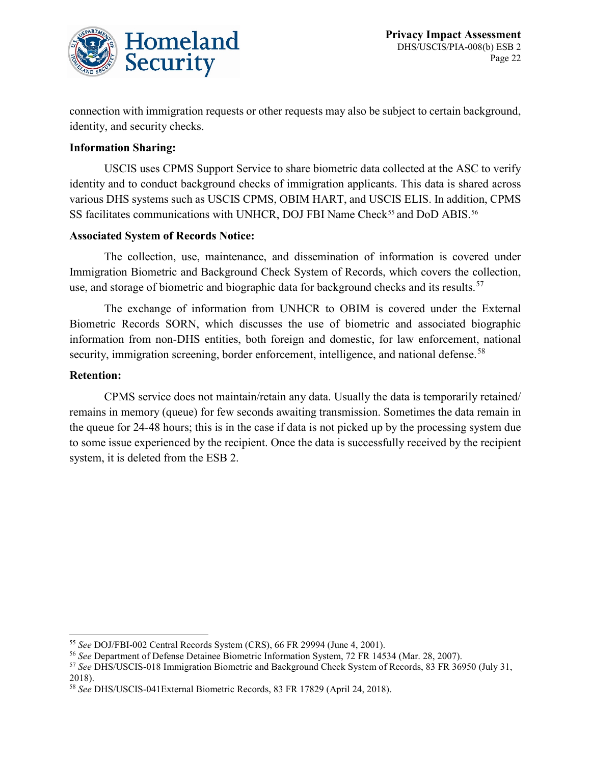connection with immigration requests or other requests may also be subject to certain background, identity, and security checks.

**Information Sharing:**

USCIS uses CPMS Support Service to share biometric data collected at the ASC to verify identity and to conduct background checks of immigration applicants. This data is shared across various DHS systems such as USCIS CPMS, OBIM HART, and USCIS ELIS. In addition, CPMS SS facilitates communications with UNHCR, DOJ FBI Name Check[55] and DoD ABIS.[56]

**Associated System of Records Notice:**

The collection, use, maintenance, and dissemination of information is covered under Immigration Biometric and Background Check System of Records, which covers the collection, use, and storage of biometric and biographic data for background checks and its results.[57]

The exchange of information from UNHCR to OBIM is covered under the External Biometric Records SORN, which discusses the use of biometric and associated biographic information from non-DHS entities, both foreign and domestic, for law enforcement, national security, immigration screening, border enforcement, intelligence, and national defense.[58]

**Retention:**

CPMS service does not maintain/retain any data. Usually the data is temporarily retained/ remains in memory (queue) for few seconds awaiting transmission. Sometimes the data remain in the queue for 24-48 hours; this is in the case if data is not picked up by the processing system due to some issue experienced by the recipient. Once the data is successfully received by the recipient system, it is deleted from the ESB 2.

---

[55] *See* DOJ/FBI-002 Central Records System (CRS), 66 FR 29994 (June 4, 2001).

[56] *See* Department of Defense Detainee Biometric Information System, 72 FR 14534 (Mar. 28, 2007).

[57] *See* DHS/USCIS-018 Immigration Biometric and Background Check System of Records, 83 FR 36950 (July 31, 2018).

[58] *See* DHS/USCIS-041External Biometric Records, 83 FR 17829 (April 24, 2018).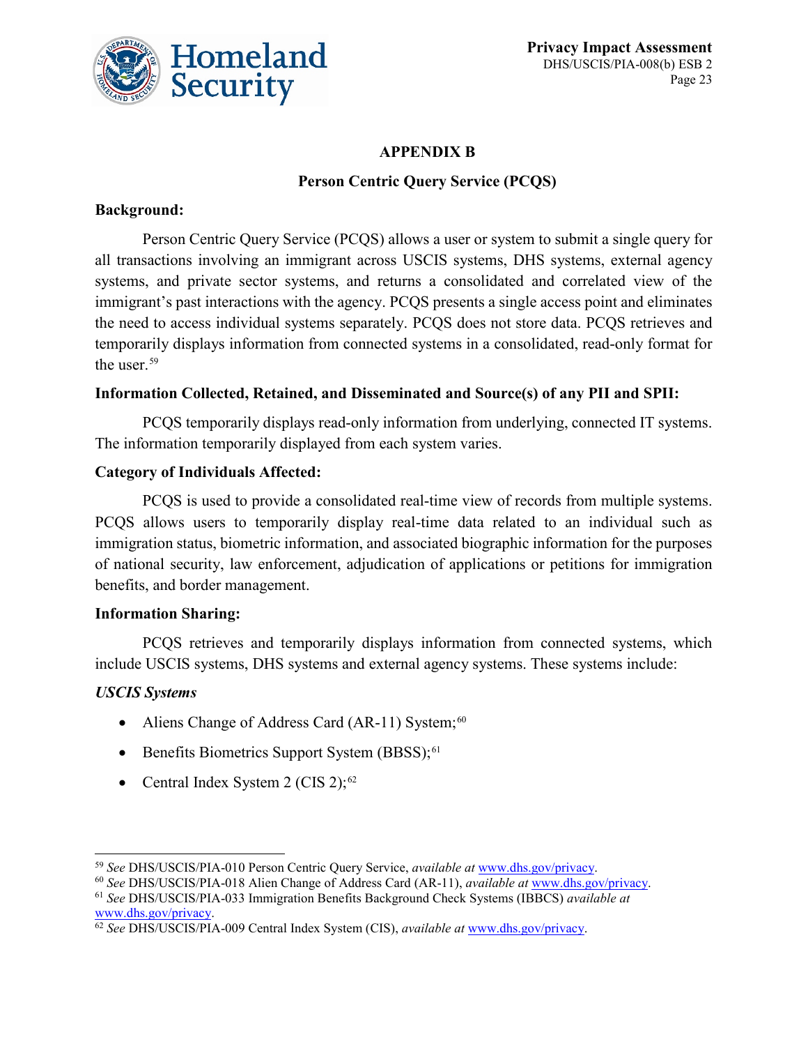## APPENDIX B

### Person Centric Query Service (PCQS)

**Background:**

Person Centric Query Service (PCQS) allows a user or system to submit a single query for all transactions involving an immigrant across USCIS systems, DHS systems, external agency systems, and private sector systems, and returns a consolidated and correlated view of the immigrant's past interactions with the agency. PCQS presents a single access point and eliminates the need to access individual systems separately. PCQS does not store data. PCQS retrieves and temporarily displays information from connected systems in a consolidated, read-only format for the user.[59]

**Information Collected, Retained, and Disseminated and Source(s) of any PII and SPII:**

PCQS temporarily displays read-only information from underlying, connected IT systems. The information temporarily displayed from each system varies.

**Category of Individuals Affected:**

PCQS is used to provide a consolidated real-time view of records from multiple systems. PCQS allows users to temporarily display real-time data related to an individual such as immigration status, biometric information, and associated biographic information for the purposes of national security, law enforcement, adjudication of applications or petitions for immigration benefits, and border management.

**Information Sharing:**

PCQS retrieves and temporarily displays information from connected systems, which include USCIS systems, DHS systems and external agency systems. These systems include:

***USCIS Systems***

- Aliens Change of Address Card (AR-11) System;[60]
- Benefits Biometrics Support System (BBSS);[61]
- Central Index System 2 (CIS 2);[62]

---

[59] *See* DHS/USCIS/PIA-010 Person Centric Query Service, *available at* www.dhs.gov/privacy.

[60] *See* DHS/USCIS/PIA-018 Alien Change of Address Card (AR-11), *available at* www.dhs.gov/privacy.

[61] *See* DHS/USCIS/PIA-033 Immigration Benefits Background Check Systems (IBBCS) *available at* www.dhs.gov/privacy.

[62] *See* DHS/USCIS/PIA-009 Central Index System (CIS), *available at* www.dhs.gov/privacy.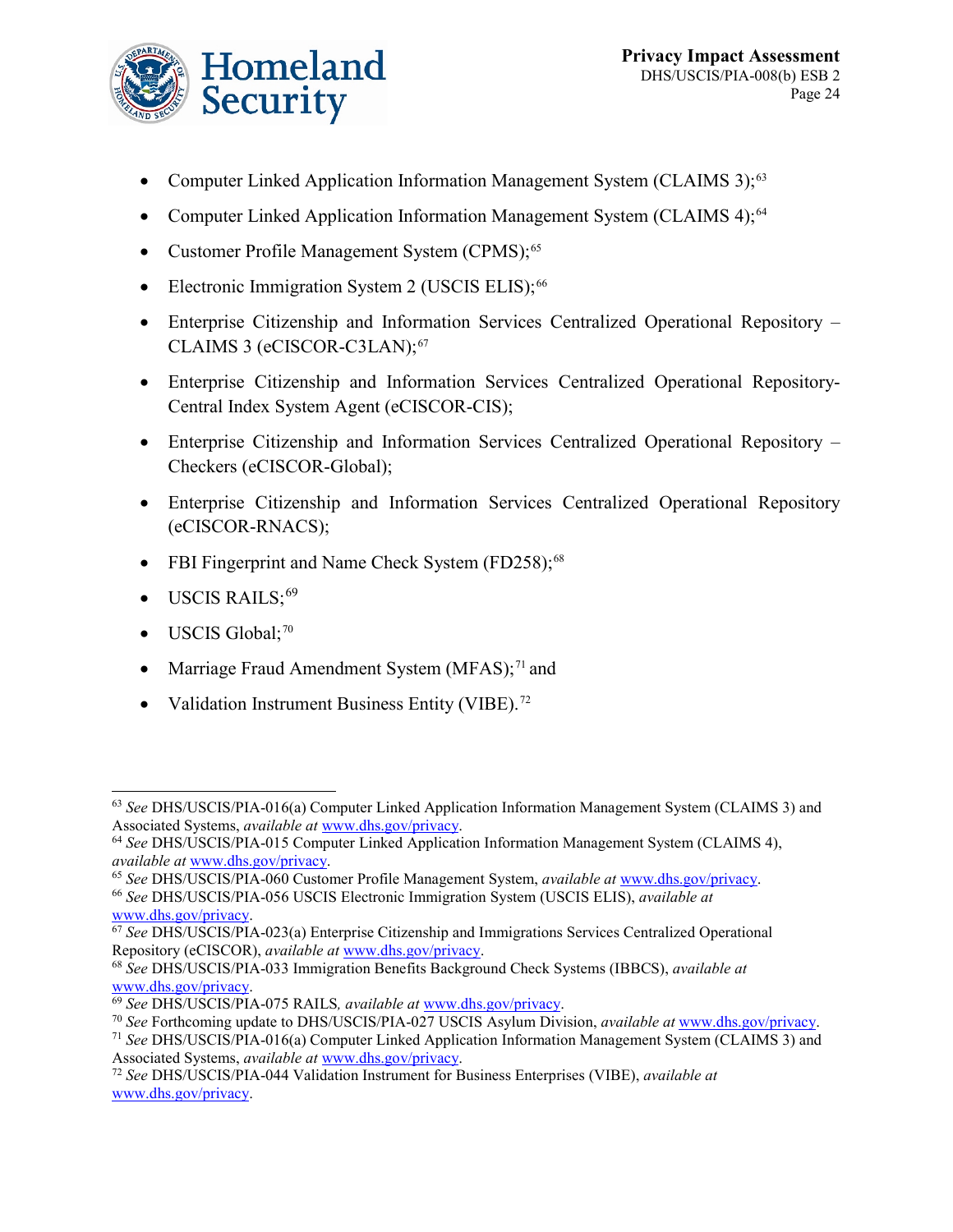- Computer Linked Application Information Management System (CLAIMS 3);[63]
- Computer Linked Application Information Management System (CLAIMS 4);[64]
- Customer Profile Management System (CPMS);[65]
- Electronic Immigration System 2 (USCIS ELIS);[66]
- Enterprise Citizenship and Information Services Centralized Operational Repository – CLAIMS 3 (eCISCOR-C3LAN);[67]
- Enterprise Citizenship and Information Services Centralized Operational Repository-Central Index System Agent (eCISCOR-CIS);
- Enterprise Citizenship and Information Services Centralized Operational Repository – Checkers (eCISCOR-Global);
- Enterprise Citizenship and Information Services Centralized Operational Repository (eCISCOR-RNACS);
- FBI Fingerprint and Name Check System (FD258);[68]
- USCIS RAILS;[69]
- USCIS Global;[70]
- Marriage Fraud Amendment System (MFAS);[71] and
- Validation Instrument Business Entity (VIBE).[72]

---

[63] *See* DHS/USCIS/PIA-016(a) Computer Linked Application Information Management System (CLAIMS 3) and Associated Systems, *available at* www.dhs.gov/privacy.

[64] *See* DHS/USCIS/PIA-015 Computer Linked Application Information Management System (CLAIMS 4), *available at* www.dhs.gov/privacy.

[65] *See* DHS/USCIS/PIA-060 Customer Profile Management System, *available at* www.dhs.gov/privacy.

[66] *See* DHS/USCIS/PIA-056 USCIS Electronic Immigration System (USCIS ELIS), *available at* www.dhs.gov/privacy.

[67] *See* DHS/USCIS/PIA-023(a) Enterprise Citizenship and Immigrations Services Centralized Operational Repository (eCISCOR), *available at* www.dhs.gov/privacy.

[68] *See* DHS/USCIS/PIA-033 Immigration Benefits Background Check Systems (IBBCS), *available at* www.dhs.gov/privacy.

[69] *See* DHS/USCIS/PIA-075 RAILS*, available at* www.dhs.gov/privacy.

[70] *See* Forthcoming update to DHS/USCIS/PIA-027 USCIS Asylum Division, *available at* www.dhs.gov/privacy.

[71] *See* DHS/USCIS/PIA-016(a) Computer Linked Application Information Management System (CLAIMS 3) and Associated Systems, *available at* www.dhs.gov/privacy.

[72] *See* DHS/USCIS/PIA-044 Validation Instrument for Business Enterprises (VIBE), *available at* www.dhs.gov/privacy.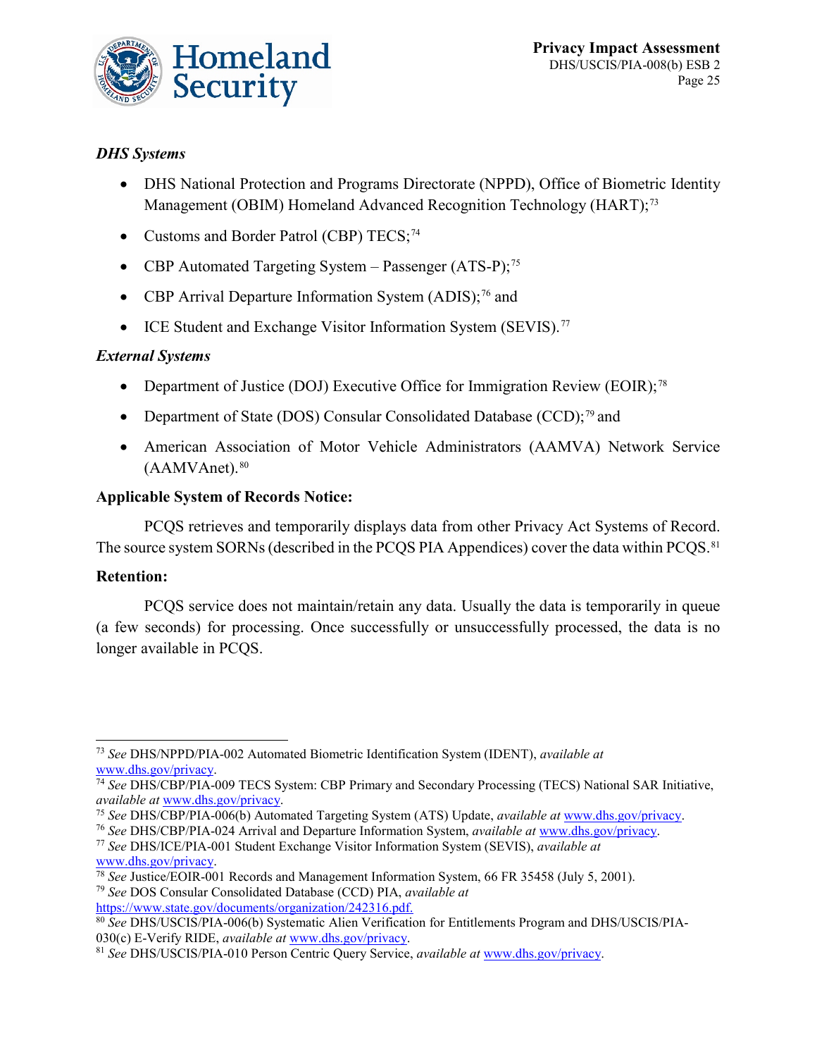*DHS Systems*

- DHS National Protection and Programs Directorate (NPPD), Office of Biometric Identity Management (OBIM) Homeland Advanced Recognition Technology (HART);[73]
- Customs and Border Patrol (CBP) TECS;[74]
- CBP Automated Targeting System – Passenger (ATS-P);[75]
- CBP Arrival Departure Information System (ADIS);[76] and
- ICE Student and Exchange Visitor Information System (SEVIS).[77]

*External Systems*

- Department of Justice (DOJ) Executive Office for Immigration Review (EOIR);[78]
- Department of State (DOS) Consular Consolidated Database (CCD);[79] and
- American Association of Motor Vehicle Administrators (AAMVA) Network Service (AAMVAnet).[80]

**Applicable System of Records Notice:**

PCQS retrieves and temporarily displays data from other Privacy Act Systems of Record. The source system SORNs (described in the PCQS PIA Appendices) cover the data within PCQS.[81]

**Retention:**

PCQS service does not maintain/retain any data. Usually the data is temporarily in queue (a few seconds) for processing. Once successfully or unsuccessfully processed, the data is no longer available in PCQS.

---

[73] *See* DHS/NPPD/PIA-002 Automated Biometric Identification System (IDENT), *available at* www.dhs.gov/privacy.

[74] *See* DHS/CBP/PIA-009 TECS System: CBP Primary and Secondary Processing (TECS) National SAR Initiative, *available at* www.dhs.gov/privacy.

[75] *See* DHS/CBP/PIA-006(b) Automated Targeting System (ATS) Update, *available at* www.dhs.gov/privacy.

[76] *See* DHS/CBP/PIA-024 Arrival and Departure Information System, *available at* www.dhs.gov/privacy.

[77] *See* DHS/ICE/PIA-001 Student Exchange Visitor Information System (SEVIS), *available at* www.dhs.gov/privacy.

[78] *See* Justice/EOIR-001 Records and Management Information System, 66 FR 35458 (July 5, 2001).

[79] *See* DOS Consular Consolidated Database (CCD) PIA, *available at* https://www.state.gov/documents/organization/242316.pdf.

[80] *See* DHS/USCIS/PIA-006(b) Systematic Alien Verification for Entitlements Program and DHS/USCIS/PIA-030(c) E-Verify RIDE, *available at* www.dhs.gov/privacy.

[81] *See* DHS/USCIS/PIA-010 Person Centric Query Service, *available at* www.dhs.gov/privacy.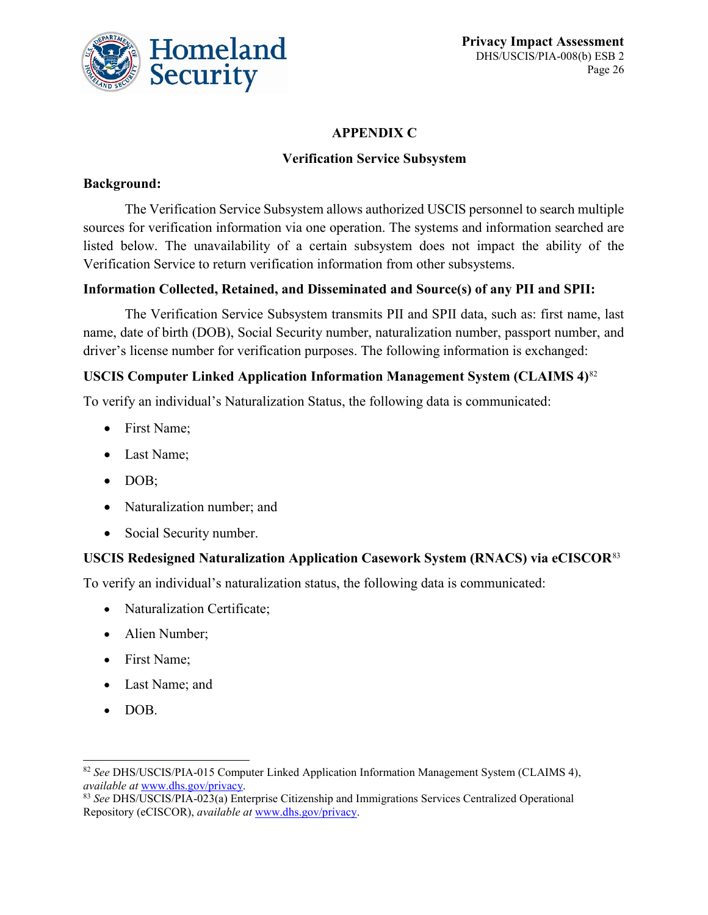## APPENDIX C

### Verification Service Subsystem

**Background:**

The Verification Service Subsystem allows authorized USCIS personnel to search multiple sources for verification information via one operation. The systems and information searched are listed below. The unavailability of a certain subsystem does not impact the ability of the Verification Service to return verification information from other subsystems.

**Information Collected, Retained, and Disseminated and Source(s) of any PII and SPII:**

The Verification Service Subsystem transmits PII and SPII data, such as: first name, last name, date of birth (DOB), Social Security number, naturalization number, passport number, and driver's license number for verification purposes. The following information is exchanged:

**USCIS Computer Linked Application Information Management System (CLAIMS 4)**[82]

To verify an individual's Naturalization Status, the following data is communicated:

- First Name;
- Last Name;
- DOB;
- Naturalization number; and
- Social Security number.

**USCIS Redesigned Naturalization Application Casework System (RNACS) via eCISCOR**[83]

To verify an individual's naturalization status, the following data is communicated:

- Naturalization Certificate;
- Alien Number;
- First Name;
- Last Name; and
- DOB.

---

[82] *See* DHS/USCIS/PIA-015 Computer Linked Application Information Management System (CLAIMS 4), *available at* www.dhs.gov/privacy.

[83] *See* DHS/USCIS/PIA-023(a) Enterprise Citizenship and Immigrations Services Centralized Operational Repository (eCISCOR), *available at* www.dhs.gov/privacy.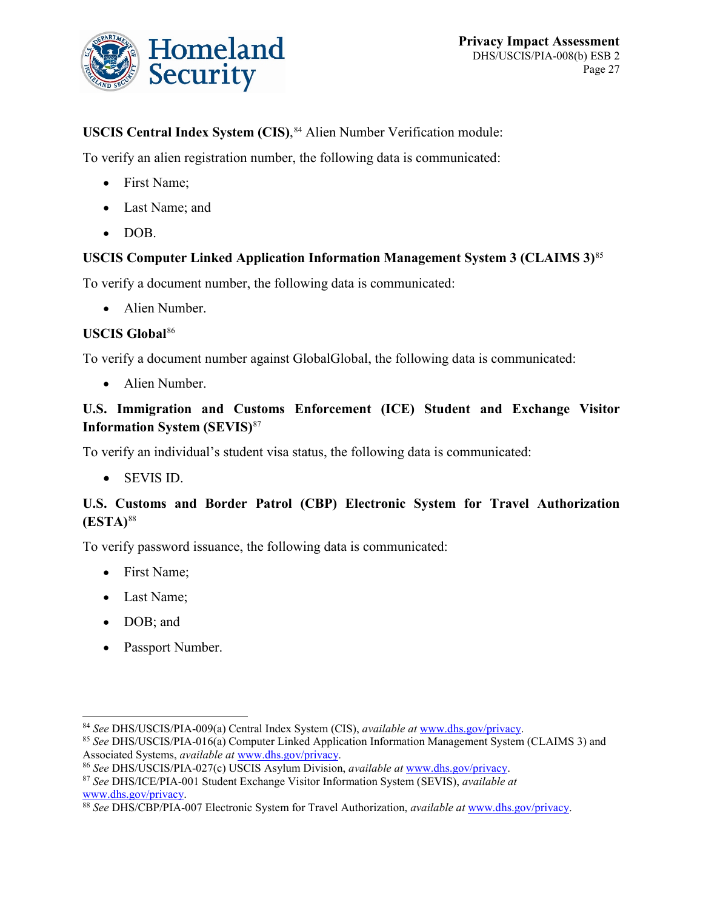**USCIS Central Index System (CIS)**,[84] Alien Number Verification module:

To verify an alien registration number, the following data is communicated:

- First Name;
- Last Name; and
- DOB.

**USCIS Computer Linked Application Information Management System 3 (CLAIMS 3)**[85]

To verify a document number, the following data is communicated:

- Alien Number.

**USCIS Global**[86]

To verify a document number against GlobalGlobal, the following data is communicated:

- Alien Number.

**U.S. Immigration and Customs Enforcement (ICE) Student and Exchange Visitor Information System (SEVIS)**[87]

To verify an individual's student visa status, the following data is communicated:

- SEVIS ID.

**U.S. Customs and Border Patrol (CBP) Electronic System for Travel Authorization (ESTA)**[88]

To verify password issuance, the following data is communicated:

- First Name;
- Last Name;
- DOB; and
- Passport Number.

---

[84] *See* DHS/USCIS/PIA-009(a) Central Index System (CIS), *available at* www.dhs.gov/privacy.

[85] *See* DHS/USCIS/PIA-016(a) Computer Linked Application Information Management System (CLAIMS 3) and Associated Systems, *available at* www.dhs.gov/privacy.

[86] *See* DHS/USCIS/PIA-027(c) USCIS Asylum Division, *available at* www.dhs.gov/privacy.

[87] *See* DHS/ICE/PIA-001 Student Exchange Visitor Information System (SEVIS), *available at* www.dhs.gov/privacy.

[88] *See* DHS/CBP/PIA-007 Electronic System for Travel Authorization, *available at* www.dhs.gov/privacy.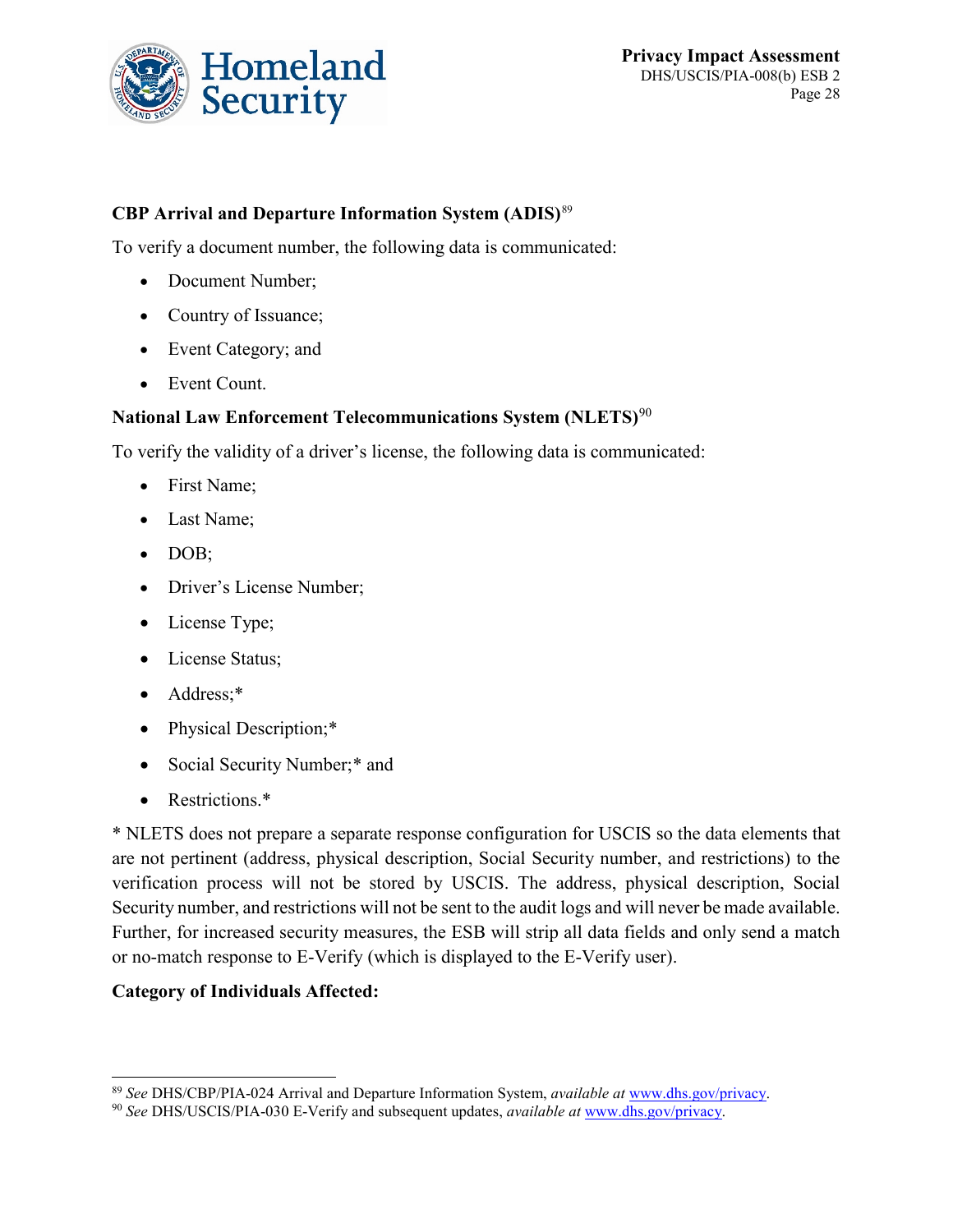**CBP Arrival and Departure Information System (ADIS)**[89]

To verify a document number, the following data is communicated:

- Document Number;
- Country of Issuance;
- Event Category; and
- Event Count.

**National Law Enforcement Telecommunications System (NLETS)**[90]

To verify the validity of a driver's license, the following data is communicated:

- First Name;
- Last Name;
- DOB;
- Driver's License Number;
- License Type;
- License Status;
- Address;*
- Physical Description;*
- Social Security Number;* and
- Restrictions.*

* NLETS does not prepare a separate response configuration for USCIS so the data elements that are not pertinent (address, physical description, Social Security number, and restrictions) to the verification process will not be stored by USCIS. The address, physical description, Social Security number, and restrictions will not be sent to the audit logs and will never be made available. Further, for increased security measures, the ESB will strip all data fields and only send a match or no-match response to E-Verify (which is displayed to the E-Verify user).

**Category of Individuals Affected:**

[89] *See* DHS/CBP/PIA-024 Arrival and Departure Information System, *available at* www.dhs.gov/privacy.

[90] *See* DHS/USCIS/PIA-030 E-Verify and subsequent updates, *available at* www.dhs.gov/privacy.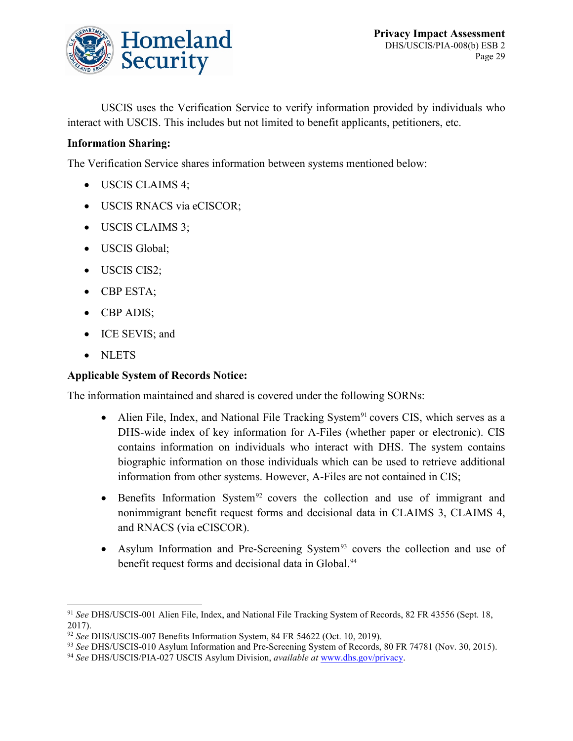USCIS uses the Verification Service to verify information provided by individuals who interact with USCIS. This includes but not limited to benefit applicants, petitioners, etc.

**Information Sharing:**

The Verification Service shares information between systems mentioned below:

- USCIS CLAIMS 4;
- USCIS RNACS via eCISCOR;
- USCIS CLAIMS 3;
- USCIS Global;
- USCIS CIS2;
- CBP ESTA;
- CBP ADIS;
- ICE SEVIS; and
- NLETS

**Applicable System of Records Notice:**

The information maintained and shared is covered under the following SORNs:

- Alien File, Index, and National File Tracking System[91] covers CIS, which serves as a DHS-wide index of key information for A-Files (whether paper or electronic). CIS contains information on individuals who interact with DHS. The system contains biographic information on those individuals which can be used to retrieve additional information from other systems. However, A-Files are not contained in CIS;
- Benefits Information System[92] covers the collection and use of immigrant and nonimmigrant benefit request forms and decisional data in CLAIMS 3, CLAIMS 4, and RNACS (via eCISCOR).
- Asylum Information and Pre-Screening System[93] covers the collection and use of benefit request forms and decisional data in Global.[94]

---

[91] *See* DHS/USCIS-001 Alien File, Index, and National File Tracking System of Records, 82 FR 43556 (Sept. 18, 2017).

[92] *See* DHS/USCIS-007 Benefits Information System, 84 FR 54622 (Oct. 10, 2019).

[93] *See* DHS/USCIS-010 Asylum Information and Pre-Screening System of Records, 80 FR 74781 (Nov. 30, 2015).

[94] *See* DHS/USCIS/PIA-027 USCIS Asylum Division, *available at* www.dhs.gov/privacy.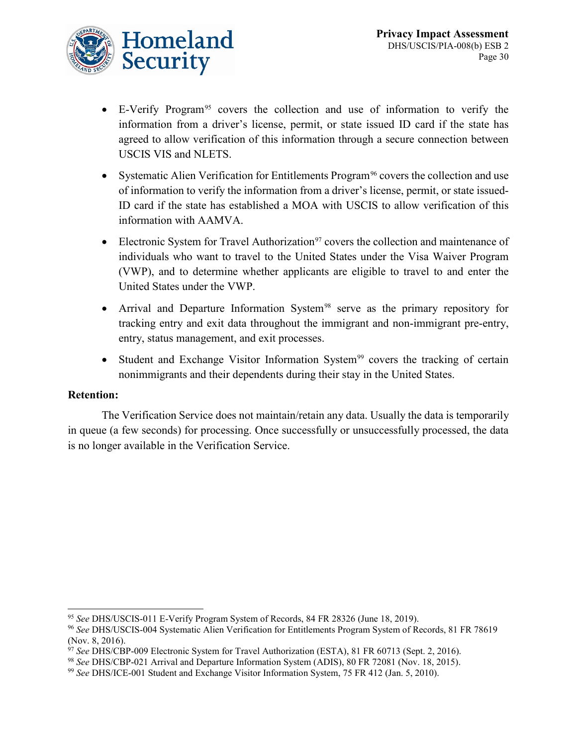- E-Verify Program[95] covers the collection and use of information to verify the information from a driver's license, permit, or state issued ID card if the state has agreed to allow verification of this information through a secure connection between USCIS VIS and NLETS.
- Systematic Alien Verification for Entitlements Program[96] covers the collection and use of information to verify the information from a driver's license, permit, or state issued-ID card if the state has established a MOA with USCIS to allow verification of this information with AAMVA.
- Electronic System for Travel Authorization[97] covers the collection and maintenance of individuals who want to travel to the United States under the Visa Waiver Program (VWP), and to determine whether applicants are eligible to travel to and enter the United States under the VWP.
- Arrival and Departure Information System[98] serve as the primary repository for tracking entry and exit data throughout the immigrant and non-immigrant pre-entry, entry, status management, and exit processes.
- Student and Exchange Visitor Information System[99] covers the tracking of certain nonimmigrants and their dependents during their stay in the United States.

**Retention:**

The Verification Service does not maintain/retain any data. Usually the data is temporarily in queue (a few seconds) for processing. Once successfully or unsuccessfully processed, the data is no longer available in the Verification Service.

---

[95] *See* DHS/USCIS-011 E-Verify Program System of Records, 84 FR 28326 (June 18, 2019).

[96] *See* DHS/USCIS-004 Systematic Alien Verification for Entitlements Program System of Records, 81 FR 78619 (Nov. 8, 2016).

[97] *See* DHS/CBP-009 Electronic System for Travel Authorization (ESTA), 81 FR 60713 (Sept. 2, 2016).

[98] *See* DHS/CBP-021 Arrival and Departure Information System (ADIS), 80 FR 72081 (Nov. 18, 2015).

[99] *See* DHS/ICE-001 Student and Exchange Visitor Information System, 75 FR 412 (Jan. 5, 2010).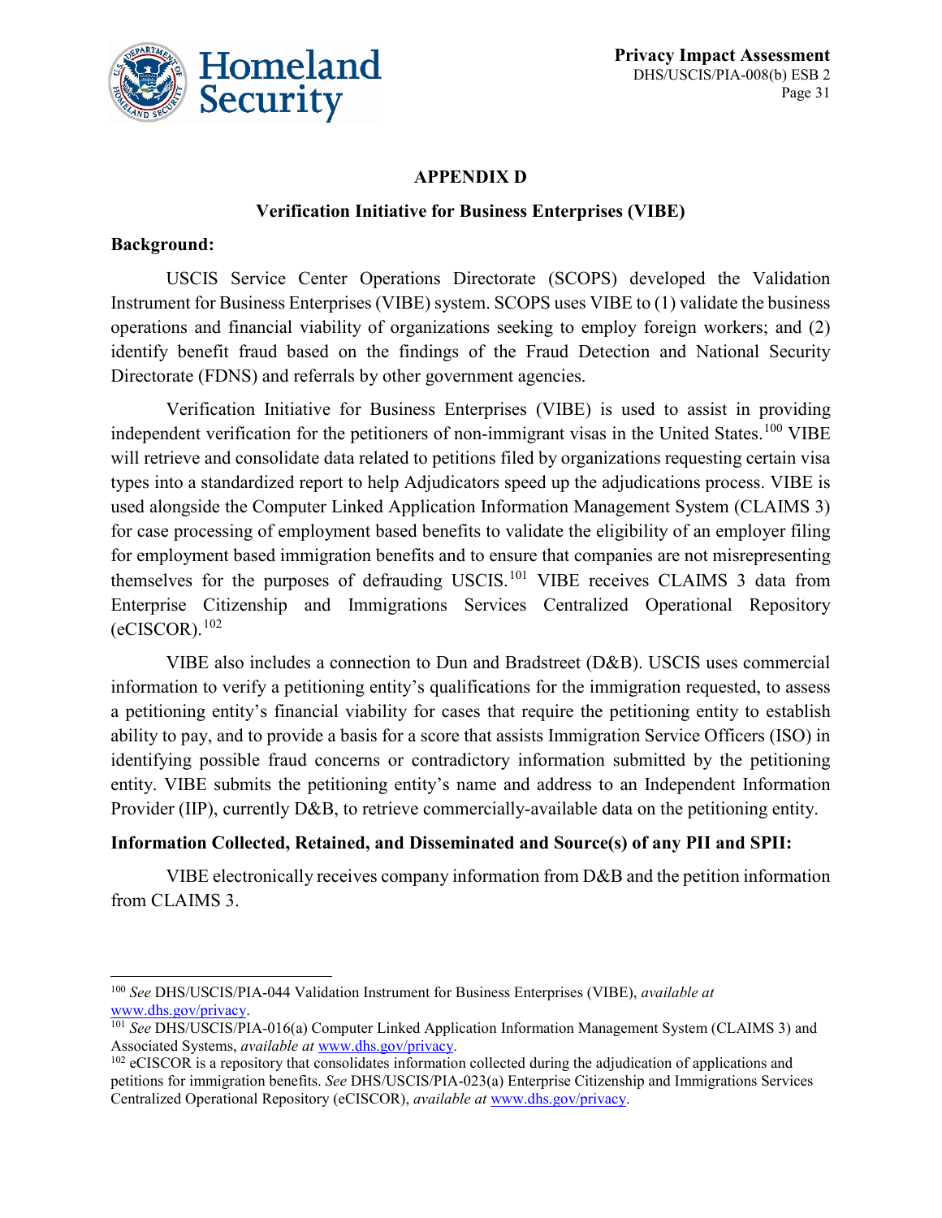## APPENDIX D

### Verification Initiative for Business Enterprises (VIBE)

**Background:**

USCIS Service Center Operations Directorate (SCOPS) developed the Validation Instrument for Business Enterprises (VIBE) system. SCOPS uses VIBE to (1) validate the business operations and financial viability of organizations seeking to employ foreign workers; and (2) identify benefit fraud based on the findings of the Fraud Detection and National Security Directorate (FDNS) and referrals by other government agencies.

Verification Initiative for Business Enterprises (VIBE) is used to assist in providing independent verification for the petitioners of non-immigrant visas in the United States.[100] VIBE will retrieve and consolidate data related to petitions filed by organizations requesting certain visa types into a standardized report to help Adjudicators speed up the adjudications process. VIBE is used alongside the Computer Linked Application Information Management System (CLAIMS 3) for case processing of employment based benefits to validate the eligibility of an employer filing for employment based immigration benefits and to ensure that companies are not misrepresenting themselves for the purposes of defrauding USCIS.[101] VIBE receives CLAIMS 3 data from Enterprise Citizenship and Immigrations Services Centralized Operational Repository (eCISCOR).[102]

VIBE also includes a connection to Dun and Bradstreet (D&B). USCIS uses commercial information to verify a petitioning entity's qualifications for the immigration requested, to assess a petitioning entity's financial viability for cases that require the petitioning entity to establish ability to pay, and to provide a basis for a score that assists Immigration Service Officers (ISO) in identifying possible fraud concerns or contradictory information submitted by the petitioning entity. VIBE submits the petitioning entity's name and address to an Independent Information Provider (IIP), currently D&B, to retrieve commercially-available data on the petitioning entity.

**Information Collected, Retained, and Disseminated and Source(s) of any PII and SPII:**

VIBE electronically receives company information from D&B and the petition information from CLAIMS 3.

---

[100] *See* DHS/USCIS/PIA-044 Validation Instrument for Business Enterprises (VIBE), *available at* www.dhs.gov/privacy.

[101] *See* DHS/USCIS/PIA-016(a) Computer Linked Application Information Management System (CLAIMS 3) and Associated Systems, *available at* www.dhs.gov/privacy.

[102] eCISCOR is a repository that consolidates information collected during the adjudication of applications and petitions for immigration benefits. *See* DHS/USCIS/PIA-023(a) Enterprise Citizenship and Immigrations Services Centralized Operational Repository (eCISCOR), *available at* www.dhs.gov/privacy.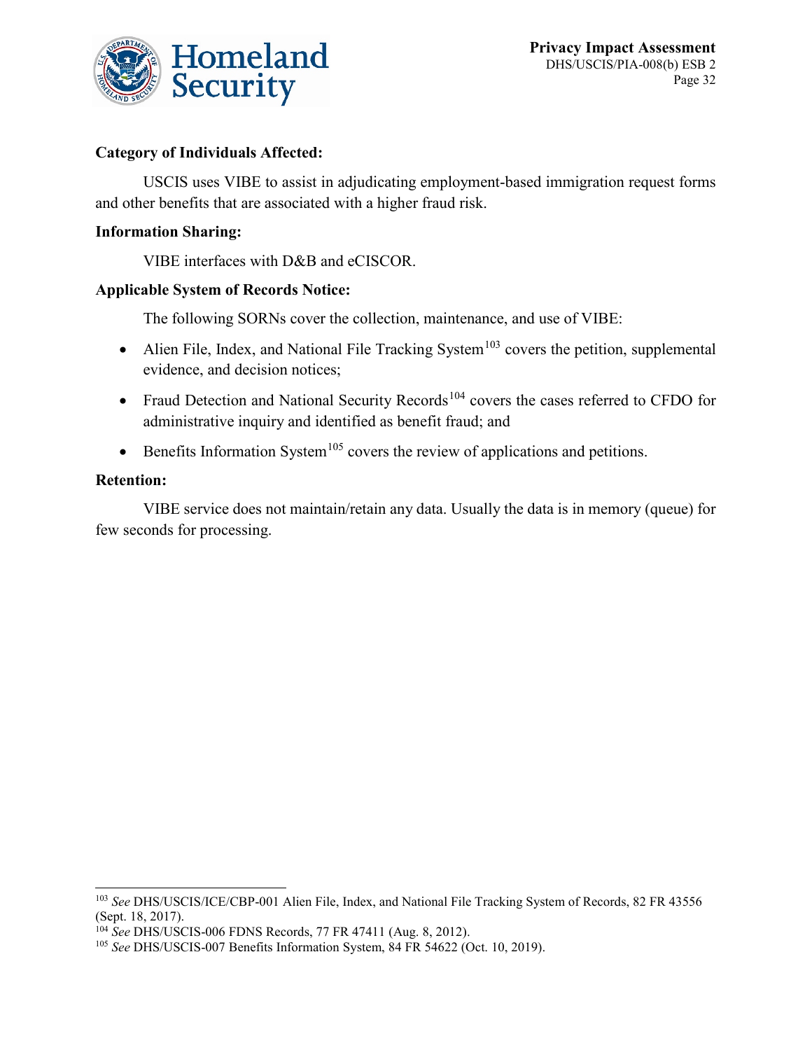**Category of Individuals Affected:**

USCIS uses VIBE to assist in adjudicating employment-based immigration request forms and other benefits that are associated with a higher fraud risk.

**Information Sharing:**

VIBE interfaces with D&B and eCISCOR.

**Applicable System of Records Notice:**

The following SORNs cover the collection, maintenance, and use of VIBE:

- Alien File, Index, and National File Tracking System[103] covers the petition, supplemental evidence, and decision notices;
- Fraud Detection and National Security Records[104] covers the cases referred to CFDO for administrative inquiry and identified as benefit fraud; and
- Benefits Information System[105] covers the review of applications and petitions.

**Retention:**

VIBE service does not maintain/retain any data. Usually the data is in memory (queue) for few seconds for processing.

---

[103] *See* DHS/USCIS/ICE/CBP-001 Alien File, Index, and National File Tracking System of Records, 82 FR 43556 (Sept. 18, 2017).

[104] *See* DHS/USCIS-006 FDNS Records, 77 FR 47411 (Aug. 8, 2012).

[105] *See* DHS/USCIS-007 Benefits Information System, 84 FR 54622 (Oct. 10, 2019).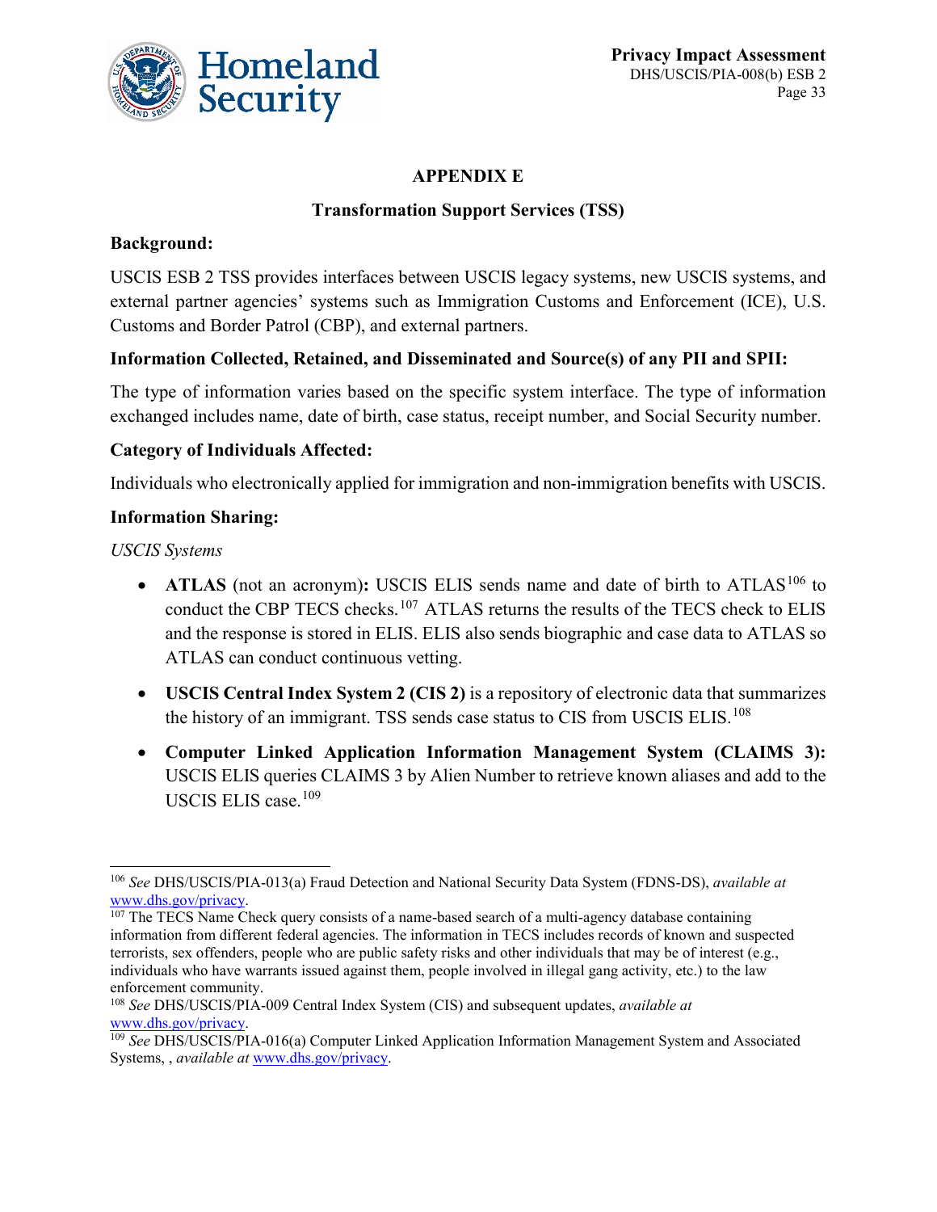## APPENDIX E

### Transformation Support Services (TSS)

**Background:**

USCIS ESB 2 TSS provides interfaces between USCIS legacy systems, new USCIS systems, and external partner agencies' systems such as Immigration Customs and Enforcement (ICE), U.S. Customs and Border Patrol (CBP), and external partners.

**Information Collected, Retained, and Disseminated and Source(s) of any PII and SPII:**

The type of information varies based on the specific system interface. The type of information exchanged includes name, date of birth, case status, receipt number, and Social Security number.

**Category of Individuals Affected:**

Individuals who electronically applied for immigration and non-immigration benefits with USCIS.

**Information Sharing:**

*USCIS Systems*

- **ATLAS** (not an acronym)**:** USCIS ELIS sends name and date of birth to ATLAS[106] to conduct the CBP TECS checks.[107] ATLAS returns the results of the TECS check to ELIS and the response is stored in ELIS. ELIS also sends biographic and case data to ATLAS so ATLAS can conduct continuous vetting.
- **USCIS Central Index System 2 (CIS 2)** is a repository of electronic data that summarizes the history of an immigrant. TSS sends case status to CIS from USCIS ELIS.[108]
- **Computer Linked Application Information Management System (CLAIMS 3):** USCIS ELIS queries CLAIMS 3 by Alien Number to retrieve known aliases and add to the USCIS ELIS case.[109]

---

[106] *See* DHS/USCIS/PIA-013(a) Fraud Detection and National Security Data System (FDNS-DS), *available at* www.dhs.gov/privacy.

[107] The TECS Name Check query consists of a name-based search of a multi-agency database containing information from different federal agencies. The information in TECS includes records of known and suspected terrorists, sex offenders, people who are public safety risks and other individuals that may be of interest (e.g., individuals who have warrants issued against them, people involved in illegal gang activity, etc.) to the law enforcement community.

[108] *See* DHS/USCIS/PIA-009 Central Index System (CIS) and subsequent updates, *available at* www.dhs.gov/privacy.

[109] *See* DHS/USCIS/PIA-016(a) Computer Linked Application Information Management System and Associated Systems, , *available at* www.dhs.gov/privacy.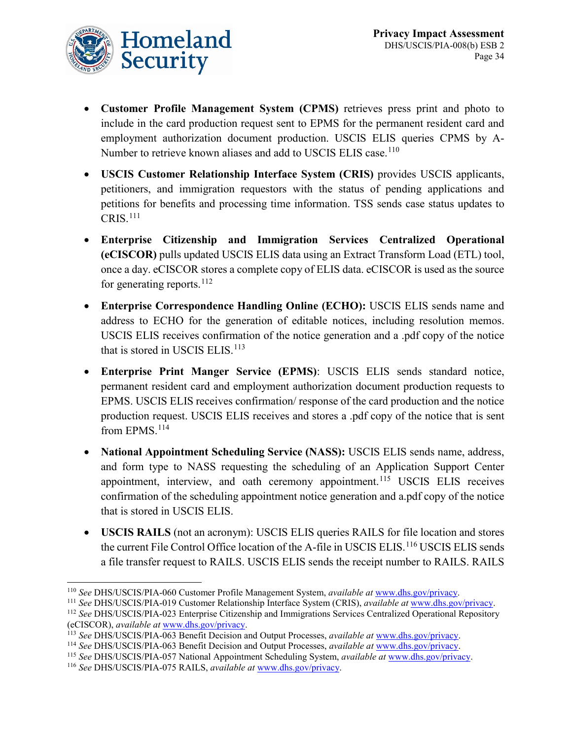- **Customer Profile Management System (CPMS)** retrieves press print and photo to include in the card production request sent to EPMS for the permanent resident card and employment authorization document production. USCIS ELIS queries CPMS by A-Number to retrieve known aliases and add to USCIS ELIS case.[110]

- **USCIS Customer Relationship Interface System (CRIS)** provides USCIS applicants, petitioners, and immigration requestors with the status of pending applications and petitions for benefits and processing time information. TSS sends case status updates to CRIS.[111]

- **Enterprise Citizenship and Immigration Services Centralized Operational (eCISCOR)** pulls updated USCIS ELIS data using an Extract Transform Load (ETL) tool, once a day. eCISCOR stores a complete copy of ELIS data. eCISCOR is used as the source for generating reports.[112]

- **Enterprise Correspondence Handling Online (ECHO):** USCIS ELIS sends name and address to ECHO for the generation of editable notices, including resolution memos. USCIS ELIS receives confirmation of the notice generation and a .pdf copy of the notice that is stored in USCIS ELIS.[113]

- **Enterprise Print Manger Service (EPMS)**: USCIS ELIS sends standard notice, permanent resident card and employment authorization document production requests to EPMS. USCIS ELIS receives confirmation/ response of the card production and the notice production request. USCIS ELIS receives and stores a .pdf copy of the notice that is sent from EPMS.[114]

- **National Appointment Scheduling Service (NASS):** USCIS ELIS sends name, address, and form type to NASS requesting the scheduling of an Application Support Center appointment, interview, and oath ceremony appointment.[115] USCIS ELIS receives confirmation of the scheduling appointment notice generation and a.pdf copy of the notice that is stored in USCIS ELIS.

- **USCIS RAILS** (not an acronym): USCIS ELIS queries RAILS for file location and stores the current File Control Office location of the A-file in USCIS ELIS.[116] USCIS ELIS sends a file transfer request to RAILS. USCIS ELIS sends the receipt number to RAILS. RAILS

---

[110] *See* DHS/USCIS/PIA-060 Customer Profile Management System, *available at* www.dhs.gov/privacy.

[111] *See* DHS/USCIS/PIA-019 Customer Relationship Interface System (CRIS), *available at* www.dhs.gov/privacy.

[112] *See* DHS/USCIS/PIA-023 Enterprise Citizenship and Immigrations Services Centralized Operational Repository (eCISCOR), *available at* www.dhs.gov/privacy.

[113] *See* DHS/USCIS/PIA-063 Benefit Decision and Output Processes, *available at* www.dhs.gov/privacy.

[114] *See* DHS/USCIS/PIA-063 Benefit Decision and Output Processes, *available at* www.dhs.gov/privacy.

[115] *See* DHS/USCIS/PIA-057 National Appointment Scheduling System, *available at* www.dhs.gov/privacy.

[116] *See* DHS/USCIS/PIA-075 RAILS, *available at* www.dhs.gov/privacy.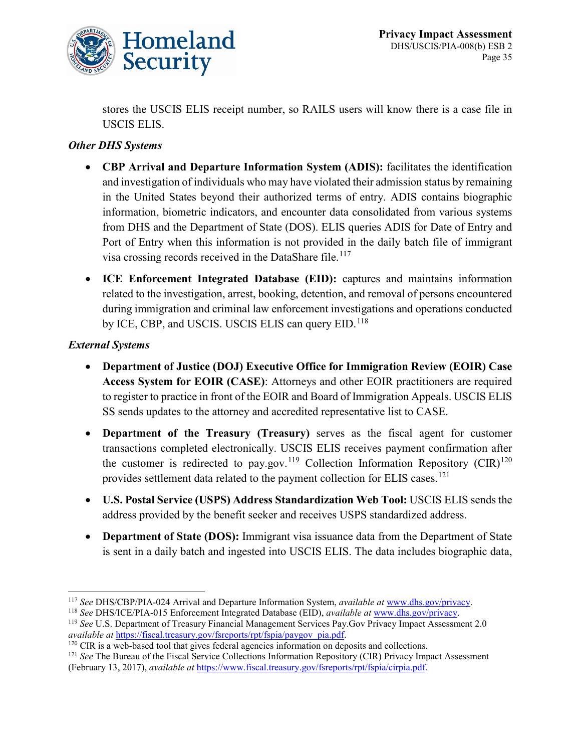stores the USCIS ELIS receipt number, so RAILS users will know there is a case file in USCIS ELIS.

*Other DHS Systems*

- **CBP Arrival and Departure Information System (ADIS):** facilitates the identification and investigation of individuals who may have violated their admission status by remaining in the United States beyond their authorized terms of entry. ADIS contains biographic information, biometric indicators, and encounter data consolidated from various systems from DHS and the Department of State (DOS). ELIS queries ADIS for Date of Entry and Port of Entry when this information is not provided in the daily batch file of immigrant visa crossing records received in the DataShare file.[117]
- **ICE Enforcement Integrated Database (EID):** captures and maintains information related to the investigation, arrest, booking, detention, and removal of persons encountered during immigration and criminal law enforcement investigations and operations conducted by ICE, CBP, and USCIS. USCIS ELIS can query EID.[118]

*External Systems*

- **Department of Justice (DOJ) Executive Office for Immigration Review (EOIR) Case Access System for EOIR (CASE)**: Attorneys and other EOIR practitioners are required to register to practice in front of the EOIR and Board of Immigration Appeals. USCIS ELIS SS sends updates to the attorney and accredited representative list to CASE.
- **Department of the Treasury (Treasury)** serves as the fiscal agent for customer transactions completed electronically. USCIS ELIS receives payment confirmation after the customer is redirected to pay.gov.[119] Collection Information Repository (CIR)[120] provides settlement data related to the payment collection for ELIS cases.[121]
- **U.S. Postal Service (USPS) Address Standardization Web Tool:** USCIS ELIS sends the address provided by the benefit seeker and receives USPS standardized address.
- **Department of State (DOS):** Immigrant visa issuance data from the Department of State is sent in a daily batch and ingested into USCIS ELIS. The data includes biographic data,

---

[117] *See* DHS/CBP/PIA-024 Arrival and Departure Information System, *available at* www.dhs.gov/privacy.

[118] *See* DHS/ICE/PIA-015 Enforcement Integrated Database (EID), *available at* www.dhs.gov/privacy.

[119] *See* U.S. Department of Treasury Financial Management Services Pay.Gov Privacy Impact Assessment 2.0 *available at* https://fiscal.treasury.gov/fsreports/rpt/fspia/paygov_pia.pdf.

[120] CIR is a web-based tool that gives federal agencies information on deposits and collections.

[121] *See* The Bureau of the Fiscal Service Collections Information Repository (CIR) Privacy Impact Assessment (February 13, 2017), *available at* https://www.fiscal.treasury.gov/fsreports/rpt/fspia/cirpia.pdf.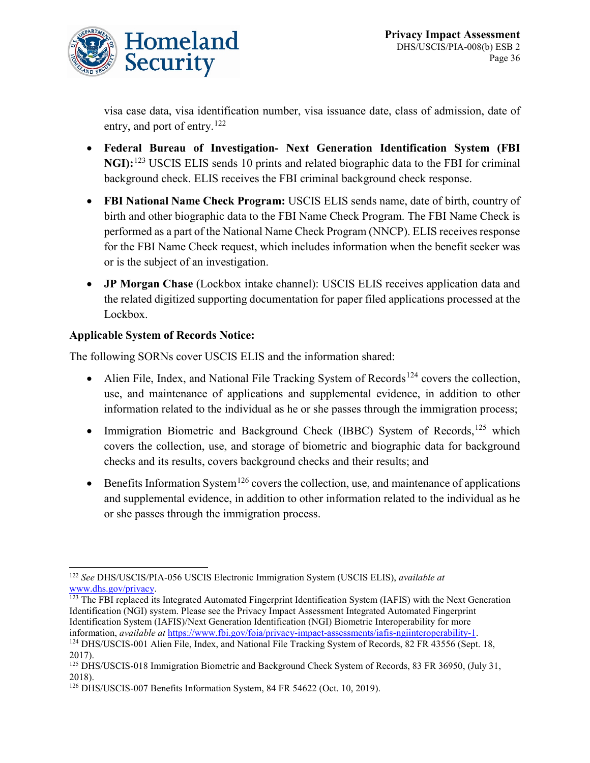visa case data, visa identification number, visa issuance date, class of admission, date of entry, and port of entry.[122]

- **Federal Bureau of Investigation- Next Generation Identification System (FBI NGI):**[123] USCIS ELIS sends 10 prints and related biographic data to the FBI for criminal background check. ELIS receives the FBI criminal background check response.
- **FBI National Name Check Program:** USCIS ELIS sends name, date of birth, country of birth and other biographic data to the FBI Name Check Program. The FBI Name Check is performed as a part of the National Name Check Program (NNCP). ELIS receives response for the FBI Name Check request, which includes information when the benefit seeker was or is the subject of an investigation.
- **JP Morgan Chase** (Lockbox intake channel): USCIS ELIS receives application data and the related digitized supporting documentation for paper filed applications processed at the Lockbox.

**Applicable System of Records Notice:**

The following SORNs cover USCIS ELIS and the information shared:

- Alien File, Index, and National File Tracking System of Records[124] covers the collection, use, and maintenance of applications and supplemental evidence, in addition to other information related to the individual as he or she passes through the immigration process;
- Immigration Biometric and Background Check (IBBC) System of Records,[125] which covers the collection, use, and storage of biometric and biographic data for background checks and its results, covers background checks and their results; and
- Benefits Information System[126] covers the collection, use, and maintenance of applications and supplemental evidence, in addition to other information related to the individual as he or she passes through the immigration process.

---

[122] *See* DHS/USCIS/PIA-056 USCIS Electronic Immigration System (USCIS ELIS), *available at* www.dhs.gov/privacy.

[123] The FBI replaced its Integrated Automated Fingerprint Identification System (IAFIS) with the Next Generation Identification (NGI) system. Please see the Privacy Impact Assessment Integrated Automated Fingerprint Identification System (IAFIS)/Next Generation Identification (NGI) Biometric Interoperability for more information, *available at* https://www.fbi.gov/foia/privacy-impact-assessments/iafis-ngiinteroperability-1.

[124] DHS/USCIS-001 Alien File, Index, and National File Tracking System of Records, 82 FR 43556 (Sept. 18, 2017).

[125] DHS/USCIS-018 Immigration Biometric and Background Check System of Records, 83 FR 36950, (July 31, 2018).

[126] DHS/USCIS-007 Benefits Information System, 84 FR 54622 (Oct. 10, 2019).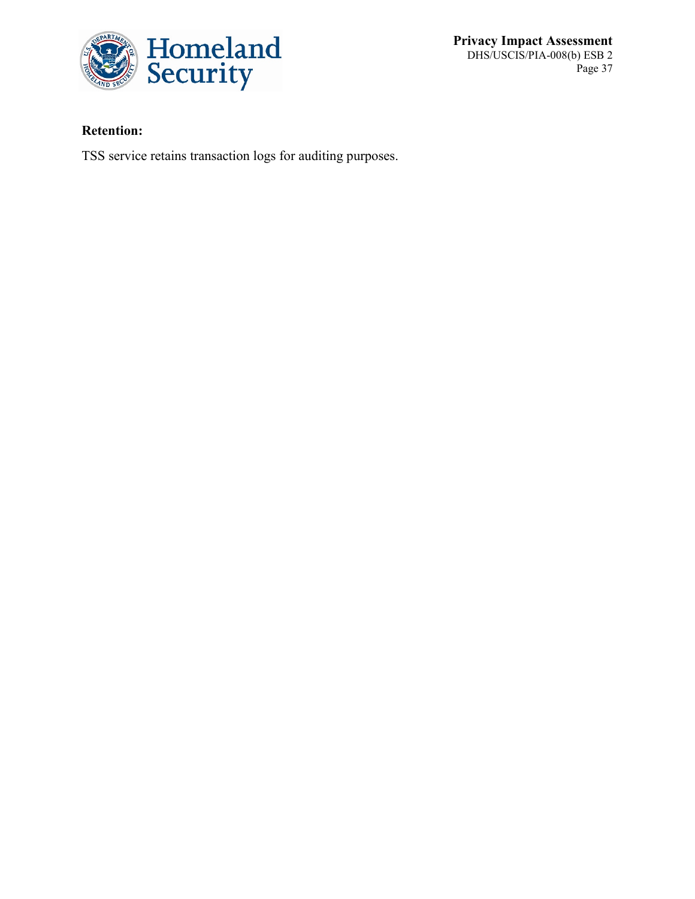**Retention:**

TSS service retains transaction logs for auditing purposes.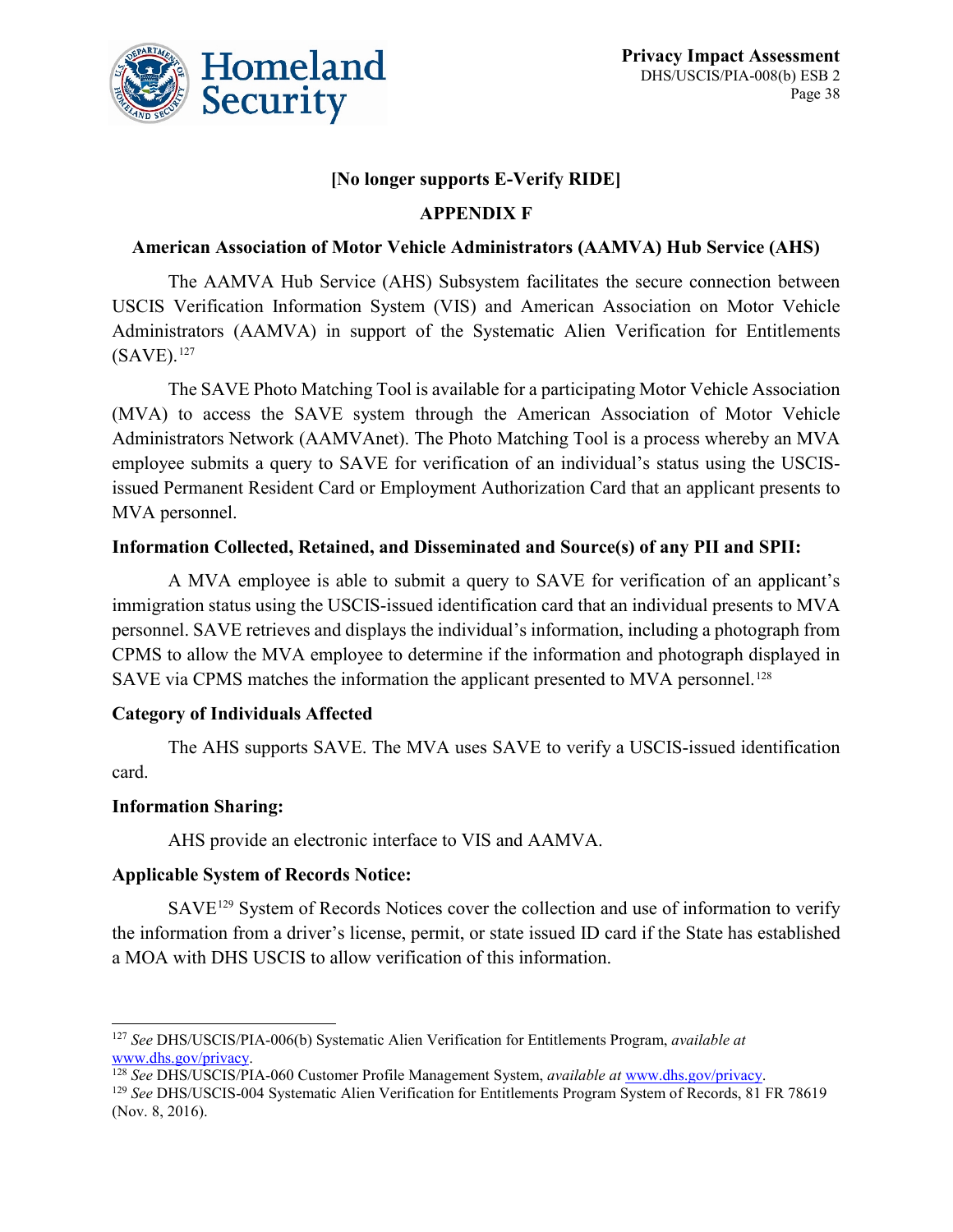**[No longer supports E-Verify RIDE]**

## APPENDIX F

### American Association of Motor Vehicle Administrators (AAMVA) Hub Service (AHS)

The AAMVA Hub Service (AHS) Subsystem facilitates the secure connection between USCIS Verification Information System (VIS) and American Association on Motor Vehicle Administrators (AAMVA) in support of the Systematic Alien Verification for Entitlements (SAVE).[127]

The SAVE Photo Matching Tool is available for a participating Motor Vehicle Association (MVA) to access the SAVE system through the American Association of Motor Vehicle Administrators Network (AAMVAnet). The Photo Matching Tool is a process whereby an MVA employee submits a query to SAVE for verification of an individual's status using the USCIS-issued Permanent Resident Card or Employment Authorization Card that an applicant presents to MVA personnel.

**Information Collected, Retained, and Disseminated and Source(s) of any PII and SPII:**

A MVA employee is able to submit a query to SAVE for verification of an applicant's immigration status using the USCIS-issued identification card that an individual presents to MVA personnel. SAVE retrieves and displays the individual's information, including a photograph from CPMS to allow the MVA employee to determine if the information and photograph displayed in SAVE via CPMS matches the information the applicant presented to MVA personnel.[128]

**Category of Individuals Affected**

The AHS supports SAVE. The MVA uses SAVE to verify a USCIS-issued identification card.

**Information Sharing:**

AHS provide an electronic interface to VIS and AAMVA.

**Applicable System of Records Notice:**

SAVE[129] System of Records Notices cover the collection and use of information to verify the information from a driver's license, permit, or state issued ID card if the State has established a MOA with DHS USCIS to allow verification of this information.

---

[127] *See* DHS/USCIS/PIA-006(b) Systematic Alien Verification for Entitlements Program, *available at* www.dhs.gov/privacy.

[128] *See* DHS/USCIS/PIA-060 Customer Profile Management System, *available at* www.dhs.gov/privacy.

[129] *See* DHS/USCIS-004 Systematic Alien Verification for Entitlements Program System of Records, 81 FR 78619 (Nov. 8, 2016).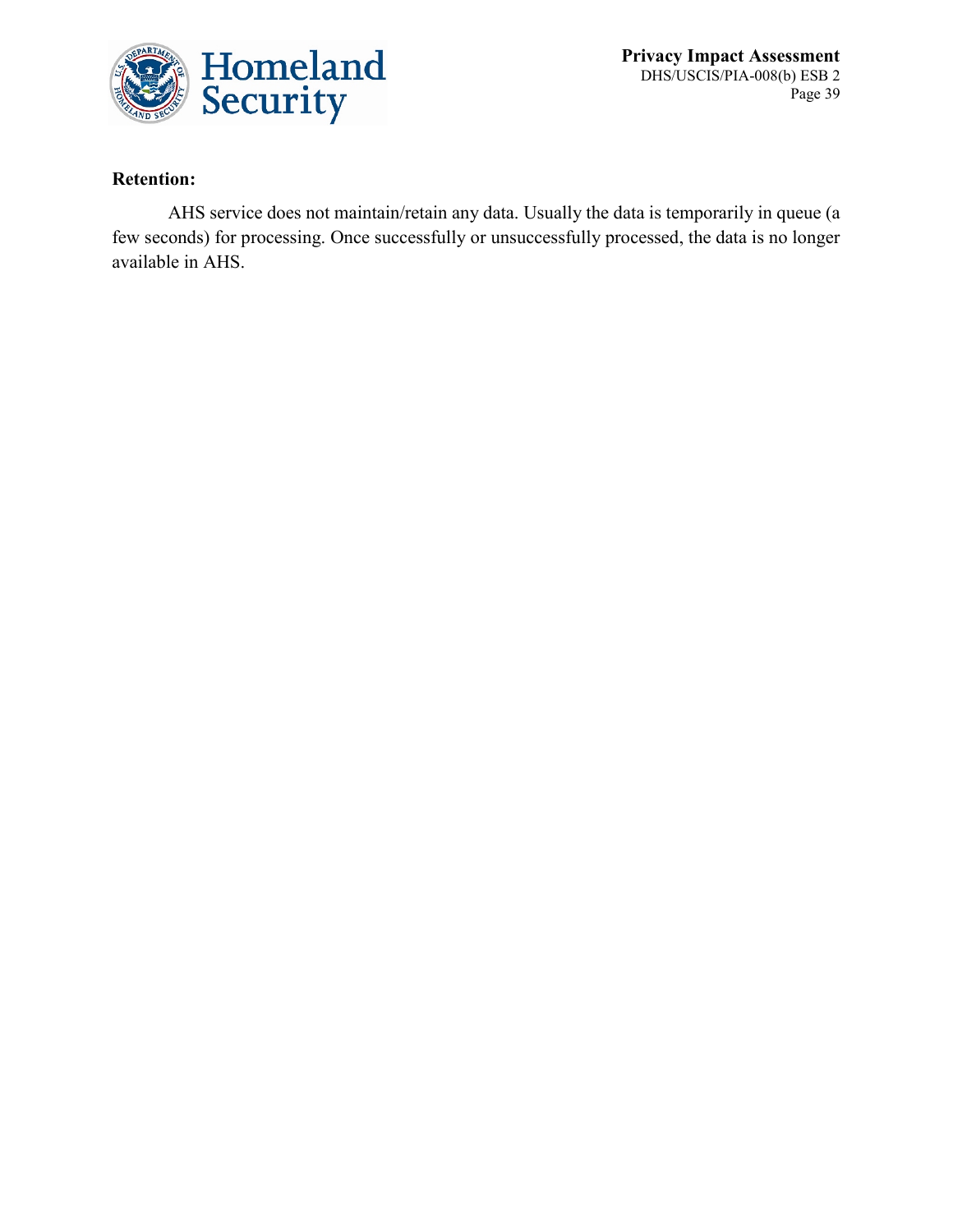**Retention:**

AHS service does not maintain/retain any data. Usually the data is temporarily in queue (a few seconds) for processing. Once successfully or unsuccessfully processed, the data is no longer available in AHS.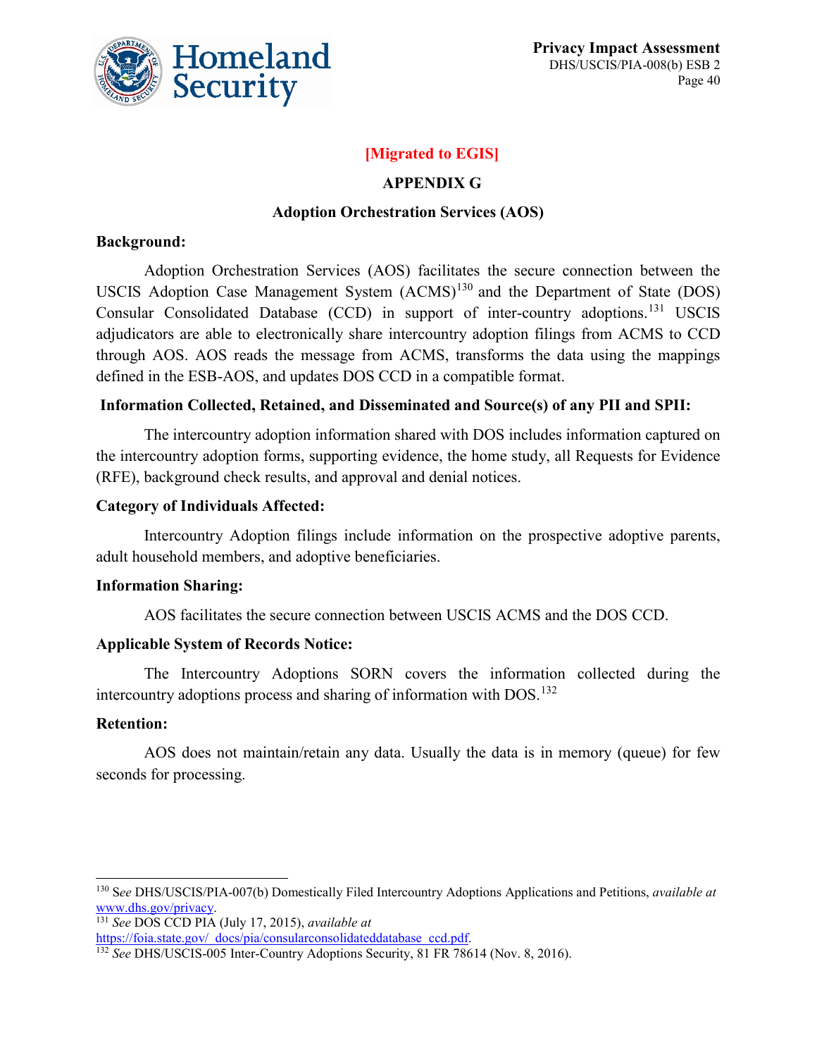**[Migrated to EGIS]**

## APPENDIX G

### Adoption Orchestration Services (AOS)

**Background:**

Adoption Orchestration Services (AOS) facilitates the secure connection between the USCIS Adoption Case Management System (ACMS)[130] and the Department of State (DOS) Consular Consolidated Database (CCD) in support of inter-country adoptions.[131] USCIS adjudicators are able to electronically share intercountry adoption filings from ACMS to CCD through AOS. AOS reads the message from ACMS, transforms the data using the mappings defined in the ESB-AOS, and updates DOS CCD in a compatible format.

**Information Collected, Retained, and Disseminated and Source(s) of any PII and SPII:**

The intercountry adoption information shared with DOS includes information captured on the intercountry adoption forms, supporting evidence, the home study, all Requests for Evidence (RFE), background check results, and approval and denial notices.

**Category of Individuals Affected:**

Intercountry Adoption filings include information on the prospective adoptive parents, adult household members, and adoptive beneficiaries.

**Information Sharing:**

AOS facilitates the secure connection between USCIS ACMS and the DOS CCD.

**Applicable System of Records Notice:**

The Intercountry Adoptions SORN covers the information collected during the intercountry adoptions process and sharing of information with DOS.[132]

**Retention:**

AOS does not maintain/retain any data. Usually the data is in memory (queue) for few seconds for processing.

---

[130] S*ee* DHS/USCIS/PIA-007(b) Domestically Filed Intercountry Adoptions Applications and Petitions, *available at* www.dhs.gov/privacy.

[131] *See* DOS CCD PIA (July 17, 2015), *available at* https://foia.state.gov/_docs/pia/consularconsolidateddatabase_ccd.pdf.

[132] *See* DHS/USCIS-005 Inter-Country Adoptions Security, 81 FR 78614 (Nov. 8, 2016).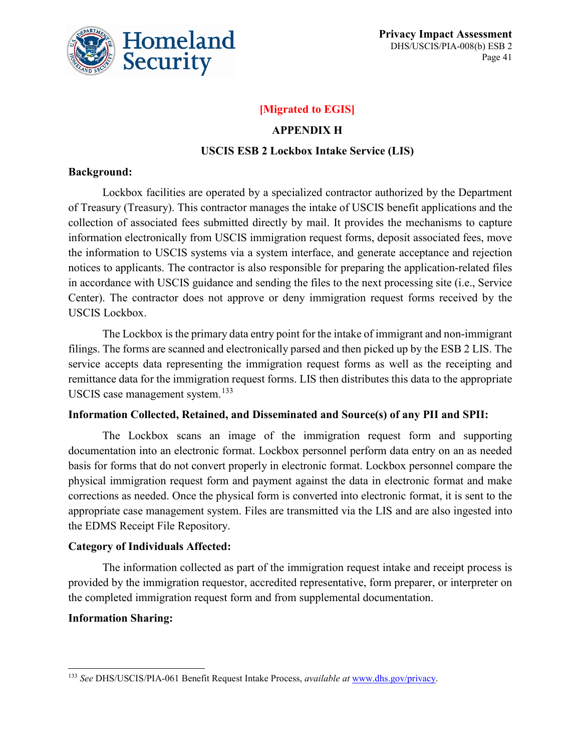**[Migrated to EGIS]**

## APPENDIX H

### USCIS ESB 2 Lockbox Intake Service (LIS)

**Background:**

Lockbox facilities are operated by a specialized contractor authorized by the Department of Treasury (Treasury). This contractor manages the intake of USCIS benefit applications and the collection of associated fees submitted directly by mail. It provides the mechanisms to capture information electronically from USCIS immigration request forms, deposit associated fees, move the information to USCIS systems via a system interface, and generate acceptance and rejection notices to applicants. The contractor is also responsible for preparing the application-related files in accordance with USCIS guidance and sending the files to the next processing site (i.e., Service Center). The contractor does not approve or deny immigration request forms received by the USCIS Lockbox.

The Lockbox is the primary data entry point for the intake of immigrant and non-immigrant filings. The forms are scanned and electronically parsed and then picked up by the ESB 2 LIS. The service accepts data representing the immigration request forms as well as the receipting and remittance data for the immigration request forms. LIS then distributes this data to the appropriate USCIS case management system.[133]

**Information Collected, Retained, and Disseminated and Source(s) of any PII and SPII:**

The Lockbox scans an image of the immigration request form and supporting documentation into an electronic format. Lockbox personnel perform data entry on an as needed basis for forms that do not convert properly in electronic format. Lockbox personnel compare the physical immigration request form and payment against the data in electronic format and make corrections as needed. Once the physical form is converted into electronic format, it is sent to the appropriate case management system. Files are transmitted via the LIS and are also ingested into the EDMS Receipt File Repository.

**Category of Individuals Affected:**

The information collected as part of the immigration request intake and receipt process is provided by the immigration requestor, accredited representative, form preparer, or interpreter on the completed immigration request form and from supplemental documentation.

**Information Sharing:**

---

[133] *See* DHS/USCIS/PIA-061 Benefit Request Intake Process, *available at* www.dhs.gov/privacy.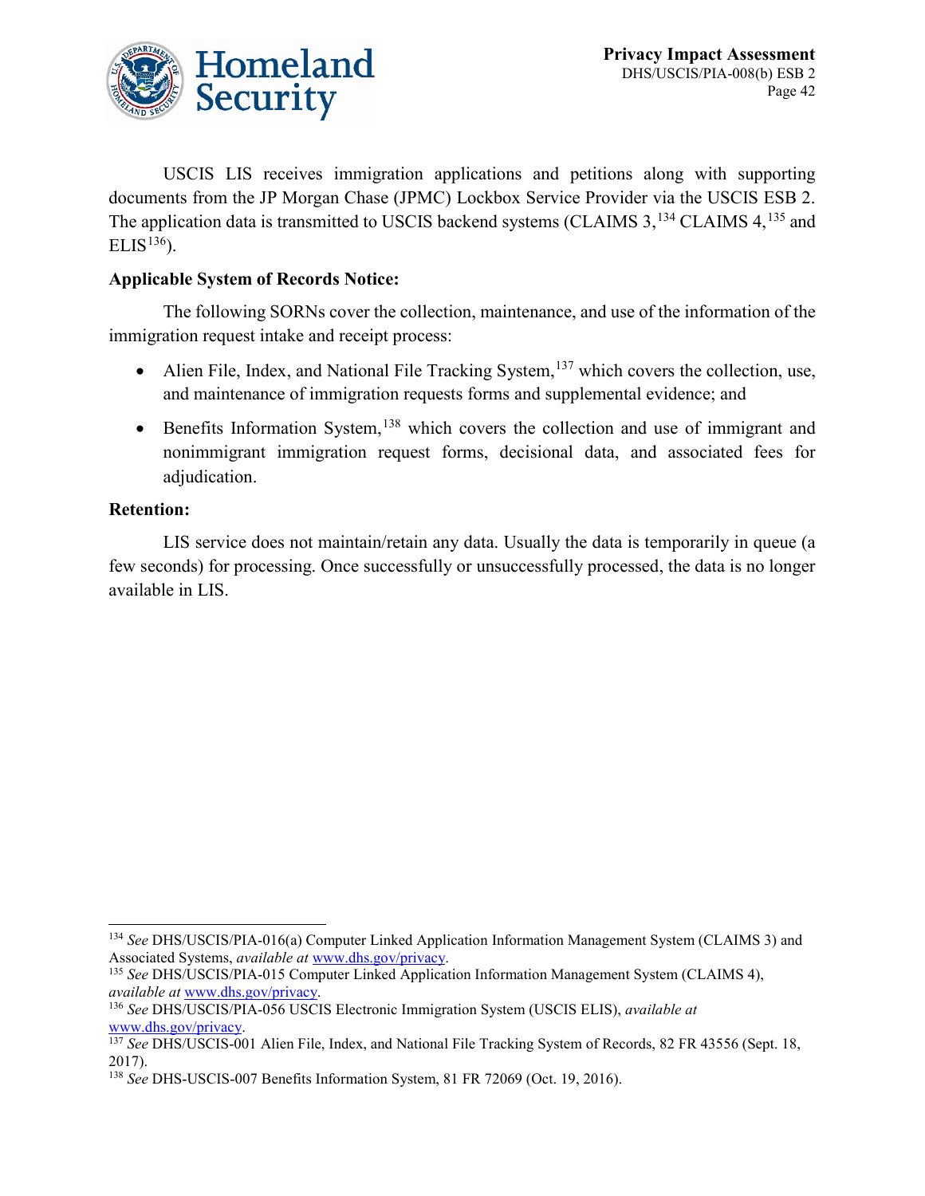USCIS LIS receives immigration applications and petitions along with supporting documents from the JP Morgan Chase (JPMC) Lockbox Service Provider via the USCIS ESB 2. The application data is transmitted to USCIS backend systems (CLAIMS 3,[134] CLAIMS 4,[135] and ELIS[136]).

**Applicable System of Records Notice:**

The following SORNs cover the collection, maintenance, and use of the information of the immigration request intake and receipt process:

- Alien File, Index, and National File Tracking System,[137] which covers the collection, use, and maintenance of immigration requests forms and supplemental evidence; and
- Benefits Information System,[138] which covers the collection and use of immigrant and nonimmigrant immigration request forms, decisional data, and associated fees for adjudication.

**Retention:**

LIS service does not maintain/retain any data. Usually the data is temporarily in queue (a few seconds) for processing. Once successfully or unsuccessfully processed, the data is no longer available in LIS.

---

[134] *See* DHS/USCIS/PIA-016(a) Computer Linked Application Information Management System (CLAIMS 3) and Associated Systems, *available at* www.dhs.gov/privacy.

[135] *See* DHS/USCIS/PIA-015 Computer Linked Application Information Management System (CLAIMS 4), *available at* www.dhs.gov/privacy.

[136] *See* DHS/USCIS/PIA-056 USCIS Electronic Immigration System (USCIS ELIS), *available at* www.dhs.gov/privacy.

[137] *See* DHS/USCIS-001 Alien File, Index, and National File Tracking System of Records, 82 FR 43556 (Sept. 18, 2017).

[138] *See* DHS-USCIS-007 Benefits Information System, 81 FR 72069 (Oct. 19, 2016).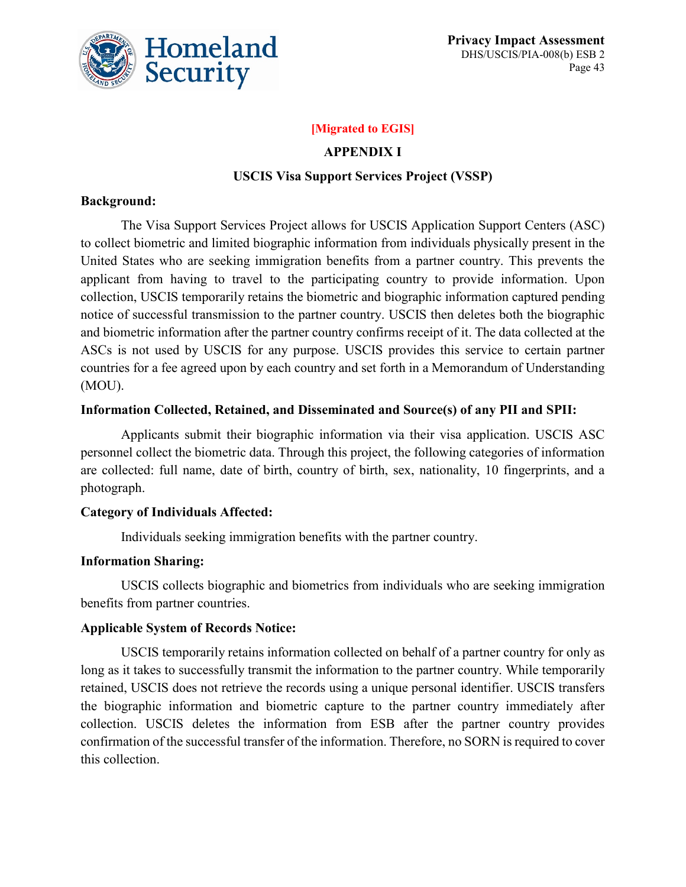**[Migrated to EGIS]**

## APPENDIX I

### USCIS Visa Support Services Project (VSSP)

**Background:**

The Visa Support Services Project allows for USCIS Application Support Centers (ASC) to collect biometric and limited biographic information from individuals physically present in the United States who are seeking immigration benefits from a partner country. This prevents the applicant from having to travel to the participating country to provide information. Upon collection, USCIS temporarily retains the biometric and biographic information captured pending notice of successful transmission to the partner country. USCIS then deletes both the biographic and biometric information after the partner country confirms receipt of it. The data collected at the ASCs is not used by USCIS for any purpose. USCIS provides this service to certain partner countries for a fee agreed upon by each country and set forth in a Memorandum of Understanding (MOU).

**Information Collected, Retained, and Disseminated and Source(s) of any PII and SPII:**

Applicants submit their biographic information via their visa application. USCIS ASC personnel collect the biometric data. Through this project, the following categories of information are collected: full name, date of birth, country of birth, sex, nationality, 10 fingerprints, and a photograph.

**Category of Individuals Affected:**

Individuals seeking immigration benefits with the partner country.

**Information Sharing:**

USCIS collects biographic and biometrics from individuals who are seeking immigration benefits from partner countries.

**Applicable System of Records Notice:**

USCIS temporarily retains information collected on behalf of a partner country for only as long as it takes to successfully transmit the information to the partner country. While temporarily retained, USCIS does not retrieve the records using a unique personal identifier. USCIS transfers the biographic information and biometric capture to the partner country immediately after collection. USCIS deletes the information from ESB after the partner country provides confirmation of the successful transfer of the information. Therefore, no SORN is required to cover this collection.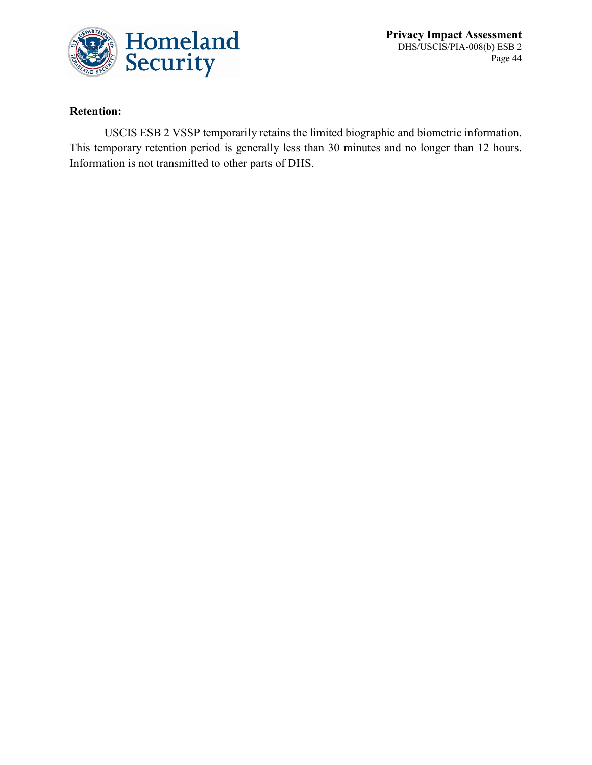**Retention:**

USCIS ESB 2 VSSP temporarily retains the limited biographic and biometric information. This temporary retention period is generally less than 30 minutes and no longer than 12 hours. Information is not transmitted to other parts of DHS.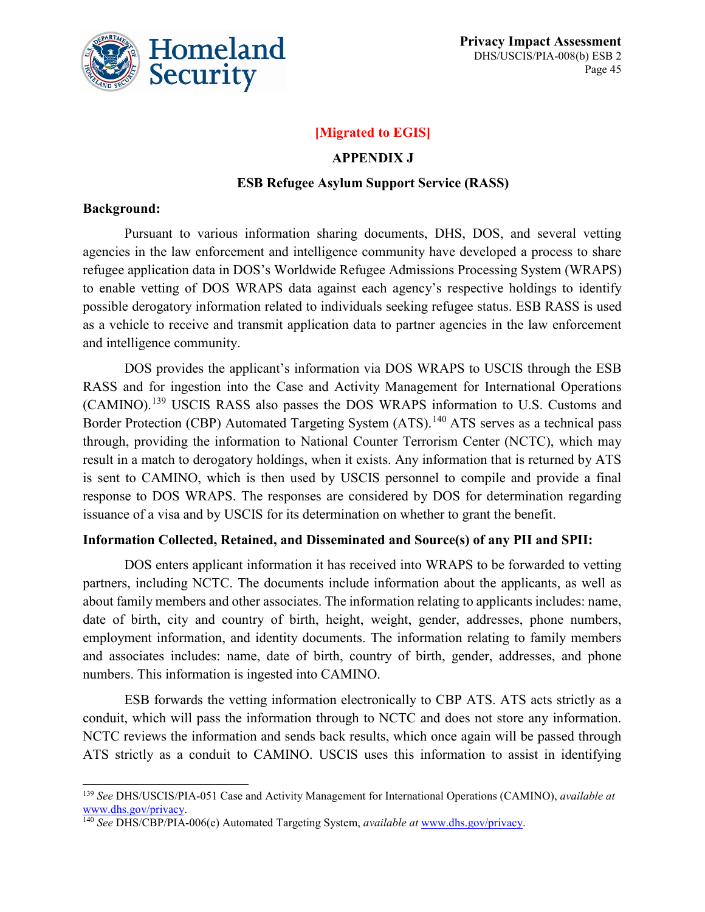**[Migrated to EGIS]**

## APPENDIX J

### ESB Refugee Asylum Support Service (RASS)

**Background:**

Pursuant to various information sharing documents, DHS, DOS, and several vetting agencies in the law enforcement and intelligence community have developed a process to share refugee application data in DOS's Worldwide Refugee Admissions Processing System (WRAPS) to enable vetting of DOS WRAPS data against each agency's respective holdings to identify possible derogatory information related to individuals seeking refugee status. ESB RASS is used as a vehicle to receive and transmit application data to partner agencies in the law enforcement and intelligence community.

DOS provides the applicant's information via DOS WRAPS to USCIS through the ESB RASS and for ingestion into the Case and Activity Management for International Operations (CAMINO).[139] USCIS RASS also passes the DOS WRAPS information to U.S. Customs and Border Protection (CBP) Automated Targeting System (ATS).[140] ATS serves as a technical pass through, providing the information to National Counter Terrorism Center (NCTC), which may result in a match to derogatory holdings, when it exists. Any information that is returned by ATS is sent to CAMINO, which is then used by USCIS personnel to compile and provide a final response to DOS WRAPS. The responses are considered by DOS for determination regarding issuance of a visa and by USCIS for its determination on whether to grant the benefit.

**Information Collected, Retained, and Disseminated and Source(s) of any PII and SPII:**

DOS enters applicant information it has received into WRAPS to be forwarded to vetting partners, including NCTC. The documents include information about the applicants, as well as about family members and other associates. The information relating to applicants includes: name, date of birth, city and country of birth, height, weight, gender, addresses, phone numbers, employment information, and identity documents. The information relating to family members and associates includes: name, date of birth, country of birth, gender, addresses, and phone numbers. This information is ingested into CAMINO.

ESB forwards the vetting information electronically to CBP ATS. ATS acts strictly as a conduit, which will pass the information through to NCTC and does not store any information. NCTC reviews the information and sends back results, which once again will be passed through ATS strictly as a conduit to CAMINO. USCIS uses this information to assist in identifying

---

[139] *See* DHS/USCIS/PIA-051 Case and Activity Management for International Operations (CAMINO), *available at* www.dhs.gov/privacy.

[140] *See* DHS/CBP/PIA-006(e) Automated Targeting System, *available at* www.dhs.gov/privacy.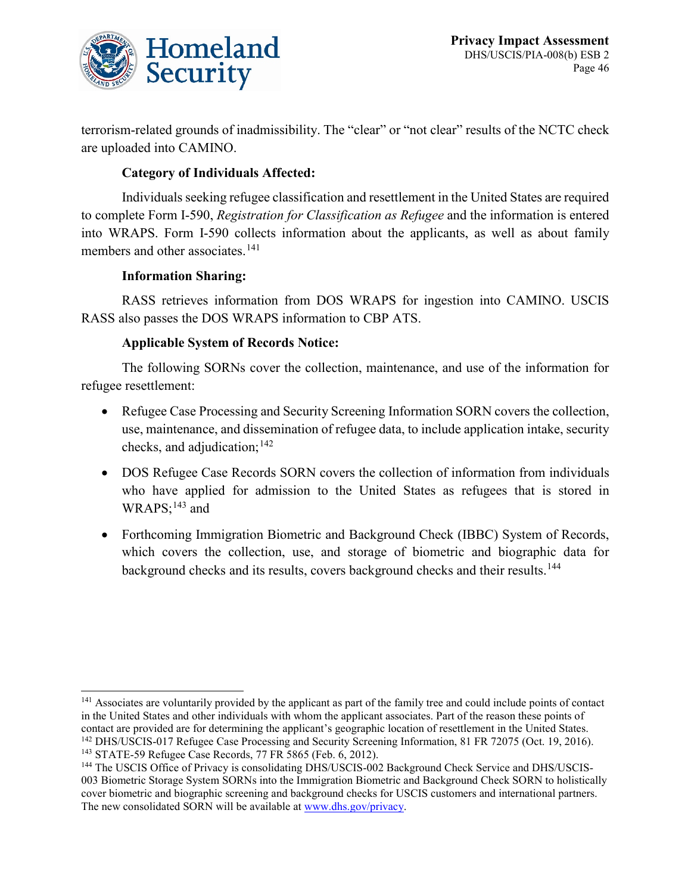terrorism-related grounds of inadmissibility. The "clear" or "not clear" results of the NCTC check are uploaded into CAMINO.

**Category of Individuals Affected:**

Individuals seeking refugee classification and resettlement in the United States are required to complete Form I-590, *Registration for Classification as Refugee* and the information is entered into WRAPS. Form I-590 collects information about the applicants, as well as about family members and other associates.[141]

**Information Sharing:**

RASS retrieves information from DOS WRAPS for ingestion into CAMINO. USCIS RASS also passes the DOS WRAPS information to CBP ATS.

**Applicable System of Records Notice:**

The following SORNs cover the collection, maintenance, and use of the information for refugee resettlement:

- Refugee Case Processing and Security Screening Information SORN covers the collection, use, maintenance, and dissemination of refugee data, to include application intake, security checks, and adjudication;[142]
- DOS Refugee Case Records SORN covers the collection of information from individuals who have applied for admission to the United States as refugees that is stored in WRAPS;[143] and
- Forthcoming Immigration Biometric and Background Check (IBBC) System of Records, which covers the collection, use, and storage of biometric and biographic data for background checks and its results, covers background checks and their results.[144]

---

[141] Associates are voluntarily provided by the applicant as part of the family tree and could include points of contact in the United States and other individuals with whom the applicant associates. Part of the reason these points of contact are provided are for determining the applicant's geographic location of resettlement in the United States.

[142] DHS/USCIS-017 Refugee Case Processing and Security Screening Information, 81 FR 72075 (Oct. 19, 2016).

[143] STATE-59 Refugee Case Records, 77 FR 5865 (Feb. 6, 2012).

[144] The USCIS Office of Privacy is consolidating DHS/USCIS-002 Background Check Service and DHS/USCIS-003 Biometric Storage System SORNs into the Immigration Biometric and Background Check SORN to holistically cover biometric and biographic screening and background checks for USCIS customers and international partners. The new consolidated SORN will be available at www.dhs.gov/privacy.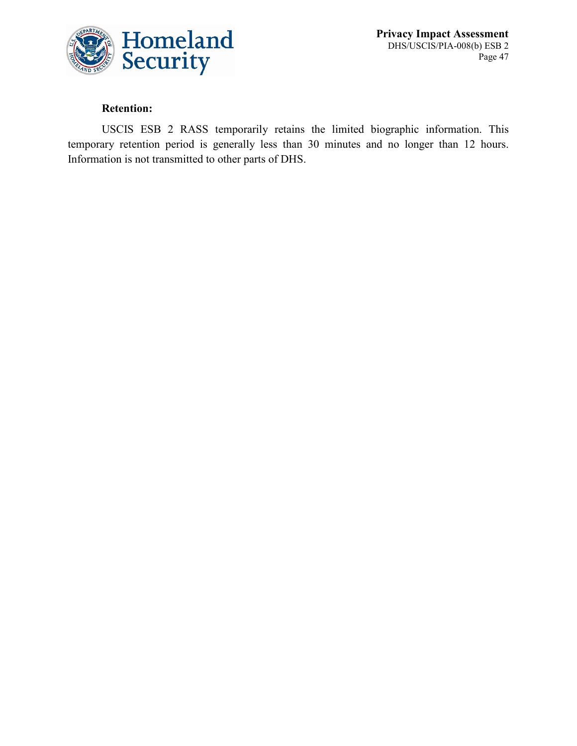**Retention:**

USCIS ESB 2 RASS temporarily retains the limited biographic information. This temporary retention period is generally less than 30 minutes and no longer than 12 hours. Information is not transmitted to other parts of DHS.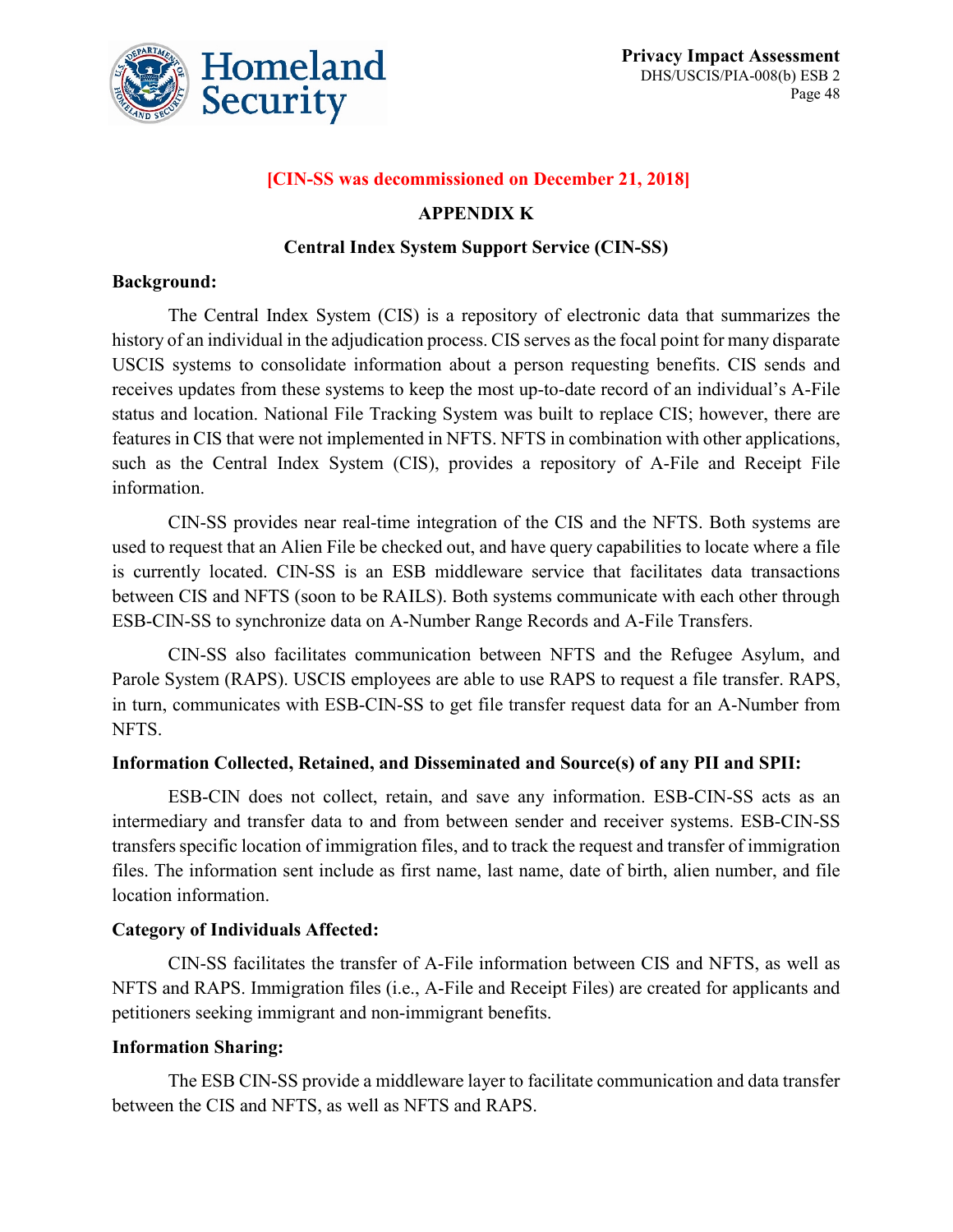**[CIN-SS was decommissioned on December 21, 2018]**

## APPENDIX K

### Central Index System Support Service (CIN-SS)

**Background:**

The Central Index System (CIS) is a repository of electronic data that summarizes the history of an individual in the adjudication process. CIS serves as the focal point for many disparate USCIS systems to consolidate information about a person requesting benefits. CIS sends and receives updates from these systems to keep the most up-to-date record of an individual's A-File status and location. National File Tracking System was built to replace CIS; however, there are features in CIS that were not implemented in NFTS. NFTS in combination with other applications, such as the Central Index System (CIS), provides a repository of A-File and Receipt File information.

CIN-SS provides near real-time integration of the CIS and the NFTS. Both systems are used to request that an Alien File be checked out, and have query capabilities to locate where a file is currently located. CIN-SS is an ESB middleware service that facilitates data transactions between CIS and NFTS (soon to be RAILS). Both systems communicate with each other through ESB-CIN-SS to synchronize data on A-Number Range Records and A-File Transfers.

CIN-SS also facilitates communication between NFTS and the Refugee Asylum, and Parole System (RAPS). USCIS employees are able to use RAPS to request a file transfer. RAPS, in turn, communicates with ESB-CIN-SS to get file transfer request data for an A-Number from NFTS.

**Information Collected, Retained, and Disseminated and Source(s) of any PII and SPII:**

ESB-CIN does not collect, retain, and save any information. ESB-CIN-SS acts as an intermediary and transfer data to and from between sender and receiver systems. ESB-CIN-SS transfers specific location of immigration files, and to track the request and transfer of immigration files. The information sent include as first name, last name, date of birth, alien number, and file location information.

**Category of Individuals Affected:**

CIN-SS facilitates the transfer of A-File information between CIS and NFTS, as well as NFTS and RAPS. Immigration files (i.e., A-File and Receipt Files) are created for applicants and petitioners seeking immigrant and non-immigrant benefits.

**Information Sharing:**

The ESB CIN-SS provide a middleware layer to facilitate communication and data transfer between the CIS and NFTS, as well as NFTS and RAPS.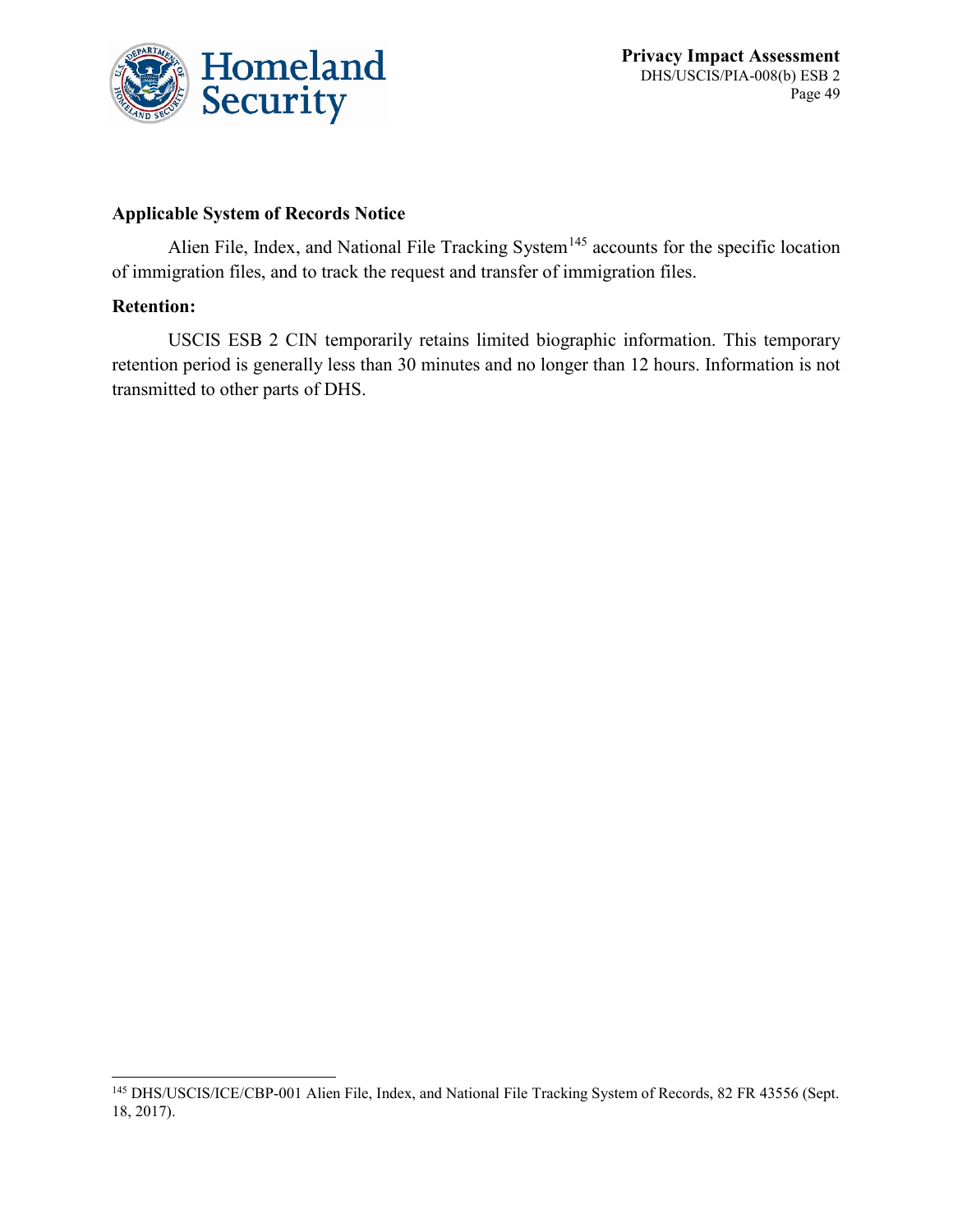**Applicable System of Records Notice**

Alien File, Index, and National File Tracking System[145] accounts for the specific location of immigration files, and to track the request and transfer of immigration files.

**Retention:**

USCIS ESB 2 CIN temporarily retains limited biographic information. This temporary retention period is generally less than 30 minutes and no longer than 12 hours. Information is not transmitted to other parts of DHS.

---

[145] DHS/USCIS/ICE/CBP-001 Alien File, Index, and National File Tracking System of Records, 82 FR 43556 (Sept. 18, 2017).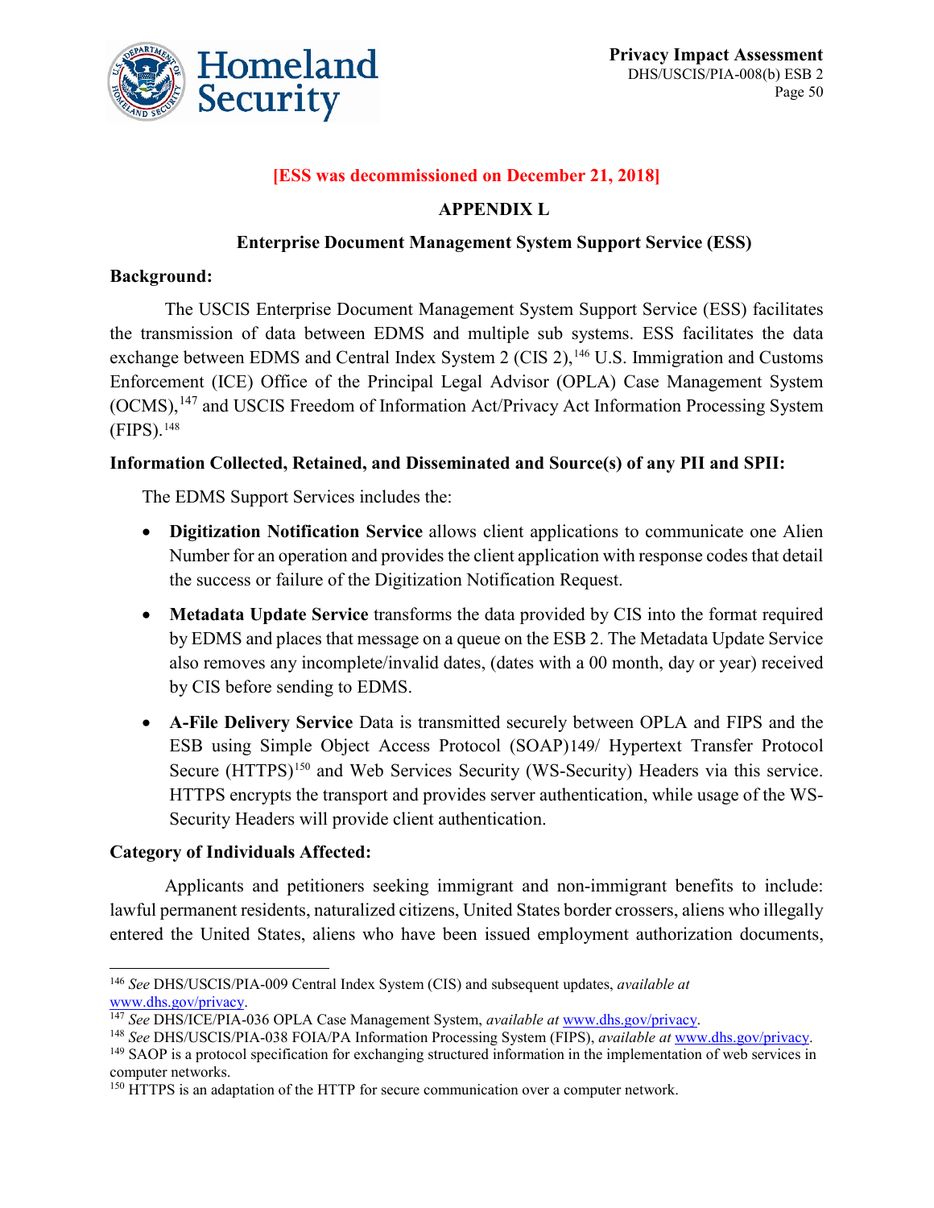**[ESS was decommissioned on December 21, 2018]**

## APPENDIX L

### Enterprise Document Management System Support Service (ESS)

**Background:**

The USCIS Enterprise Document Management System Support Service (ESS) facilitates the transmission of data between EDMS and multiple sub systems. ESS facilitates the data exchange between EDMS and Central Index System 2 (CIS 2),[146] U.S. Immigration and Customs Enforcement (ICE) Office of the Principal Legal Advisor (OPLA) Case Management System (OCMS),[147] and USCIS Freedom of Information Act/Privacy Act Information Processing System (FIPS).[148]

**Information Collected, Retained, and Disseminated and Source(s) of any PII and SPII:**

The EDMS Support Services includes the:

- **Digitization Notification Service** allows client applications to communicate one Alien Number for an operation and provides the client application with response codes that detail the success or failure of the Digitization Notification Request.
- **Metadata Update Service** transforms the data provided by CIS into the format required by EDMS and places that message on a queue on the ESB 2. The Metadata Update Service also removes any incomplete/invalid dates, (dates with a 00 month, day or year) received by CIS before sending to EDMS.
- **A-File Delivery Service** Data is transmitted securely between OPLA and FIPS and the ESB using Simple Object Access Protocol (SOAP)149/ Hypertext Transfer Protocol Secure (HTTPS)[150] and Web Services Security (WS-Security) Headers via this service. HTTPS encrypts the transport and provides server authentication, while usage of the WS-Security Headers will provide client authentication.

**Category of Individuals Affected:**

Applicants and petitioners seeking immigrant and non-immigrant benefits to include: lawful permanent residents, naturalized citizens, United States border crossers, aliens who illegally entered the United States, aliens who have been issued employment authorization documents,

---

[146] *See* DHS/USCIS/PIA-009 Central Index System (CIS) and subsequent updates, *available at* www.dhs.gov/privacy.

[147] *See* DHS/ICE/PIA-036 OPLA Case Management System, *available at* www.dhs.gov/privacy.

[148] *See* DHS/USCIS/PIA-038 FOIA/PA Information Processing System (FIPS), *available at* www.dhs.gov/privacy.

[149] SAOP is a protocol specification for exchanging structured information in the implementation of web services in computer networks.

[150] HTTPS is an adaptation of the HTTP for secure communication over a computer network.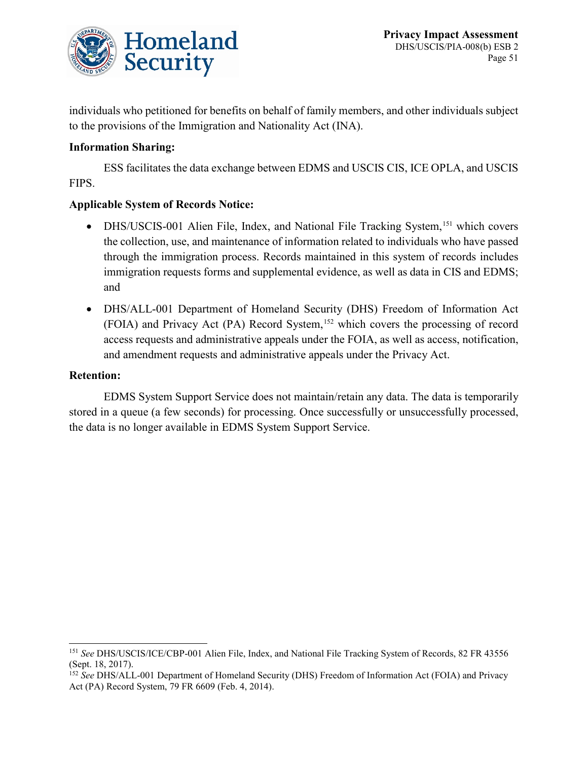individuals who petitioned for benefits on behalf of family members, and other individuals subject to the provisions of the Immigration and Nationality Act (INA).

**Information Sharing:**

ESS facilitates the data exchange between EDMS and USCIS CIS, ICE OPLA, and USCIS FIPS.

**Applicable System of Records Notice:**

- DHS/USCIS-001 Alien File, Index, and National File Tracking System,[151] which covers the collection, use, and maintenance of information related to individuals who have passed through the immigration process. Records maintained in this system of records includes immigration requests forms and supplemental evidence, as well as data in CIS and EDMS; and
- DHS/ALL-001 Department of Homeland Security (DHS) Freedom of Information Act (FOIA) and Privacy Act (PA) Record System,[152] which covers the processing of record access requests and administrative appeals under the FOIA, as well as access, notification, and amendment requests and administrative appeals under the Privacy Act.

**Retention:**

EDMS System Support Service does not maintain/retain any data. The data is temporarily stored in a queue (a few seconds) for processing. Once successfully or unsuccessfully processed, the data is no longer available in EDMS System Support Service.

---

[151] *See* DHS/USCIS/ICE/CBP-001 Alien File, Index, and National File Tracking System of Records, 82 FR 43556 (Sept. 18, 2017).

[152] *See* DHS/ALL-001 Department of Homeland Security (DHS) Freedom of Information Act (FOIA) and Privacy Act (PA) Record System, 79 FR 6609 (Feb. 4, 2014).